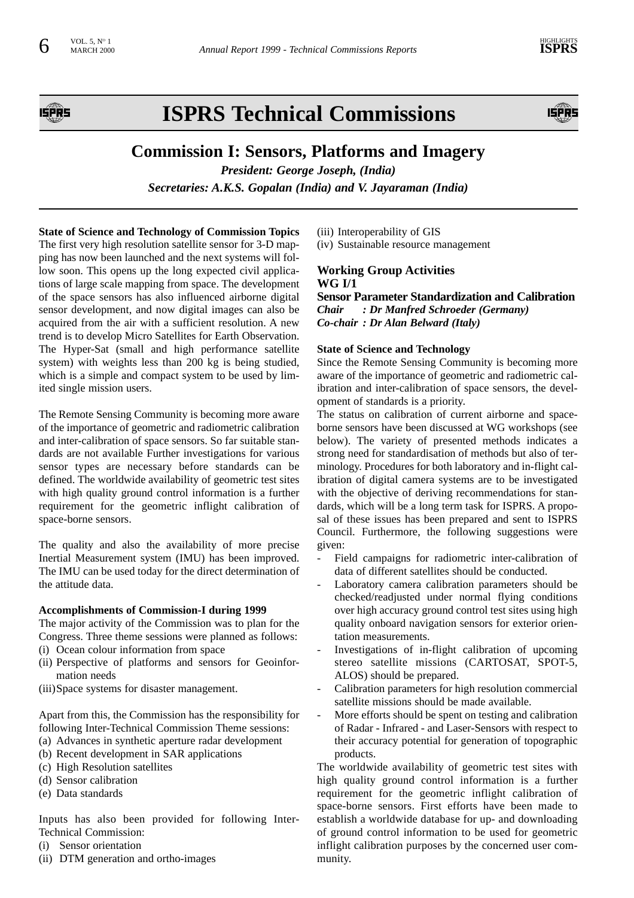# ISPRS Technical Commissions

## Commission I: Sensors, Platforms and Imagery

***President: George Joseph, (India)***

***Secretaries: A.K.S. Gopalan (India) and V. Jayaraman (India)***

**State of Science and Technology of Commission Topics**

The first very high resolution satellite sensor for 3-D mapping has now been launched and the next systems will follow soon. This opens up the long expected civil applications of large scale mapping from space. The development of the space sensors has also influenced airborne digital sensor development, and now digital images can also be acquired from the air with a sufficient resolution. A new trend is to develop Micro Satellites for Earth Observation. The Hyper-Sat (small and high performance satellite system) with weights less than 200 kg is being studied, which is a simple and compact system to be used by limited single mission users.

The Remote Sensing Community is becoming more aware of the importance of geometric and radiometric calibration and inter-calibration of space sensors. So far suitable standards are not available Further investigations for various sensor types are necessary before standards can be defined. The worldwide availability of geometric test sites with high quality ground control information is a further requirement for the geometric inflight calibration of space-borne sensors.

The quality and also the availability of more precise Inertial Measurement system (IMU) has been improved. The IMU can be used today for the direct determination of the attitude data.

**Accomplishments of Commission-I during 1999**

The major activity of the Commission was to plan for the Congress. Three theme sessions were planned as follows:

(i) Ocean colour information from space
(ii) Perspective of platforms and sensors for Geoinformation needs
(iii) Space systems for disaster management.

Apart from this, the Commission has the responsibility for following Inter-Technical Commission Theme sessions:

(a) Advances in synthetic aperture radar development
(b) Recent development in SAR applications
(c) High Resolution satellites
(d) Sensor calibration
(e) Data standards

Inputs has also been provided for following Inter-Technical Commission:

(i) Sensor orientation
(ii) DTM generation and ortho-images
(iii) Interoperability of GIS
(iv) Sustainable resource management

### Working Group Activities

### WG I/1

### Sensor Parameter Standardization and Calibration

***Chair : Dr Manfred Schroeder (Germany)***
***Co-chair : Dr Alan Belward (Italy)***

**State of Science and Technology**

Since the Remote Sensing Community is becoming more aware of the importance of geometric and radiometric calibration and inter-calibration of space sensors, the development of standards is a priority.

The status on calibration of current airborne and space-borne sensors have been discussed at WG workshops (see below). The variety of presented methods indicates a strong need for standardisation of methods but also of terminology. Procedures for both laboratory and in-flight calibration of digital camera systems are to be investigated with the objective of deriving recommendations for standards, which will be a long term task for ISPRS. A proposal of these issues has been prepared and sent to ISPRS Council. Furthermore, the following suggestions were given:

- Field campaigns for radiometric inter-calibration of data of different satellites should be conducted.
- Laboratory camera calibration parameters should be checked/readjusted under normal flying conditions over high accuracy ground control test sites using high quality onboard navigation sensors for exterior orientation measurements.
- Investigations of in-flight calibration of upcoming stereo satellite missions (CARTOSAT, SPOT-5, ALOS) should be prepared.
- Calibration parameters for high resolution commercial satellite missions should be made available.
- More efforts should be spent on testing and calibration of Radar - Infrared - and Laser-Sensors with respect to their accuracy potential for generation of topographic products.

The worldwide availability of geometric test sites with high quality ground control information is a further requirement for the geometric inflight calibration of space-borne sensors. First efforts have been made to establish a worldwide database for up- and downloading of ground control information to be used for geometric inflight calibration purposes by the concerned user community.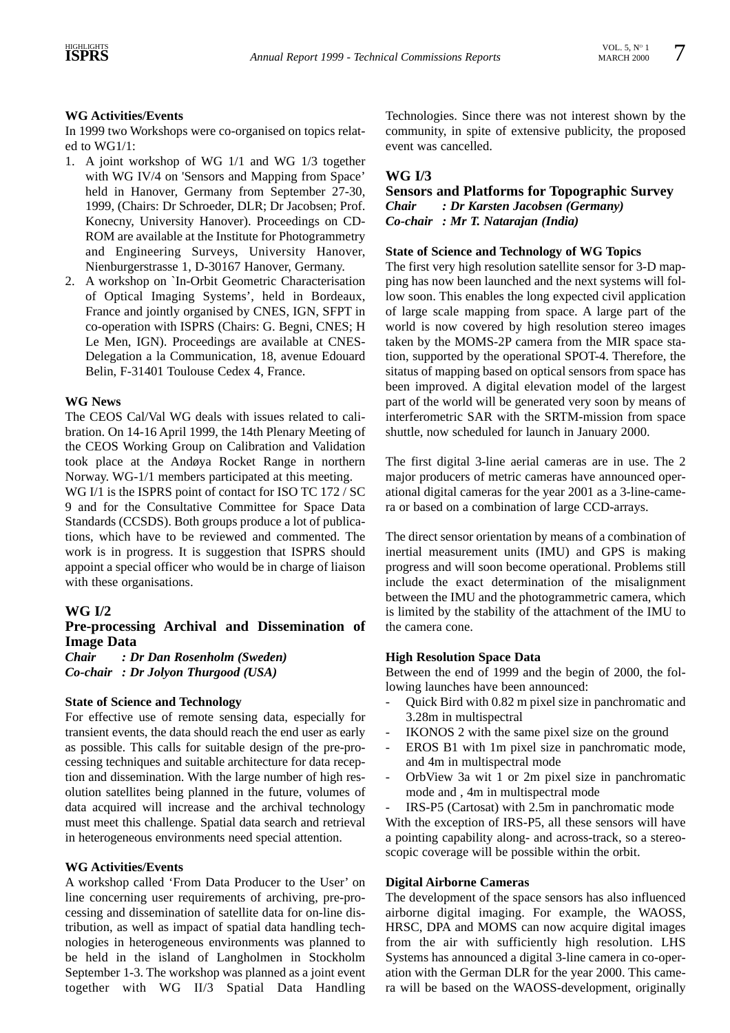**WG Activities/Events**

In 1999 two Workshops were co-organised on topics related to WG1/1:

1. A joint workshop of WG 1/1 and WG 1/3 together with WG IV/4 on 'Sensors and Mapping from Space' held in Hanover, Germany from September 27-30, 1999, (Chairs: Dr Schroeder, DLR; Dr Jacobsen; Prof. Konecny, University Hanover). Proceedings on CD-ROM are available at the Institute for Photogrammetry and Engineering Surveys, University Hanover, Nienburgerstrasse 1, D-30167 Hanover, Germany.
2. A workshop on `In-Orbit Geometric Characterisation of Optical Imaging Systems', held in Bordeaux, France and jointly organised by CNES, IGN, SFPT in co-operation with ISPRS (Chairs: G. Begni, CNES; H Le Men, IGN). Proceedings are available at CNES-Delegation a la Communication, 18, avenue Edouard Belin, F-31401 Toulouse Cedex 4, France.

**WG News**

The CEOS Cal/Val WG deals with issues related to calibration. On 14-16 April 1999, the 14th Plenary Meeting of the CEOS Working Group on Calibration and Validation took place at the Andøya Rocket Range in northern Norway. WG-1/1 members participated at this meeting.

WG I/1 is the ISPRS point of contact for ISO TC 172 / SC 9 and for the Consultative Committee for Space Data Standards (CCSDS). Both groups produce a lot of publications, which have to be reviewed and commented. The work is in progress. It is suggestion that ISPRS should appoint a special officer who would be in charge of liaison with these organisations.

## WG I/2

## Pre-processing Archival and Dissemination of Image Data

***Chair : Dr Dan Rosenholm (Sweden)***
***Co-chair : Dr Jolyon Thurgood (USA)***

**State of Science and Technology**

For effective use of remote sensing data, especially for transient events, the data should reach the end user as early as possible. This calls for suitable design of the pre-processing techniques and suitable architecture for data reception and dissemination. With the large number of high resolution satellites being planned in the future, volumes of data acquired will increase and the archival technology must meet this challenge. Spatial data search and retrieval in heterogeneous environments need special attention.

**WG Activities/Events**

A workshop called 'From Data Producer to the User' on line concerning user requirements of archiving, pre-processing and dissemination of satellite data for on-line distribution, as well as impact of spatial data handling technologies in heterogeneous environments was planned to be held in the island of Langholmen in Stockholm September 1-3. The workshop was planned as a joint event together with WG II/3 Spatial Data Handling Technologies. Since there was not interest shown by the community, in spite of extensive publicity, the proposed event was cancelled.

## WG I/3

## Sensors and Platforms for Topographic Survey

***Chair : Dr Karsten Jacobsen (Germany)***
***Co-chair : Mr T. Natarajan (India)***

**State of Science and Technology of WG Topics**

The first very high resolution satellite sensor for 3-D mapping has now been launched and the next systems will follow soon. This enables the long expected civil application of large scale mapping from space. A large part of the world is now covered by high resolution stereo images taken by the MOMS-2P camera from the MIR space station, supported by the operational SPOT-4. Therefore, the sitatus of mapping based on optical sensors from space has been improved. A digital elevation model of the largest part of the world will be generated very soon by means of interferometric SAR with the SRTM-mission from space shuttle, now scheduled for launch in January 2000.

The first digital 3-line aerial cameras are in use. The 2 major producers of metric cameras have announced operational digital cameras for the year 2001 as a 3-line-camera or based on a combination of large CCD-arrays.

The direct sensor orientation by means of a combination of inertial measurement units (IMU) and GPS is making progress and will soon become operational. Problems still include the exact determination of the misalignment between the IMU and the photogrammetric camera, which is limited by the stability of the attachment of the IMU to the camera cone.

**High Resolution Space Data**

Between the end of 1999 and the begin of 2000, the following launches have been announced:

- Quick Bird with 0.82 m pixel size in panchromatic and 3.28m in multispectral
- IKONOS 2 with the same pixel size on the ground
- EROS B1 with 1m pixel size in panchromatic mode, and 4m in multispectral mode
- OrbView 3a wit 1 or 2m pixel size in panchromatic mode and , 4m in multispectral mode
- IRS-P5 (Cartosat) with 2.5m in panchromatic mode

With the exception of IRS-P5, all these sensors will have a pointing capability along- and across-track, so a stereoscopic coverage will be possible within the orbit.

**Digital Airborne Cameras**

The development of the space sensors has also influenced airborne digital imaging. For example, the WAOSS, HRSC, DPA and MOMS can now acquire digital images from the air with sufficiently high resolution. LHS Systems has announced a digital 3-line camera in co-operation with the German DLR for the year 2000. This camera will be based on the WAOSS-development, originally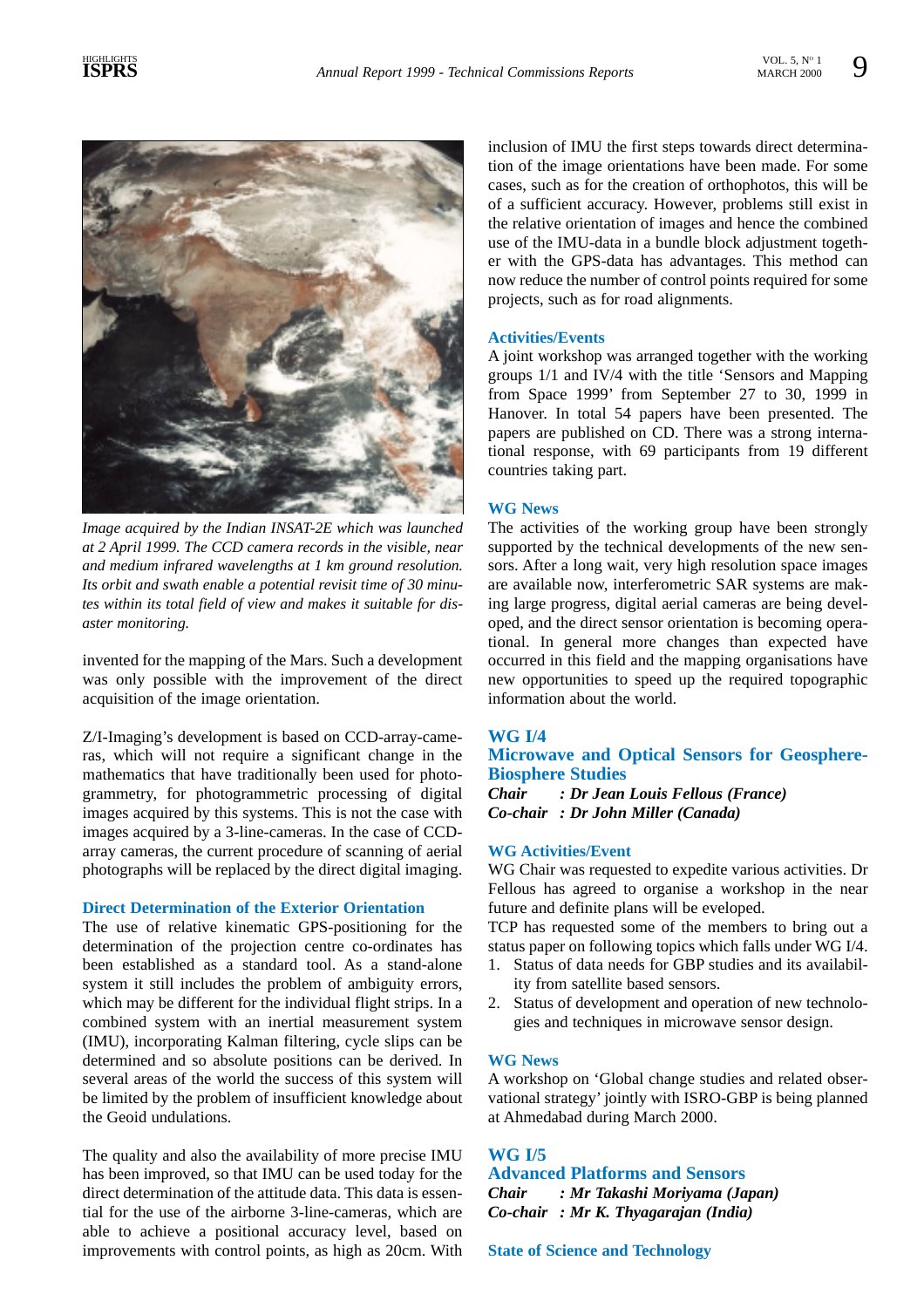*Image acquired by the Indian INSAT-2E which was launched at 2 April 1999. The CCD camera records in the visible, near and medium infrared wavelengths at 1 km ground resolution. Its orbit and swath enable a potential revisit time of 30 minutes within its total field of view and makes it suitable for disaster monitoring.*

invented for the mapping of the Mars. Such a development was only possible with the improvement of the direct acquisition of the image orientation.

Z/I-Imaging's development is based on CCD-array-cameras, which will not require a significant change in the mathematics that have traditionally been used for photogrammetry, for photogrammetric processing of digital images acquired by this systems. This is not the case with images acquired by a 3-line-cameras. In the case of CCD-array cameras, the current procedure of scanning of aerial photographs will be replaced by the direct digital imaging.

### Direct Determination of the Exterior Orientation

The use of relative kinematic GPS-positioning for the determination of the projection centre co-ordinates has been established as a standard tool. As a stand-alone system it still includes the problem of ambiguity errors, which may be different for the individual flight strips. In a combined system with an inertial measurement system (IMU), incorporating Kalman filtering, cycle slips can be determined and so absolute positions can be derived. In several areas of the world the success of this system will be limited by the problem of insufficient knowledge about the Geoid undulations.

The quality and also the availability of more precise IMU has been improved, so that IMU can be used today for the direct determination of the attitude data. This data is essential for the use of the airborne 3-line-cameras, which are able to achieve a positional accuracy level, based on improvements with control points, as high as 20cm. With inclusion of IMU the first steps towards direct determination of the image orientations have been made. For some cases, such as for the creation of orthophotos, this will be of a sufficient accuracy. However, problems still exist in the relative orientation of images and hence the combined use of the IMU-data in a bundle block adjustment together with the GPS-data has advantages. This method can now reduce the number of control points required for some projects, such as for road alignments.

### Activities/Events

A joint workshop was arranged together with the working groups 1/1 and IV/4 with the title 'Sensors and Mapping from Space 1999' from September 27 to 30, 1999 in Hanover. In total 54 papers have been presented. The papers are published on CD. There was a strong international response, with 69 participants from 19 different countries taking part.

### WG News

The activities of the working group have been strongly supported by the technical developments of the new sensors. After a long wait, very high resolution space images are available now, interferometric SAR systems are making large progress, digital aerial cameras are being developed, and the direct sensor orientation is becoming operational. In general more changes than expected have occurred in this field and the mapping organisations have new opportunities to speed up the required topographic information about the world.

## WG I/4
## Microwave and Optical Sensors for Geosphere-Biosphere Studies

***Chair : Dr Jean Louis Fellous (France)***
***Co-chair : Dr John Miller (Canada)***

### WG Activities/Event

WG Chair was requested to expedite various activities. Dr Fellous has agreed to organise a workshop in the near future and definite plans will be eveloped.

TCP has requested some of the members to bring out a status paper on following topics which falls under WG I/4.

1. Status of data needs for GBP studies and its availability from satellite based sensors.
2. Status of development and operation of new technologies and techniques in microwave sensor design.

### WG News

A workshop on 'Global change studies and related observational strategy' jointly with ISRO-GBP is being planned at Ahmedabad during March 2000.

## WG I/5
## Advanced Platforms and Sensors

***Chair : Mr Takashi Moriyama (Japan)***
***Co-chair : Mr K. Thyagarajan (India)***

### State of Science and Technology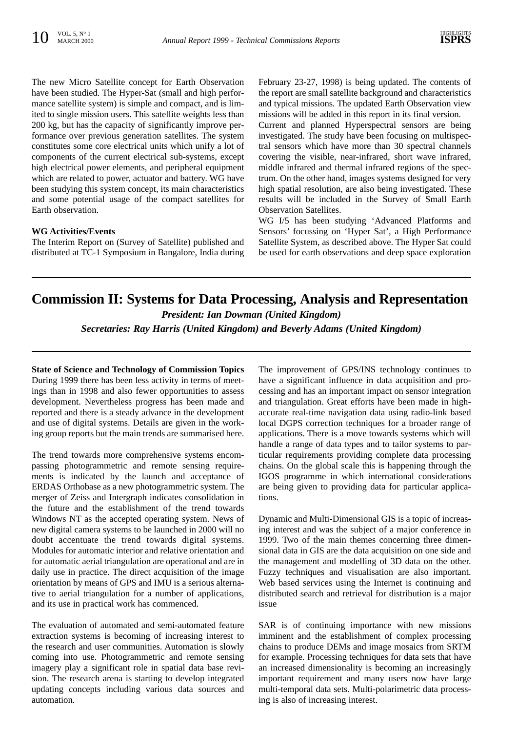The new Micro Satellite concept for Earth Observation have been studied. The Hyper-Sat (small and high performance satellite system) is simple and compact, and is limited to single mission users. This satellite weights less than 200 kg, but has the capacity of significantly improve performance over previous generation satellites. The system constitutes some core electrical units which unify a lot of components of the current electrical sub-systems, except high electrical power elements, and peripheral equipment which are related to power, actuator and battery. WG have been studying this system concept, its main characteristics and some potential usage of the compact satellites for Earth observation.

**WG Activities/Events**

The Interim Report on (Survey of Satellite) published and distributed at TC-1 Symposium in Bangalore, India during February 23-27, 1998) is being updated. The contents of the report are small satellite background and characteristics and typical missions. The updated Earth Observation view missions will be added in this report in its final version.

Current and planned Hyperspectral sensors are being investigated. The study have been focusing on multispectral sensors which have more than 30 spectral channels covering the visible, near-infrared, short wave infrared, middle infrared and thermal infrared regions of the spectrum. On the other hand, images systems designed for very high spatial resolution, are also being investigated. These results will be included in the Survey of Small Earth Observation Satellites.

WG I/5 has been studying 'Advanced Platforms and Sensors' focussing on 'Hyper Sat', a High Performance Satellite System, as described above. The Hyper Sat could be used for earth observations and deep space exploration

# Commission II: Systems for Data Processing, Analysis and Representation

***President: Ian Dowman (United Kingdom)***

***Secretaries: Ray Harris (United Kingdom) and Beverly Adams (United Kingdom)***

**State of Science and Technology of Commission Topics**

During 1999 there has been less activity in terms of meetings than in 1998 and also fewer opportunities to assess development. Nevertheless progress has been made and reported and there is a steady advance in the development and use of digital systems. Details are given in the working group reports but the main trends are summarised here.

The trend towards more comprehensive systems encompassing photogrammetric and remote sensing requirements is indicated by the launch and acceptance of ERDAS Orthobase as a new photogrammetric system. The merger of Zeiss and Intergraph indicates consolidation in the future and the establishment of the trend towards Windows NT as the accepted operating system. News of new digital camera systems to be launched in 2000 will no doubt accentuate the trend towards digital systems. Modules for automatic interior and relative orientation and for automatic aerial triangulation are operational and are in daily use in practice. The direct acquisition of the image orientation by means of GPS and IMU is a serious alternative to aerial triangulation for a number of applications, and its use in practical work has commenced.

The evaluation of automated and semi-automated feature extraction systems is becoming of increasing interest to the research and user communities. Automation is slowly coming into use. Photogrammetric and remote sensing imagery play a significant role in spatial data base revision. The research arena is starting to develop integrated updating concepts including various data sources and automation.

The improvement of GPS/INS technology continues to have a significant influence in data acquisition and processing and has an important impact on sensor integration and triangulation. Great efforts have been made in high-accurate real-time navigation data using radio-link based local DGPS correction techniques for a broader range of applications. There is a move towards systems which will handle a range of data types and to tailor systems to particular requirements providing complete data processing chains. On the global scale this is happening through the IGOS programme in which international considerations are being given to providing data for particular applications.

Dynamic and Multi-Dimensional GIS is a topic of increasing interest and was the subject of a major conference in 1999. Two of the main themes concerning three dimensional data in GIS are the data acquisition on one side and the management and modelling of 3D data on the other. Fuzzy techniques and visualisation are also important. Web based services using the Internet is continuing and distributed search and retrieval for distribution is a major issue

SAR is of continuing importance with new missions imminent and the establishment of complex processing chains to produce DEMs and image mosaics from SRTM for example. Processing techniques for data sets that have an increased dimensionality is becoming an increasingly important requirement and many users now have large multi-temporal data sets. Multi-polarimetric data processing is also of increasing interest.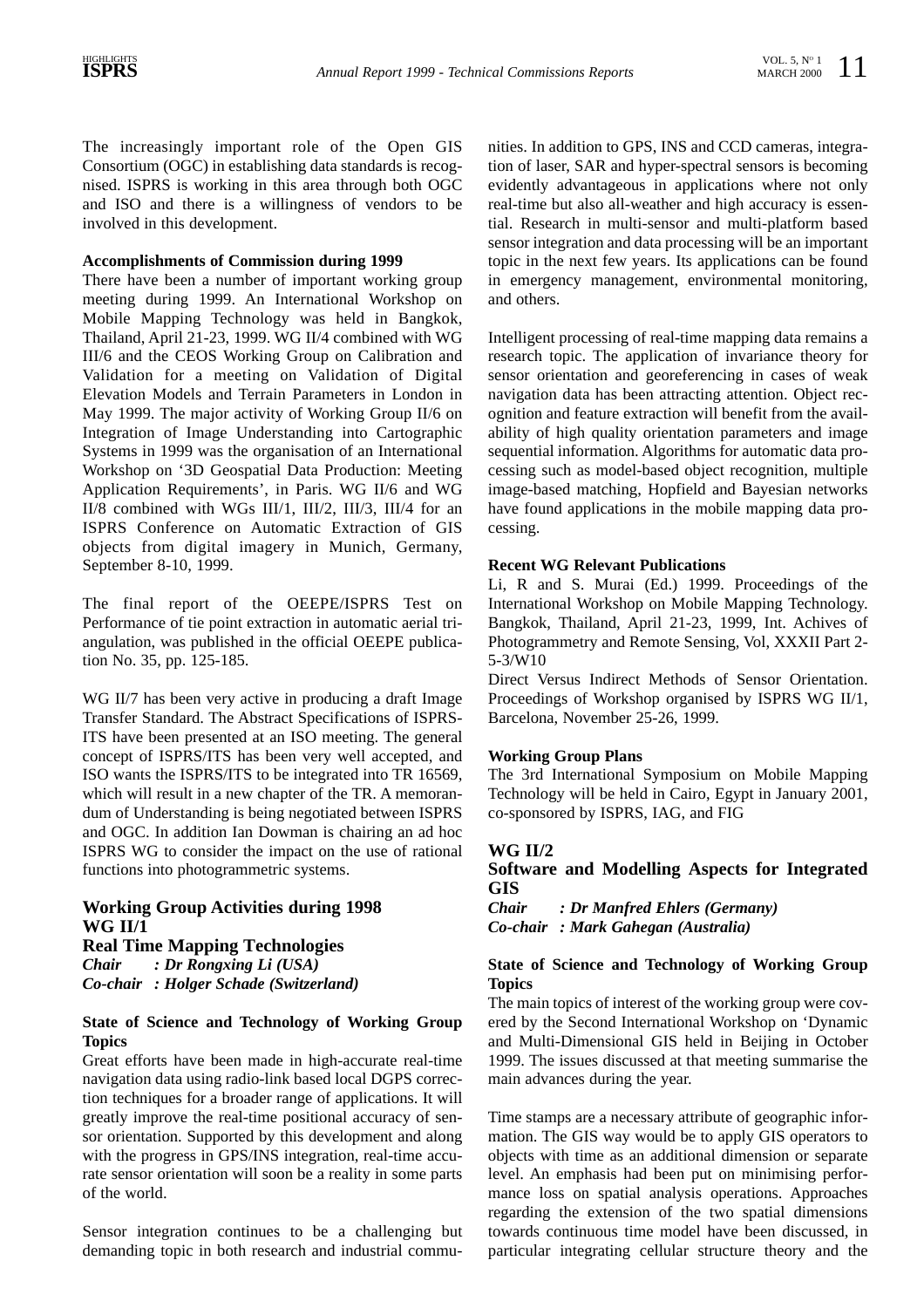The increasingly important role of the Open GIS Consortium (OGC) in establishing data standards is recognised. ISPRS is working in this area through both OGC and ISO and there is a willingness of vendors to be involved in this development.

**Accomplishments of Commission during 1999**

There have been a number of important working group meeting during 1999. An International Workshop on Mobile Mapping Technology was held in Bangkok, Thailand, April 21-23, 1999. WG II/4 combined with WG III/6 and the CEOS Working Group on Calibration and Validation for a meeting on Validation of Digital Elevation Models and Terrain Parameters in London in May 1999. The major activity of Working Group II/6 on Integration of Image Understanding into Cartographic Systems in 1999 was the organisation of an International Workshop on '3D Geospatial Data Production: Meeting Application Requirements', in Paris. WG II/6 and WG II/8 combined with WGs III/1, III/2, III/3, III/4 for an ISPRS Conference on Automatic Extraction of GIS objects from digital imagery in Munich, Germany, September 8-10, 1999.

The final report of the OEEPE/ISPRS Test on Performance of tie point extraction in automatic aerial triangulation, was published in the official OEEPE publication No. 35, pp. 125-185.

WG II/7 has been very active in producing a draft Image Transfer Standard. The Abstract Specifications of ISPRS-ITS have been presented at an ISO meeting. The general concept of ISPRS/ITS has been very well accepted, and ISO wants the ISPRS/ITS to be integrated into TR 16569, which will result in a new chapter of the TR. A memorandum of Understanding is being negotiated between ISPRS and OGC. In addition Ian Dowman is chairing an ad hoc ISPRS WG to consider the impact on the use of rational functions into photogrammetric systems.

## Working Group Activities during 1998

### WG II/1

### Real Time Mapping Technologies

***Chair : Dr Rongxing Li (USA)***
***Co-chair : Holger Schade (Switzerland)***

**State of Science and Technology of Working Group Topics**

Great efforts have been made in high-accurate real-time navigation data using radio-link based local DGPS correction techniques for a broader range of applications. It will greatly improve the real-time positional accuracy of sensor orientation. Supported by this development and along with the progress in GPS/INS integration, real-time accurate sensor orientation will soon be a reality in some parts of the world.

Sensor integration continues to be a challenging but demanding topic in both research and industrial communities. In addition to GPS, INS and CCD cameras, integration of laser, SAR and hyper-spectral sensors is becoming evidently advantageous in applications where not only real-time but also all-weather and high accuracy is essential. Research in multi-sensor and multi-platform based sensor integration and data processing will be an important topic in the next few years. Its applications can be found in emergency management, environmental monitoring, and others.

Intelligent processing of real-time mapping data remains a research topic. The application of invariance theory for sensor orientation and georeferencing in cases of weak navigation data has been attracting attention. Object recognition and feature extraction will benefit from the availability of high quality orientation parameters and image sequential information. Algorithms for automatic data processing such as model-based object recognition, multiple image-based matching, Hopfield and Bayesian networks have found applications in the mobile mapping data processing.

**Recent WG Relevant Publications**

Li, R and S. Murai (Ed.) 1999. Proceedings of the International Workshop on Mobile Mapping Technology. Bangkok, Thailand, April 21-23, 1999, Int. Achives of Photogrammetry and Remote Sensing, Vol, XXXII Part 2-5-3/W10

Direct Versus Indirect Methods of Sensor Orientation. Proceedings of Workshop organised by ISPRS WG II/1, Barcelona, November 25-26, 1999.

**Working Group Plans**

The 3rd International Symposium on Mobile Mapping Technology will be held in Cairo, Egypt in January 2001, co-sponsored by ISPRS, IAG, and FIG

### WG II/2

### Software and Modelling Aspects for Integrated GIS

***Chair : Dr Manfred Ehlers (Germany)***
***Co-chair : Mark Gahegan (Australia)***

**State of Science and Technology of Working Group Topics**

The main topics of interest of the working group were covered by the Second International Workshop on 'Dynamic and Multi-Dimensional GIS held in Beijing in October 1999. The issues discussed at that meeting summarise the main advances during the year.

Time stamps are a necessary attribute of geographic information. The GIS way would be to apply GIS operators to objects with time as an additional dimension or separate level. An emphasis had been put on minimising performance loss on spatial analysis operations. Approaches regarding the extension of the two spatial dimensions towards continuous time model have been discussed, in particular integrating cellular structure theory and the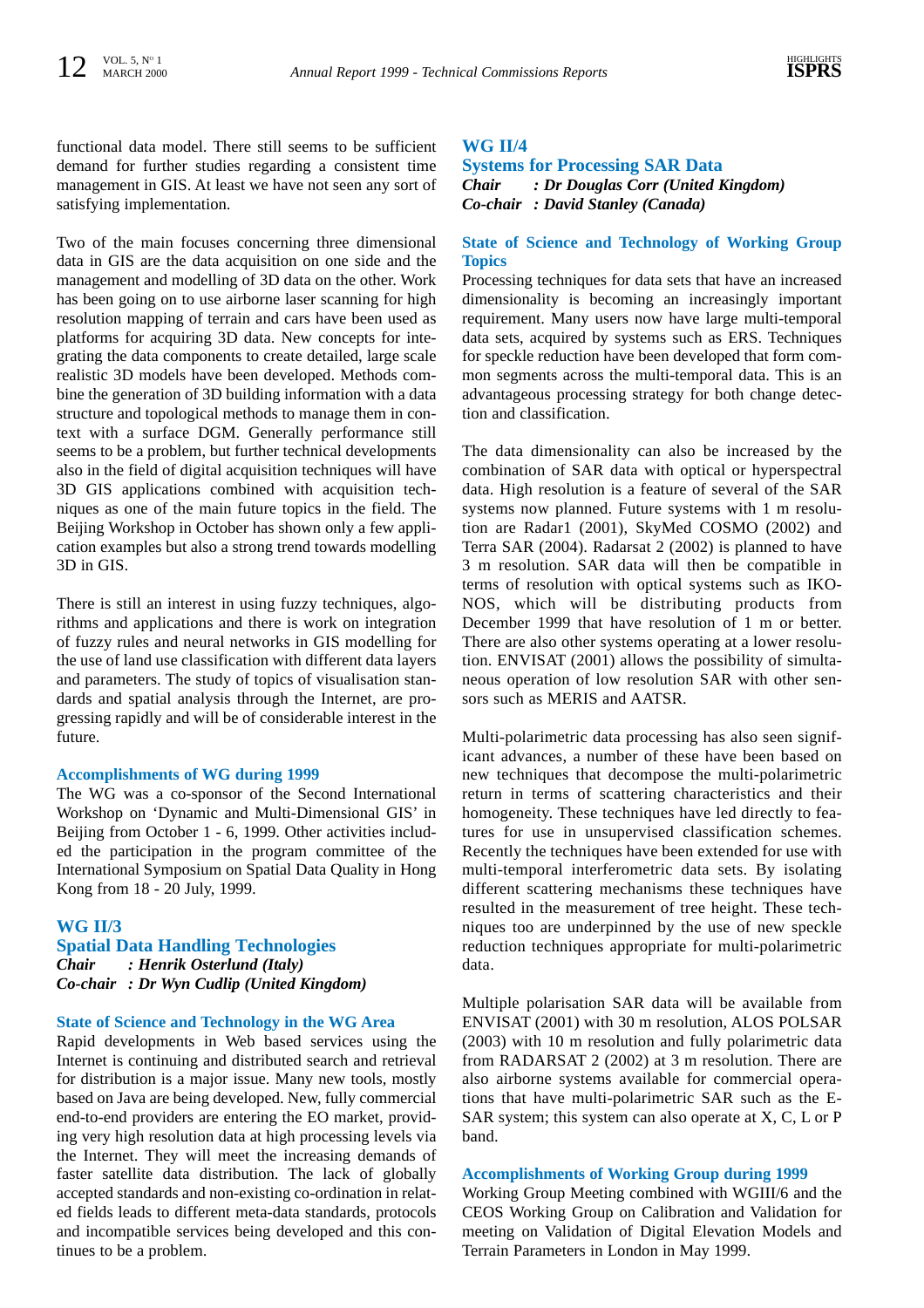functional data model. There still seems to be sufficient demand for further studies regarding a consistent time management in GIS. At least we have not seen any sort of satisfying implementation.

Two of the main focuses concerning three dimensional data in GIS are the data acquisition on one side and the management and modelling of 3D data on the other. Work has been going on to use airborne laser scanning for high resolution mapping of terrain and cars have been used as platforms for acquiring 3D data. New concepts for integrating the data components to create detailed, large scale realistic 3D models have been developed. Methods combine the generation of 3D building information with a data structure and topological methods to manage them in context with a surface DGM. Generally performance still seems to be a problem, but further technical developments also in the field of digital acquisition techniques will have 3D GIS applications combined with acquisition techniques as one of the main future topics in the field. The Beijing Workshop in October has shown only a few application examples but also a strong trend towards modelling 3D in GIS.

There is still an interest in using fuzzy techniques, algorithms and applications and there is work on integration of fuzzy rules and neural networks in GIS modelling for the use of land use classification with different data layers and parameters. The study of topics of visualisation standards and spatial analysis through the Internet, are progressing rapidly and will be of considerable interest in the future.

### Accomplishments of WG during 1999

The WG was a co-sponsor of the Second International Workshop on 'Dynamic and Multi-Dimensional GIS' in Beijing from October 1 - 6, 1999. Other activities included the participation in the program committee of the International Symposium on Spatial Data Quality in Hong Kong from 18 - 20 July, 1999.

## WG II/3
## Spatial Data Handling Technologies

***Chair : Henrik Osterlund (Italy)***
***Co-chair : Dr Wyn Cudlip (United Kingdom)***

### State of Science and Technology in the WG Area

Rapid developments in Web based services using the Internet is continuing and distributed search and retrieval for distribution is a major issue. Many new tools, mostly based on Java are being developed. New, fully commercial end-to-end providers are entering the EO market, providing very high resolution data at high processing levels via the Internet. They will meet the increasing demands of faster satellite data distribution. The lack of globally accepted standards and non-existing co-ordination in related fields leads to different meta-data standards, protocols and incompatible services being developed and this continues to be a problem.

## WG II/4
## Systems for Processing SAR Data

***Chair : Dr Douglas Corr (United Kingdom)***
***Co-chair : David Stanley (Canada)***

### State of Science and Technology of Working Group Topics

Processing techniques for data sets that have an increased dimensionality is becoming an increasingly important requirement. Many users now have large multi-temporal data sets, acquired by systems such as ERS. Techniques for speckle reduction have been developed that form common segments across the multi-temporal data. This is an advantageous processing strategy for both change detection and classification.

The data dimensionality can also be increased by the combination of SAR data with optical or hyperspectral data. High resolution is a feature of several of the SAR systems now planned. Future systems with 1 m resolution are Radar1 (2001), SkyMed COSMO (2002) and Terra SAR (2004). Radarsat 2 (2002) is planned to have 3 m resolution. SAR data will then be compatible in terms of resolution with optical systems such as IKONOS, which will be distributing products from December 1999 that have resolution of 1 m or better. There are also other systems operating at a lower resolution. ENVISAT (2001) allows the possibility of simultaneous operation of low resolution SAR with other sensors such as MERIS and AATSR.

Multi-polarimetric data processing has also seen significant advances, a number of these have been based on new techniques that decompose the multi-polarimetric return in terms of scattering characteristics and their homogeneity. These techniques have led directly to features for use in unsupervised classification schemes. Recently the techniques have been extended for use with multi-temporal interferometric data sets. By isolating different scattering mechanisms these techniques have resulted in the measurement of tree height. These techniques too are underpinned by the use of new speckle reduction techniques appropriate for multi-polarimetric data.

Multiple polarisation SAR data will be available from ENVISAT (2001) with 30 m resolution, ALOS POLSAR (2003) with 10 m resolution and fully polarimetric data from RADARSAT 2 (2002) at 3 m resolution. There are also airborne systems available for commercial operations that have multi-polarimetric SAR such as the E-SAR system; this system can also operate at X, C, L or P band.

### Accomplishments of Working Group during 1999

Working Group Meeting combined with WGIII/6 and the CEOS Working Group on Calibration and Validation for meeting on Validation of Digital Elevation Models and Terrain Parameters in London in May 1999.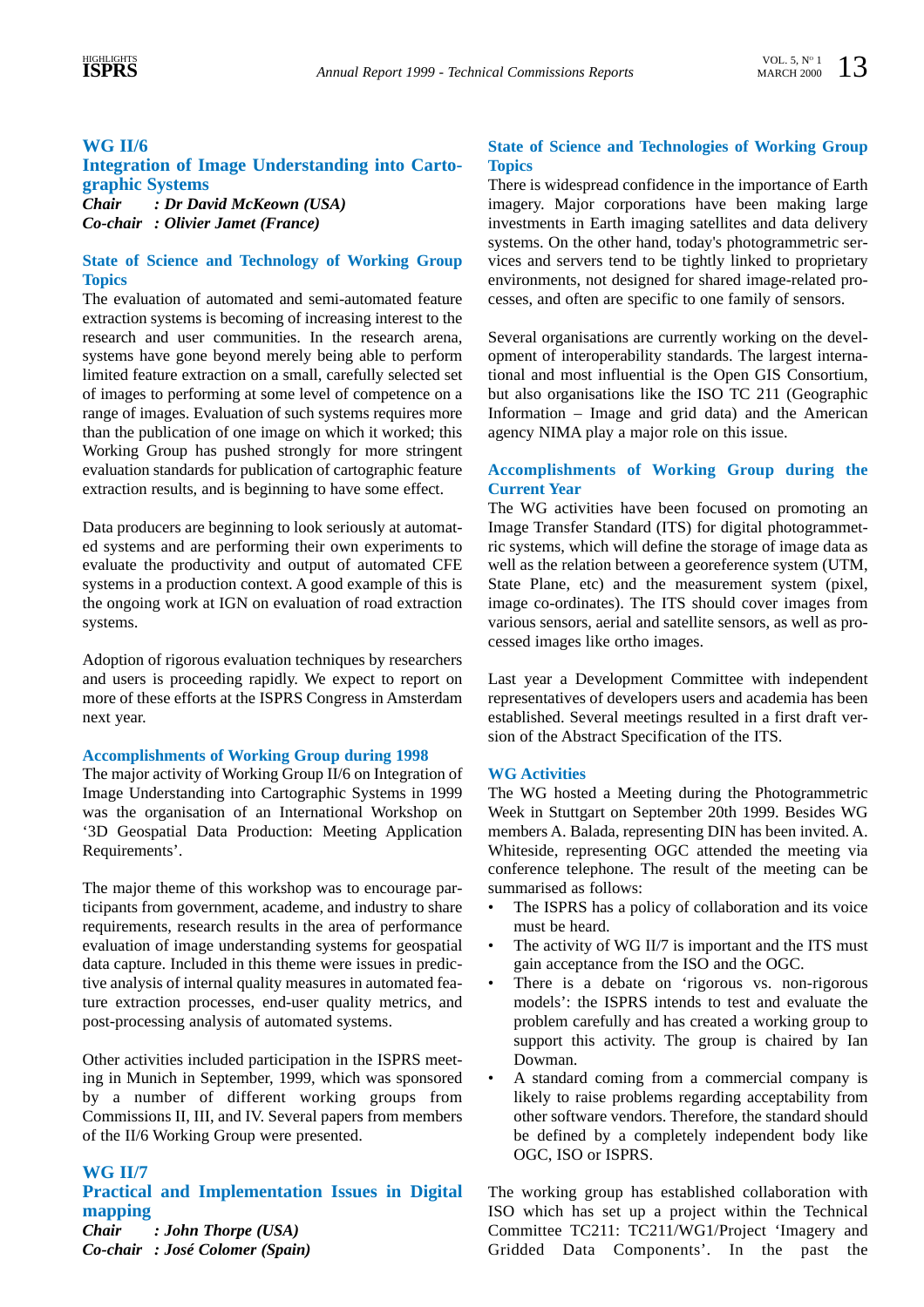## WG II/6

## Integration of Image Understanding into Cartographic Systems

*Chair : Dr David McKeown (USA)*
*Co-chair : Olivier Jamet (France)*

### State of Science and Technology of Working Group Topics

The evaluation of automated and semi-automated feature extraction systems is becoming of increasing interest to the research and user communities. In the research arena, systems have gone beyond merely being able to perform limited feature extraction on a small, carefully selected set of images to performing at some level of competence on a range of images. Evaluation of such systems requires more than the publication of one image on which it worked; this Working Group has pushed strongly for more stringent evaluation standards for publication of cartographic feature extraction results, and is beginning to have some effect.

Data producers are beginning to look seriously at automated systems and are performing their own experiments to evaluate the productivity and output of automated CFE systems in a production context. A good example of this is the ongoing work at IGN on evaluation of road extraction systems.

Adoption of rigorous evaluation techniques by researchers and users is proceeding rapidly. We expect to report on more of these efforts at the ISPRS Congress in Amsterdam next year.

### Accomplishments of Working Group during 1998

The major activity of Working Group II/6 on Integration of Image Understanding into Cartographic Systems in 1999 was the organisation of an International Workshop on '3D Geospatial Data Production: Meeting Application Requirements'.

The major theme of this workshop was to encourage participants from government, academe, and industry to share requirements, research results in the area of performance evaluation of image understanding systems for geospatial data capture. Included in this theme were issues in predictive analysis of internal quality measures in automated feature extraction processes, end-user quality metrics, and post-processing analysis of automated systems.

Other activities included participation in the ISPRS meeting in Munich in September, 1999, which was sponsored by a number of different working groups from Commissions II, III, and IV. Several papers from members of the II/6 Working Group were presented.

## WG II/7

## Practical and Implementation Issues in Digital mapping

*Chair : John Thorpe (USA)*
*Co-chair : José Colomer (Spain)*

### State of Science and Technologies of Working Group Topics

There is widespread confidence in the importance of Earth imagery. Major corporations have been making large investments in Earth imaging satellites and data delivery systems. On the other hand, today's photogrammetric services and servers tend to be tightly linked to proprietary environments, not designed for shared image-related processes, and often are specific to one family of sensors.

Several organisations are currently working on the development of interoperability standards. The largest international and most influential is the Open GIS Consortium, but also organisations like the ISO TC 211 (Geographic Information – Image and grid data) and the American agency NIMA play a major role on this issue.

### Accomplishments of Working Group during the Current Year

The WG activities have been focused on promoting an Image Transfer Standard (ITS) for digital photogrammetric systems, which will define the storage of image data as well as the relation between a georeference system (UTM, State Plane, etc) and the measurement system (pixel, image co-ordinates). The ITS should cover images from various sensors, aerial and satellite sensors, as well as processed images like ortho images.

Last year a Development Committee with independent representatives of developers users and academia has been established. Several meetings resulted in a first draft version of the Abstract Specification of the ITS.

### WG Activities

The WG hosted a Meeting during the Photogrammetric Week in Stuttgart on September 20th 1999. Besides WG members A. Balada, representing DIN has been invited. A. Whiteside, representing OGC attended the meeting via conference telephone. The result of the meeting can be summarised as follows:

- The ISPRS has a policy of collaboration and its voice must be heard.
- The activity of WG II/7 is important and the ITS must gain acceptance from the ISO and the OGC.
- There is a debate on 'rigorous vs. non-rigorous models': the ISPRS intends to test and evaluate the problem carefully and has created a working group to support this activity. The group is chaired by Ian Dowman.
- A standard coming from a commercial company is likely to raise problems regarding acceptability from other software vendors. Therefore, the standard should be defined by a completely independent body like OGC, ISO or ISPRS.

The working group has established collaboration with ISO which has set up a project within the Technical Committee TC211: TC211/WG1/Project 'Imagery and Gridded Data Components'. In the past the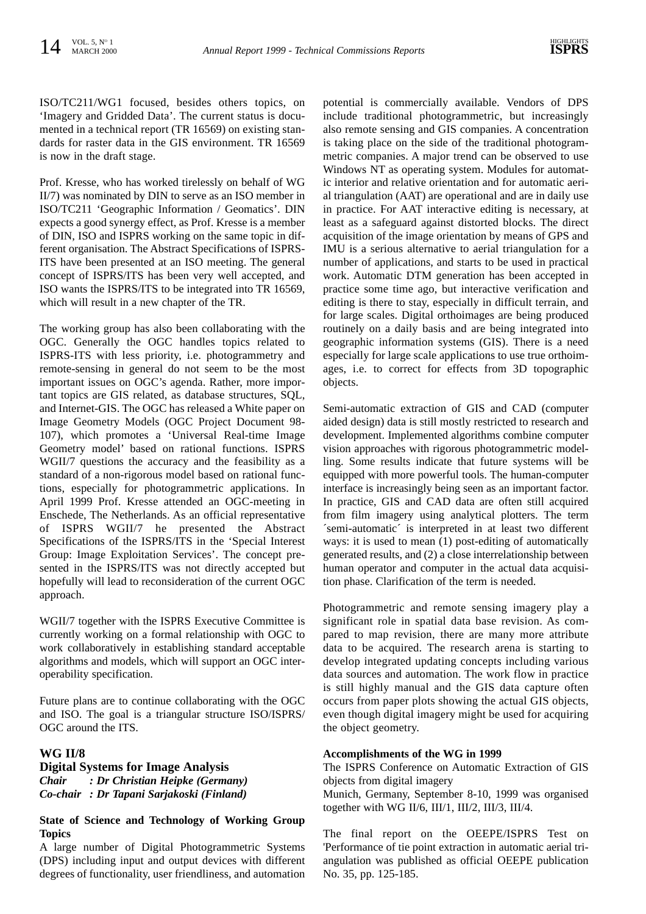ISO/TC211/WG1 focused, besides others topics, on 'Imagery and Gridded Data'. The current status is documented in a technical report (TR 16569) on existing standards for raster data in the GIS environment. TR 16569 is now in the draft stage.

Prof. Kresse, who has worked tirelessly on behalf of WG II/7) was nominated by DIN to serve as an ISO member in ISO/TC211 'Geographic Information / Geomatics'. DIN expects a good synergy effect, as Prof. Kresse is a member of DIN, ISO and ISPRS working on the same topic in different organisation. The Abstract Specifications of ISPRS-ITS have been presented at an ISO meeting. The general concept of ISPRS/ITS has been very well accepted, and ISO wants the ISPRS/ITS to be integrated into TR 16569, which will result in a new chapter of the TR.

The working group has also been collaborating with the OGC. Generally the OGC handles topics related to ISPRS-ITS with less priority, i.e. photogrammetry and remote-sensing in general do not seem to be the most important issues on OGC's agenda. Rather, more important topics are GIS related, as database structures, SQL, and Internet-GIS. The OGC has released a White paper on Image Geometry Models (OGC Project Document 98-107), which promotes a 'Universal Real-time Image Geometry model' based on rational functions. ISPRS WGII/7 questions the accuracy and the feasibility as a standard of a non-rigorous model based on rational functions, especially for photogrammetric applications. In April 1999 Prof. Kresse attended an OGC-meeting in Enschede, The Netherlands. As an official representative of ISPRS WGII/7 he presented the Abstract Specifications of the ISPRS/ITS in the 'Special Interest Group: Image Exploitation Services'. The concept presented in the ISPRS/ITS was not directly accepted but hopefully will lead to reconsideration of the current OGC approach.

WGII/7 together with the ISPRS Executive Committee is currently working on a formal relationship with OGC to work collaboratively in establishing standard acceptable algorithms and models, which will support an OGC interoperability specification.

Future plans are to continue collaborating with the OGC and ISO. The goal is a triangular structure ISO/ISPRS/OGC around the ITS.

## WG II/8

## Digital Systems for Image Analysis

***Chair : Dr Christian Heipke (Germany)***
***Co-chair : Dr Tapani Sarjakoski (Finland)***

### State of Science and Technology of Working Group Topics

A large number of Digital Photogrammetric Systems (DPS) including input and output devices with different degrees of functionality, user friendliness, and automation potential is commercially available. Vendors of DPS include traditional photogrammetric, but increasingly also remote sensing and GIS companies. A concentration is taking place on the side of the traditional photogrammetric companies. A major trend can be observed to use Windows NT as operating system. Modules for automatic interior and relative orientation and for automatic aerial triangulation (AAT) are operational and are in daily use in practice. For AAT interactive editing is necessary, at least as a safeguard against distorted blocks. The direct acquisition of the image orientation by means of GPS and IMU is a serious alternative to aerial triangulation for a number of applications, and starts to be used in practical work. Automatic DTM generation has been accepted in practice some time ago, but interactive verification and editing is there to stay, especially in difficult terrain, and for large scales. Digital orthoimages are being produced routinely on a daily basis and are being integrated into geographic information systems (GIS). There is a need especially for large scale applications to use true orthoimages, i.e. to correct for effects from 3D topographic objects.

Semi-automatic extraction of GIS and CAD (computer aided design) data is still mostly restricted to research and development. Implemented algorithms combine computer vision approaches with rigorous photogrammetric modelling. Some results indicate that future systems will be equipped with more powerful tools. The human-computer interface is increasingly being seen as an important factor. In practice, GIS and CAD data are often still acquired from film imagery using analytical plotters. The term ´semi-automatic´ is interpreted in at least two different ways: it is used to mean (1) post-editing of automatically generated results, and (2) a close interrelationship between human operator and computer in the actual data acquisition phase. Clarification of the term is needed.

Photogrammetric and remote sensing imagery play a significant role in spatial data base revision. As compared to map revision, there are many more attribute data to be acquired. The research arena is starting to develop integrated updating concepts including various data sources and automation. The work flow in practice is still highly manual and the GIS data capture often occurs from paper plots showing the actual GIS objects, even though digital imagery might be used for acquiring the object geometry.

### Accomplishments of the WG in 1999

The ISPRS Conference on Automatic Extraction of GIS objects from digital imagery
Munich, Germany, September 8-10, 1999 was organised together with WG II/6, III/1, III/2, III/3, III/4.

The final report on the OEEPE/ISPRS Test on 'Performance of tie point extraction in automatic aerial triangulation was published as official OEEPE publication No. 35, pp. 125-185.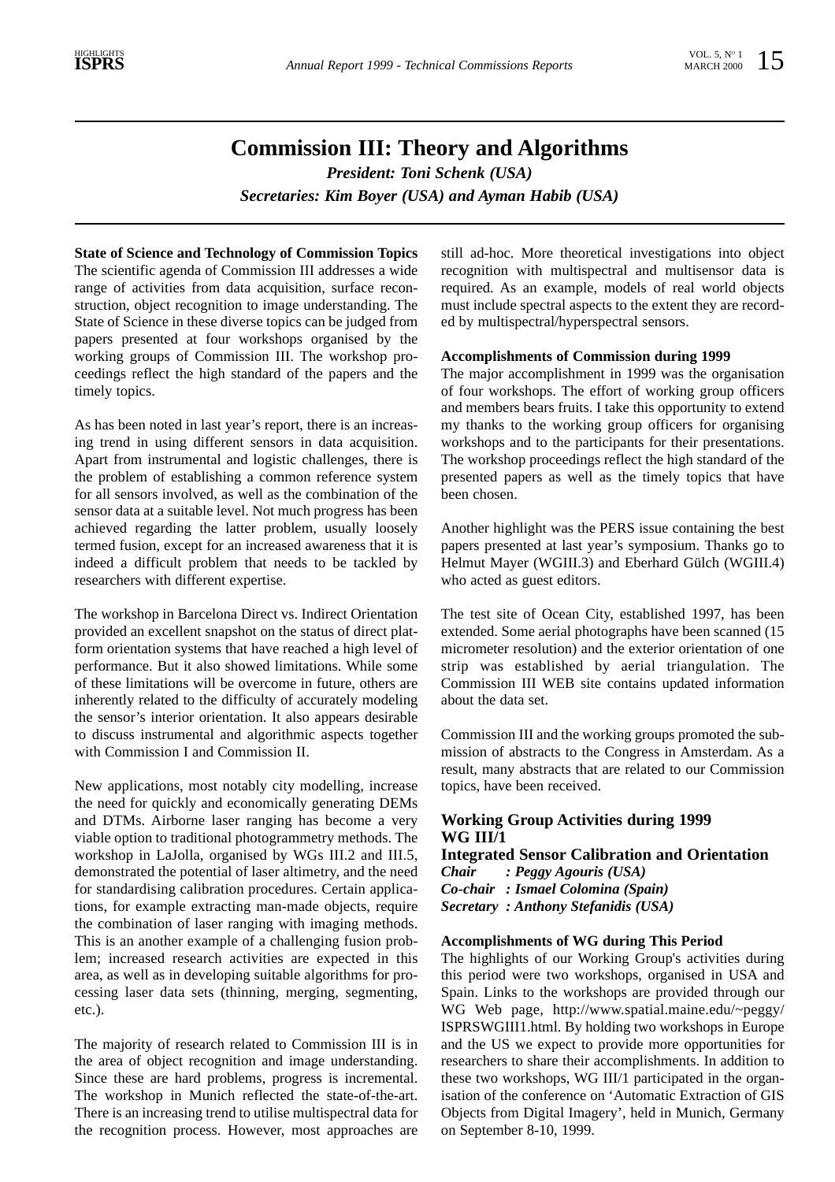# Commission III: Theory and Algorithms

***President: Toni Schenk (USA)***

***Secretaries: Kim Boyer (USA) and Ayman Habib (USA)***

**State of Science and Technology of Commission Topics**

The scientific agenda of Commission III addresses a wide range of activities from data acquisition, surface reconstruction, object recognition to image understanding. The State of Science in these diverse topics can be judged from papers presented at four workshops organised by the working groups of Commission III. The workshop proceedings reflect the high standard of the papers and the timely topics.

As has been noted in last year's report, there is an increasing trend in using different sensors in data acquisition. Apart from instrumental and logistic challenges, there is the problem of establishing a common reference system for all sensors involved, as well as the combination of the sensor data at a suitable level. Not much progress has been achieved regarding the latter problem, usually loosely termed fusion, except for an increased awareness that it is indeed a difficult problem that needs to be tackled by researchers with different expertise.

The workshop in Barcelona Direct vs. Indirect Orientation provided an excellent snapshot on the status of direct platform orientation systems that have reached a high level of performance. But it also showed limitations. While some of these limitations will be overcome in future, others are inherently related to the difficulty of accurately modeling the sensor's interior orientation. It also appears desirable to discuss instrumental and algorithmic aspects together with Commission I and Commission II.

New applications, most notably city modelling, increase the need for quickly and economically generating DEMs and DTMs. Airborne laser ranging has become a very viable option to traditional photogrammetry methods. The workshop in LaJolla, organised by WGs III.2 and III.5, demonstrated the potential of laser altimetry, and the need for standardising calibration procedures. Certain applications, for example extracting man-made objects, require the combination of laser ranging with imaging methods. This is an another example of a challenging fusion problem; increased research activities are expected in this area, as well as in developing suitable algorithms for processing laser data sets (thinning, merging, segmenting, etc.).

The majority of research related to Commission III is in the area of object recognition and image understanding. Since these are hard problems, progress is incremental. The workshop in Munich reflected the state-of-the-art. There is an increasing trend to utilise multispectral data for the recognition process. However, most approaches are still ad-hoc. More theoretical investigations into object recognition with multispectral and multisensor data is required. As an example, models of real world objects must include spectral aspects to the extent they are recorded by multispectral/hyperspectral sensors.

**Accomplishments of Commission during 1999**

The major accomplishment in 1999 was the organisation of four workshops. The effort of working group officers and members bears fruits. I take this opportunity to extend my thanks to the working group officers for organising workshops and to the participants for their presentations. The workshop proceedings reflect the high standard of the presented papers as well as the timely topics that have been chosen.

Another highlight was the PERS issue containing the best papers presented at last year's symposium. Thanks go to Helmut Mayer (WGIII.3) and Eberhard Gülch (WGIII.4) who acted as guest editors.

The test site of Ocean City, established 1997, has been extended. Some aerial photographs have been scanned (15 micrometer resolution) and the exterior orientation of one strip was established by aerial triangulation. The Commission III WEB site contains updated information about the data set.

Commission III and the working groups promoted the submission of abstracts to the Congress in Amsterdam. As a result, many abstracts that are related to our Commission topics, have been received.

## Working Group Activities during 1999

### WG III/1

### Integrated Sensor Calibration and Orientation

***Chair : Peggy Agouris (USA)***
***Co-chair : Ismael Colomina (Spain)***
***Secretary : Anthony Stefanidis (USA)***

**Accomplishments of WG during This Period**

The highlights of our Working Group's activities during this period were two workshops, organised in USA and Spain. Links to the workshops are provided through our WG Web page, http://www.spatial.maine.edu/~peggy/ISPRSWGIII1.html. By holding two workshops in Europe and the US we expect to provide more opportunities for researchers to share their accomplishments. In addition to these two workshops, WG III/1 participated in the organisation of the conference on 'Automatic Extraction of GIS Objects from Digital Imagery', held in Munich, Germany on September 8-10, 1999.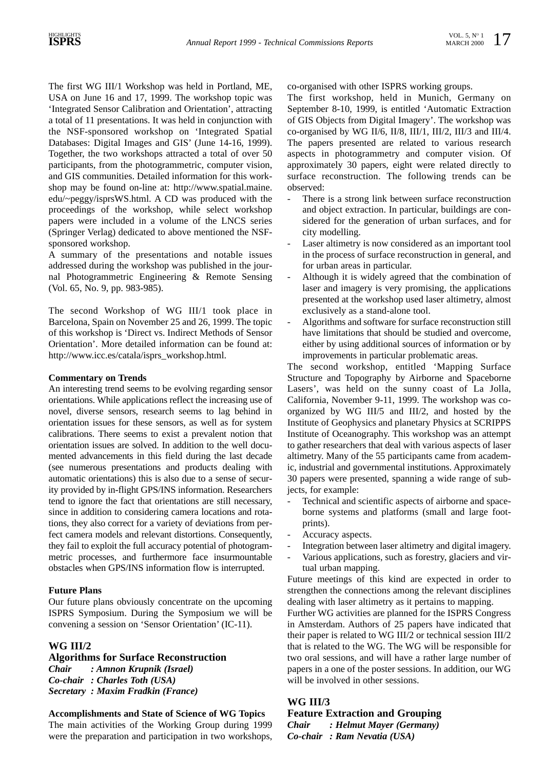The first WG III/1 Workshop was held in Portland, ME, USA on June 16 and 17, 1999. The workshop topic was 'Integrated Sensor Calibration and Orientation', attracting a total of 11 presentations. It was held in conjunction with the NSF-sponsored workshop on 'Integrated Spatial Databases: Digital Images and GIS' (June 14-16, 1999). Together, the two workshops attracted a total of over 50 participants, from the photogrammetric, computer vision, and GIS communities. Detailed information for this workshop may be found on-line at: http://www.spatial.maine.edu/~peggy/isprsWS.html. A CD was produced with the proceedings of the workshop, while select workshop papers were included in a volume of the LNCS series (Springer Verlag) dedicated to above mentioned the NSF-sponsored workshop.

A summary of the presentations and notable issues addressed during the workshop was published in the journal Photogrammetric Engineering & Remote Sensing (Vol. 65, No. 9, pp. 983-985).

The second Workshop of WG III/1 took place in Barcelona, Spain on November 25 and 26, 1999. The topic of this workshop is 'Direct vs. Indirect Methods of Sensor Orientation'. More detailed information can be found at: http://www.icc.es/catala/isprs_workshop.html.

**Commentary on Trends**

An interesting trend seems to be evolving regarding sensor orientations. While applications reflect the increasing use of novel, diverse sensors, research seems to lag behind in orientation issues for these sensors, as well as for system calibrations. There seems to exist a prevalent notion that orientation issues are solved. In addition to the well documented advancements in this field during the last decade (see numerous presentations and products dealing with automatic orientations) this is also due to a sense of security provided by in-flight GPS/INS information. Researchers tend to ignore the fact that orientations are still necessary, since in addition to considering camera locations and rotations, they also correct for a variety of deviations from perfect camera models and relevant distortions. Consequently, they fail to exploit the full accuracy potential of photogrammetric processes, and furthermore face insurmountable obstacles when GPS/INS information flow is interrupted.

**Future Plans**

Our future plans obviously concentrate on the upcoming ISPRS Symposium. During the Symposium we will be convening a session on 'Sensor Orientation' (IC-11).

## WG III/2
## Algorithms for Surface Reconstruction

***Chair : Amnon Krupnik (Israel)***
***Co-chair : Charles Toth (USA)***
***Secretary : Maxim Fradkin (France)***

**Accomplishments and State of Science of WG Topics**

The main activities of the Working Group during 1999 were the preparation and participation in two workshops, co-organised with other ISPRS working groups.

The first workshop, held in Munich, Germany on September 8-10, 1999, is entitled 'Automatic Extraction of GIS Objects from Digital Imagery'. The workshop was co-organised by WG II/6, II/8, III/1, III/2, III/3 and III/4. The papers presented are related to various research aspects in photogrammetry and computer vision. Of approximately 30 papers, eight were related directly to surface reconstruction. The following trends can be observed:

- There is a strong link between surface reconstruction and object extraction. In particular, buildings are considered for the generation of urban surfaces, and for city modelling.
- Laser altimetry is now considered as an important tool in the process of surface reconstruction in general, and for urban areas in particular.
- Although it is widely agreed that the combination of laser and imagery is very promising, the applications presented at the workshop used laser altimetry, almost exclusively as a stand-alone tool.
- Algorithms and software for surface reconstruction still have limitations that should be studied and overcome, either by using additional sources of information or by improvements in particular problematic areas.

The second workshop, entitled 'Mapping Surface Structure and Topography by Airborne and Spaceborne Lasers', was held on the sunny coast of La Jolla, California, November 9-11, 1999. The workshop was co-organized by WG III/5 and III/2, and hosted by the Institute of Geophysics and planetary Physics at SCRIPPS Institute of Oceanography. This workshop was an attempt to gather researchers that deal with various aspects of laser altimetry. Many of the 55 participants came from academic, industrial and governmental institutions. Approximately 30 papers were presented, spanning a wide range of subjects, for example:

- Technical and scientific aspects of airborne and spaceborne systems and platforms (small and large footprints).
- Accuracy aspects.
- Integration between laser altimetry and digital imagery.
- Various applications, such as forestry, glaciers and virtual urban mapping.

Future meetings of this kind are expected in order to strengthen the connections among the relevant disciplines dealing with laser altimetry as it pertains to mapping.

Further WG activities are planned for the ISPRS Congress in Amsterdam. Authors of 25 papers have indicated that their paper is related to WG III/2 or technical session III/2 that is related to the WG. The WG will be responsible for two oral sessions, and will have a rather large number of papers in a one of the poster sessions. In addition, our WG will be involved in other sessions.

## WG III/3
## Feature Extraction and Grouping

***Chair : Helmut Mayer (Germany)***
***Co-chair : Ram Nevatia (USA)***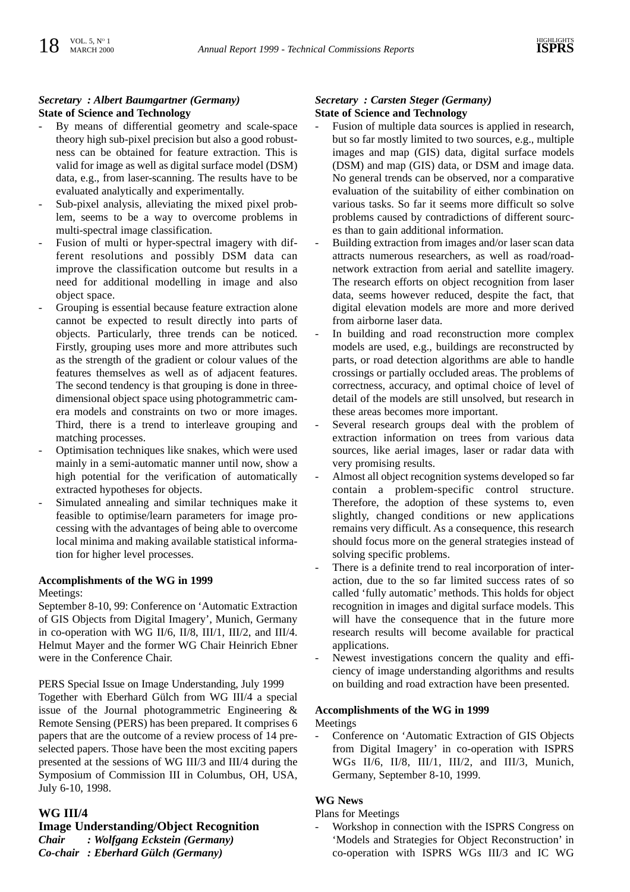*Secretary : Albert Baumgartner (Germany)*

**State of Science and Technology**

- By means of differential geometry and scale-space theory high sub-pixel precision but also a good robustness can be obtained for feature extraction. This is valid for image as well as digital surface model (DSM) data, e.g., from laser-scanning. The results have to be evaluated analytically and experimentally.
- Sub-pixel analysis, alleviating the mixed pixel problem, seems to be a way to overcome problems in multi-spectral image classification.
- Fusion of multi or hyper-spectral imagery with different resolutions and possibly DSM data can improve the classification outcome but results in a need for additional modelling in image and also object space.
- Grouping is essential because feature extraction alone cannot be expected to result directly into parts of objects. Particularly, three trends can be noticed. Firstly, grouping uses more and more attributes such as the strength of the gradient or colour values of the features themselves as well as of adjacent features. The second tendency is that grouping is done in three-dimensional object space using photogrammetric camera models and constraints on two or more images. Third, there is a trend to interleave grouping and matching processes.
- Optimisation techniques like snakes, which were used mainly in a semi-automatic manner until now, show a high potential for the verification of automatically extracted hypotheses for objects.
- Simulated annealing and similar techniques make it feasible to optimise/learn parameters for image processing with the advantages of being able to overcome local minima and making available statistical information for higher level processes.

**Accomplishments of the WG in 1999**

Meetings:

September 8-10, 99: Conference on 'Automatic Extraction of GIS Objects from Digital Imagery', Munich, Germany in co-operation with WG II/6, II/8, III/1, III/2, and III/4. Helmut Mayer and the former WG Chair Heinrich Ebner were in the Conference Chair.

PERS Special Issue on Image Understanding, July 1999

Together with Eberhard Gülch from WG III/4 a special issue of the Journal photogrammetric Engineering & Remote Sensing (PERS) has been prepared. It comprises 6 papers that are the outcome of a review process of 14 preselected papers. Those have been the most exciting papers presented at the sessions of WG III/3 and III/4 during the Symposium of Commission III in Columbus, OH, USA, July 6-10, 1998.

## WG III/4

## Image Understanding/Object Recognition

***Chair : Wolfgang Eckstein (Germany)***

***Co-chair : Eberhard Gülch (Germany)***

*Secretary : Carsten Steger (Germany)*

**State of Science and Technology**

- Fusion of multiple data sources is applied in research, but so far mostly limited to two sources, e.g., multiple images and map (GIS) data, digital surface models (DSM) and map (GIS) data, or DSM and image data. No general trends can be observed, nor a comparative evaluation of the suitability of either combination on various tasks. So far it seems more difficult so solve problems caused by contradictions of different sources than to gain additional information.
- Building extraction from images and/or laser scan data attracts numerous researchers, as well as road/road-network extraction from aerial and satellite imagery. The research efforts on object recognition from laser data, seems however reduced, despite the fact, that digital elevation models are more and more derived from airborne laser data.
- In building and road reconstruction more complex models are used, e.g., buildings are reconstructed by parts, or road detection algorithms are able to handle crossings or partially occluded areas. The problems of correctness, accuracy, and optimal choice of level of detail of the models are still unsolved, but research in these areas becomes more important.
- Several research groups deal with the problem of extraction information on trees from various data sources, like aerial images, laser or radar data with very promising results.
- Almost all object recognition systems developed so far contain a problem-specific control structure. Therefore, the adoption of these systems to, even slightly, changed conditions or new applications remains very difficult. As a consequence, this research should focus more on the general strategies instead of solving specific problems.
- There is a definite trend to real incorporation of interaction, due to the so far limited success rates of so called 'fully automatic' methods. This holds for object recognition in images and digital surface models. This will have the consequence that in the future more research results will become available for practical applications.
- Newest investigations concern the quality and efficiency of image understanding algorithms and results on building and road extraction have been presented.

**Accomplishments of the WG in 1999**

Meetings

- Conference on 'Automatic Extraction of GIS Objects from Digital Imagery' in co-operation with ISPRS WGs II/6, II/8, III/1, III/2, and III/3, Munich, Germany, September 8-10, 1999.

**WG News**

Plans for Meetings

- Workshop in connection with the ISPRS Congress on 'Models and Strategies for Object Reconstruction' in co-operation with ISPRS WGs III/3 and IC WG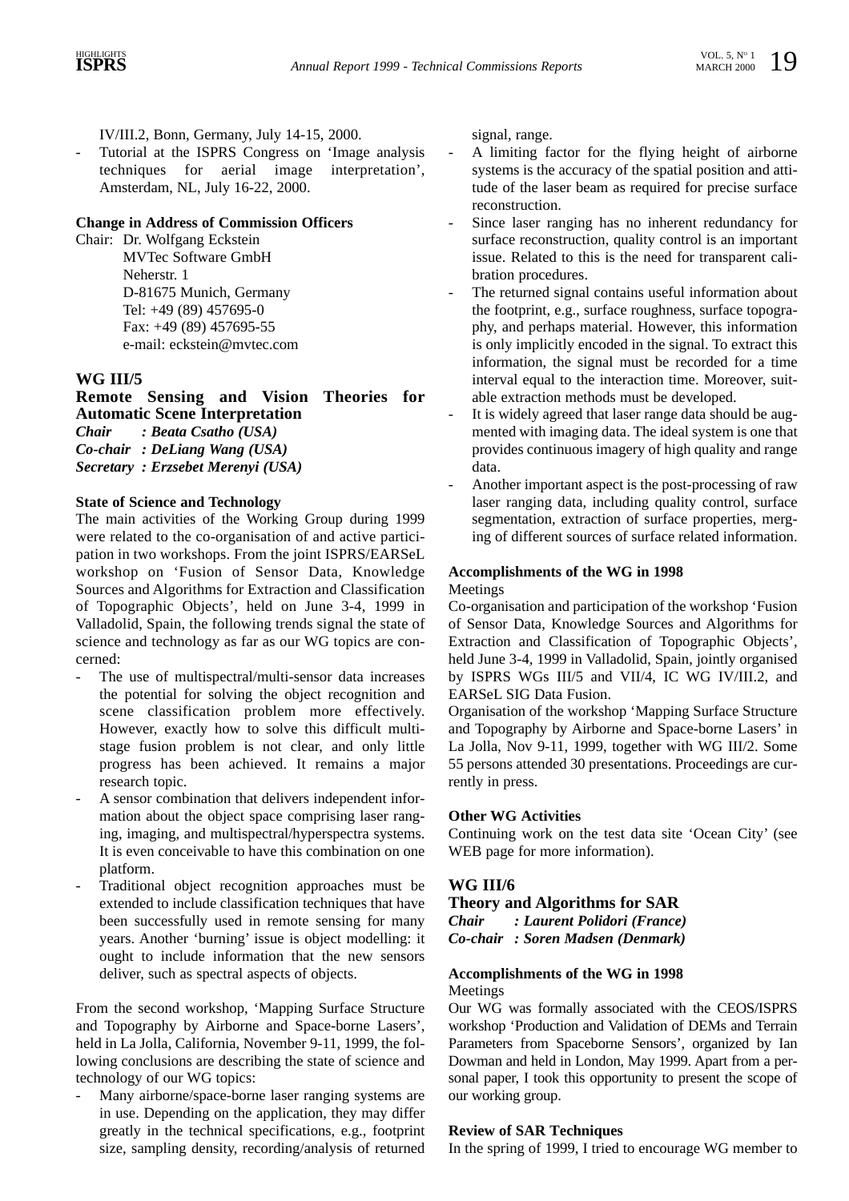IV/III.2, Bonn, Germany, July 14-15, 2000.

- Tutorial at the ISPRS Congress on 'Image analysis techniques for aerial image interpretation', Amsterdam, NL, July 16-22, 2000.

**Change in Address of Commission Officers**

Chair: Dr. Wolfgang Eckstein
MVTec Software GmbH
Neherstr. 1
D-81675 Munich, Germany
Tel: +49 (89) 457695-0
Fax: +49 (89) 457695-55
e-mail: eckstein@mvtec.com

## WG III/5

### Remote Sensing and Vision Theories for Automatic Scene Interpretation

***Chair : Beata Csatho (USA)***
***Co-chair : DeLiang Wang (USA)***
***Secretary : Erzsebet Merenyi (USA)***

**State of Science and Technology**

The main activities of the Working Group during 1999 were related to the co-organisation of and active participation in two workshops. From the joint ISPRS/EARSeL workshop on 'Fusion of Sensor Data, Knowledge Sources and Algorithms for Extraction and Classification of Topographic Objects', held on June 3-4, 1999 in Valladolid, Spain, the following trends signal the state of science and technology as far as our WG topics are concerned:

- The use of multispectral/multi-sensor data increases the potential for solving the object recognition and scene classification problem more effectively. However, exactly how to solve this difficult multi-stage fusion problem is not clear, and only little progress has been achieved. It remains a major research topic.
- A sensor combination that delivers independent information about the object space comprising laser ranging, imaging, and multispectral/hyperspectra systems. It is even conceivable to have this combination on one platform.
- Traditional object recognition approaches must be extended to include classification techniques that have been successfully used in remote sensing for many years. Another 'burning' issue is object modelling: it ought to include information that the new sensors deliver, such as spectral aspects of objects.

From the second workshop, 'Mapping Surface Structure and Topography by Airborne and Space-borne Lasers', held in La Jolla, California, November 9-11, 1999, the following conclusions are describing the state of science and technology of our WG topics:

- Many airborne/space-borne laser ranging systems are in use. Depending on the application, they may differ greatly in the technical specifications, e.g., footprint size, sampling density, recording/analysis of returned signal, range.
- A limiting factor for the flying height of airborne systems is the accuracy of the spatial position and attitude of the laser beam as required for precise surface reconstruction.
- Since laser ranging has no inherent redundancy for surface reconstruction, quality control is an important issue. Related to this is the need for transparent calibration procedures.
- The returned signal contains useful information about the footprint, e.g., surface roughness, surface topography, and perhaps material. However, this information is only implicitly encoded in the signal. To extract this information, the signal must be recorded for a time interval equal to the interaction time. Moreover, suitable extraction methods must be developed.
- It is widely agreed that laser range data should be augmented with imaging data. The ideal system is one that provides continuous imagery of high quality and range data.
- Another important aspect is the post-processing of raw laser ranging data, including quality control, surface segmentation, extraction of surface properties, merging of different sources of surface related information.

**Accomplishments of the WG in 1998**

Meetings

Co-organisation and participation of the workshop 'Fusion of Sensor Data, Knowledge Sources and Algorithms for Extraction and Classification of Topographic Objects', held June 3-4, 1999 in Valladolid, Spain, jointly organised by ISPRS WGs III/5 and VII/4, IC WG IV/III.2, and EARSeL SIG Data Fusion.

Organisation of the workshop 'Mapping Surface Structure and Topography by Airborne and Space-borne Lasers' in La Jolla, Nov 9-11, 1999, together with WG III/2. Some 55 persons attended 30 presentations. Proceedings are currently in press.

**Other WG Activities**

Continuing work on the test data site 'Ocean City' (see WEB page for more information).

## WG III/6

### Theory and Algorithms for SAR

***Chair : Laurent Polidori (France)***
***Co-chair : Soren Madsen (Denmark)***

**Accomplishments of the WG in 1998**

Meetings

Our WG was formally associated with the CEOS/ISPRS workshop 'Production and Validation of DEMs and Terrain Parameters from Spaceborne Sensors', organized by Ian Dowman and held in London, May 1999. Apart from a personal paper, I took this opportunity to present the scope of our working group.

**Review of SAR Techniques**

In the spring of 1999, I tried to encourage WG member to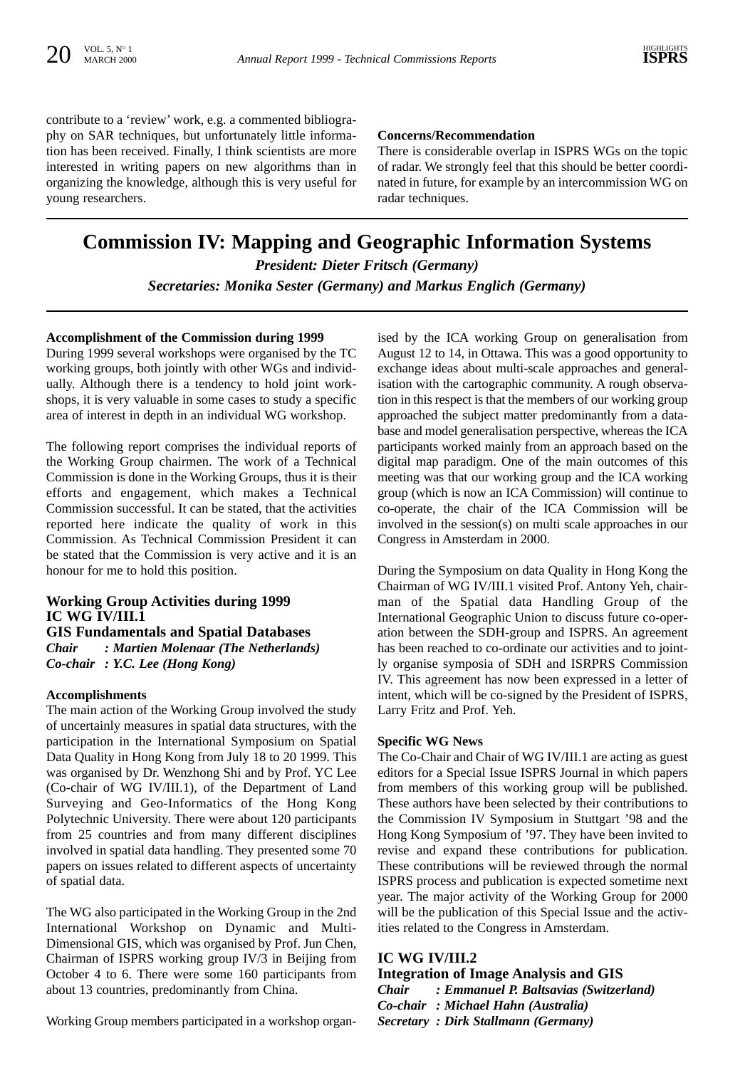contribute to a 'review' work, e.g. a commented bibliography on SAR techniques, but unfortunately little information has been received. Finally, I think scientists are more interested in writing papers on new algorithms than in organizing the knowledge, although this is very useful for young researchers.

**Concerns/Recommendation**

There is considerable overlap in ISPRS WGs on the topic of radar. We strongly feel that this should be better coordinated in future, for example by an intercommission WG on radar techniques.

# Commission IV: Mapping and Geographic Information Systems

***President: Dieter Fritsch (Germany)***

***Secretaries: Monika Sester (Germany) and Markus Englich (Germany)***

**Accomplishment of the Commission during 1999**

During 1999 several workshops were organised by the TC working groups, both jointly with other WGs and individually. Although there is a tendency to hold joint workshops, it is very valuable in some cases to study a specific area of interest in depth in an individual WG workshop.

The following report comprises the individual reports of the Working Group chairmen. The work of a Technical Commission is done in the Working Groups, thus it is their efforts and engagement, which makes a Technical Commission successful. It can be stated, that the activities reported here indicate the quality of work in this Commission. As Technical Commission President it can be stated that the Commission is very active and it is an honour for me to hold this position.

## Working Group Activities during 1999

### IC WG IV/III.1
### GIS Fundamentals and Spatial Databases

***Chair : Martien Molenaar (The Netherlands)***
***Co-chair : Y.C. Lee (Hong Kong)***

**Accomplishments**

The main action of the Working Group involved the study of uncertainly measures in spatial data structures, with the participation in the International Symposium on Spatial Data Quality in Hong Kong from July 18 to 20 1999. This was organised by Dr. Wenzhong Shi and by Prof. YC Lee (Co-chair of WG IV/III.1), of the Department of Land Surveying and Geo-Informatics of the Hong Kong Polytechnic University. There were about 120 participants from 25 countries and from many different disciplines involved in spatial data handling. They presented some 70 papers on issues related to different aspects of uncertainty of spatial data.

The WG also participated in the Working Group in the 2nd International Workshop on Dynamic and Multi-Dimensional GIS, which was organised by Prof. Jun Chen, Chairman of ISPRS working group IV/3 in Beijing from October 4 to 6. There were some 160 participants from about 13 countries, predominantly from China.

Working Group members participated in a workshop organised by the ICA working Group on generalisation from August 12 to 14, in Ottawa. This was a good opportunity to exchange ideas about multi-scale approaches and generalisation with the cartographic community. A rough observation in this respect is that the members of our working group approached the subject matter predominantly from a database and model generalisation perspective, whereas the ICA participants worked mainly from an approach based on the digital map paradigm. One of the main outcomes of this meeting was that our working group and the ICA working group (which is now an ICA Commission) will continue to co-operate, the chair of the ICA Commission will be involved in the session(s) on multi scale approaches in our Congress in Amsterdam in 2000.

During the Symposium on data Quality in Hong Kong the Chairman of WG IV/III.1 visited Prof. Antony Yeh, chairman of the Spatial data Handling Group of the International Geographic Union to discuss future co-operation between the SDH-group and ISPRS. An agreement has been reached to co-ordinate our activities and to jointly organise symposia of SDH and ISRPRS Commission IV. This agreement has now been expressed in a letter of intent, which will be co-signed by the President of ISPRS, Larry Fritz and Prof. Yeh.

**Specific WG News**

The Co-Chair and Chair of WG IV/III.1 are acting as guest editors for a Special Issue ISPRS Journal in which papers from members of this working group will be published. These authors have been selected by their contributions to the Commission IV Symposium in Stuttgart '98 and the Hong Kong Symposium of '97. They have been invited to revise and expand these contributions for publication. These contributions will be reviewed through the normal ISPRS process and publication is expected sometime next year. The major activity of the Working Group for 2000 will be the publication of this Special Issue and the activities related to the Congress in Amsterdam.

### IC WG IV/III.2
### Integration of Image Analysis and GIS

***Chair : Emmanuel P. Baltsavias (Switzerland)***
***Co-chair : Michael Hahn (Australia)***
***Secretary : Dirk Stallmann (Germany)***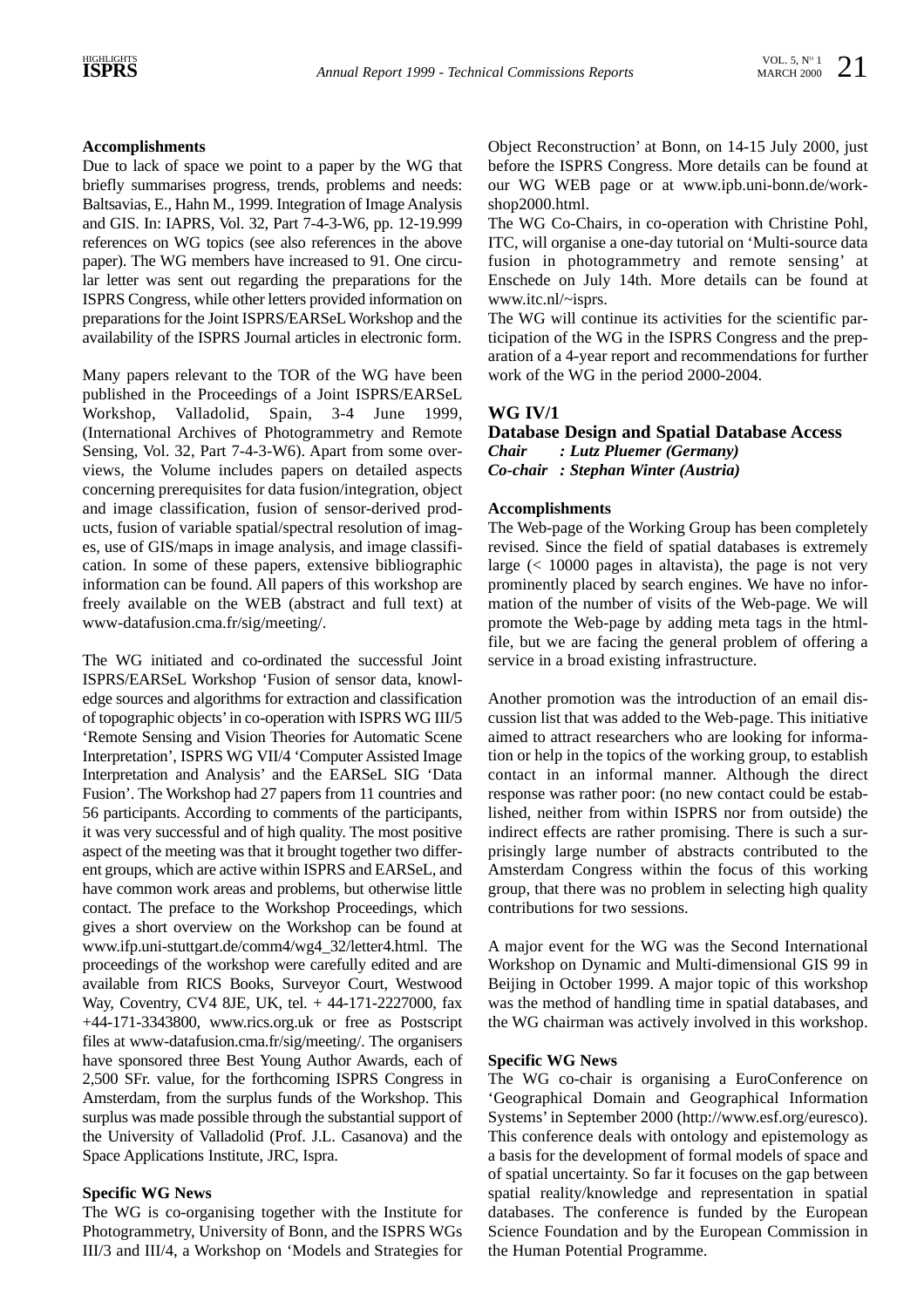**Accomplishments**

Due to lack of space we point to a paper by the WG that briefly summarises progress, trends, problems and needs: Baltsavias, E., Hahn M., 1999. Integration of Image Analysis and GIS. In: IAPRS, Vol. 32, Part 7-4-3-W6, pp. 12-19.999 references on WG topics (see also references in the above paper). The WG members have increased to 91. One circular letter was sent out regarding the preparations for the ISPRS Congress, while other letters provided information on preparations for the Joint ISPRS/EARSeL Workshop and the availability of the ISPRS Journal articles in electronic form.

Many papers relevant to the TOR of the WG have been published in the Proceedings of a Joint ISPRS/EARSeL Workshop, Valladolid, Spain, 3-4 June 1999, (International Archives of Photogrammetry and Remote Sensing, Vol. 32, Part 7-4-3-W6). Apart from some overviews, the Volume includes papers on detailed aspects concerning prerequisites for data fusion/integration, object and image classification, fusion of sensor-derived products, fusion of variable spatial/spectral resolution of images, use of GIS/maps in image analysis, and image classification. In some of these papers, extensive bibliographic information can be found. All papers of this workshop are freely available on the WEB (abstract and full text) at www-datafusion.cma.fr/sig/meeting/.

The WG initiated and co-ordinated the successful Joint ISPRS/EARSeL Workshop 'Fusion of sensor data, knowledge sources and algorithms for extraction and classification of topographic objects' in co-operation with ISPRS WG III/5 'Remote Sensing and Vision Theories for Automatic Scene Interpretation', ISPRS WG VII/4 'Computer Assisted Image Interpretation and Analysis' and the EARSeL SIG 'Data Fusion'. The Workshop had 27 papers from 11 countries and 56 participants. According to comments of the participants, it was very successful and of high quality. The most positive aspect of the meeting was that it brought together two different groups, which are active within ISPRS and EARSeL, and have common work areas and problems, but otherwise little contact. The preface to the Workshop Proceedings, which gives a short overview on the Workshop can be found at www.ifp.uni-stuttgart.de/comm4/wg4_32/letter4.html. The proceedings of the workshop were carefully edited and are available from RICS Books, Surveyor Court, Westwood Way, Coventry, CV4 8JE, UK, tel. + 44-171-2227000, fax +44-171-3343800, www.rics.org.uk or free as Postscript files at www-datafusion.cma.fr/sig/meeting/. The organisers have sponsored three Best Young Author Awards, each of 2,500 SFr. value, for the forthcoming ISPRS Congress in Amsterdam, from the surplus funds of the Workshop. This surplus was made possible through the substantial support of the University of Valladolid (Prof. J.L. Casanova) and the Space Applications Institute, JRC, Ispra.

**Specific WG News**

The WG is co-organising together with the Institute for Photogrammetry, University of Bonn, and the ISPRS WGs III/3 and III/4, a Workshop on 'Models and Strategies for Object Reconstruction' at Bonn, on 14-15 July 2000, just before the ISPRS Congress. More details can be found at our WG WEB page or at www.ipb.uni-bonn.de/workshop2000.html.

The WG Co-Chairs, in co-operation with Christine Pohl, ITC, will organise a one-day tutorial on 'Multi-source data fusion in photogrammetry and remote sensing' at Enschede on July 14th. More details can be found at www.itc.nl/~isprs.

The WG will continue its activities for the scientific participation of the WG in the ISPRS Congress and the preparation of a 4-year report and recommendations for further work of the WG in the period 2000-2004.

## WG IV/1

## Database Design and Spatial Database Access

***Chair : Lutz Pluemer (Germany)***
***Co-chair : Stephan Winter (Austria)***

**Accomplishments**

The Web-page of the Working Group has been completely revised. Since the field of spatial databases is extremely large (< 10000 pages in altavista), the page is not very prominently placed by search engines. We have no information of the number of visits of the Web-page. We will promote the Web-page by adding meta tags in the html-file, but we are facing the general problem of offering a service in a broad existing infrastructure.

Another promotion was the introduction of an email discussion list that was added to the Web-page. This initiative aimed to attract researchers who are looking for information or help in the topics of the working group, to establish contact in an informal manner. Although the direct response was rather poor: (no new contact could be established, neither from within ISPRS nor from outside) the indirect effects are rather promising. There is such a surprisingly large number of abstracts contributed to the Amsterdam Congress within the focus of this working group, that there was no problem in selecting high quality contributions for two sessions.

A major event for the WG was the Second International Workshop on Dynamic and Multi-dimensional GIS 99 in Beijing in October 1999. A major topic of this workshop was the method of handling time in spatial databases, and the WG chairman was actively involved in this workshop.

**Specific WG News**

The WG co-chair is organising a EuroConference on 'Geographical Domain and Geographical Information Systems' in September 2000 (http://www.esf.org/euresco). This conference deals with ontology and epistemology as a basis for the development of formal models of space and of spatial uncertainty. So far it focuses on the gap between spatial reality/knowledge and representation in spatial databases. The conference is funded by the European Science Foundation and by the European Commission in the Human Potential Programme.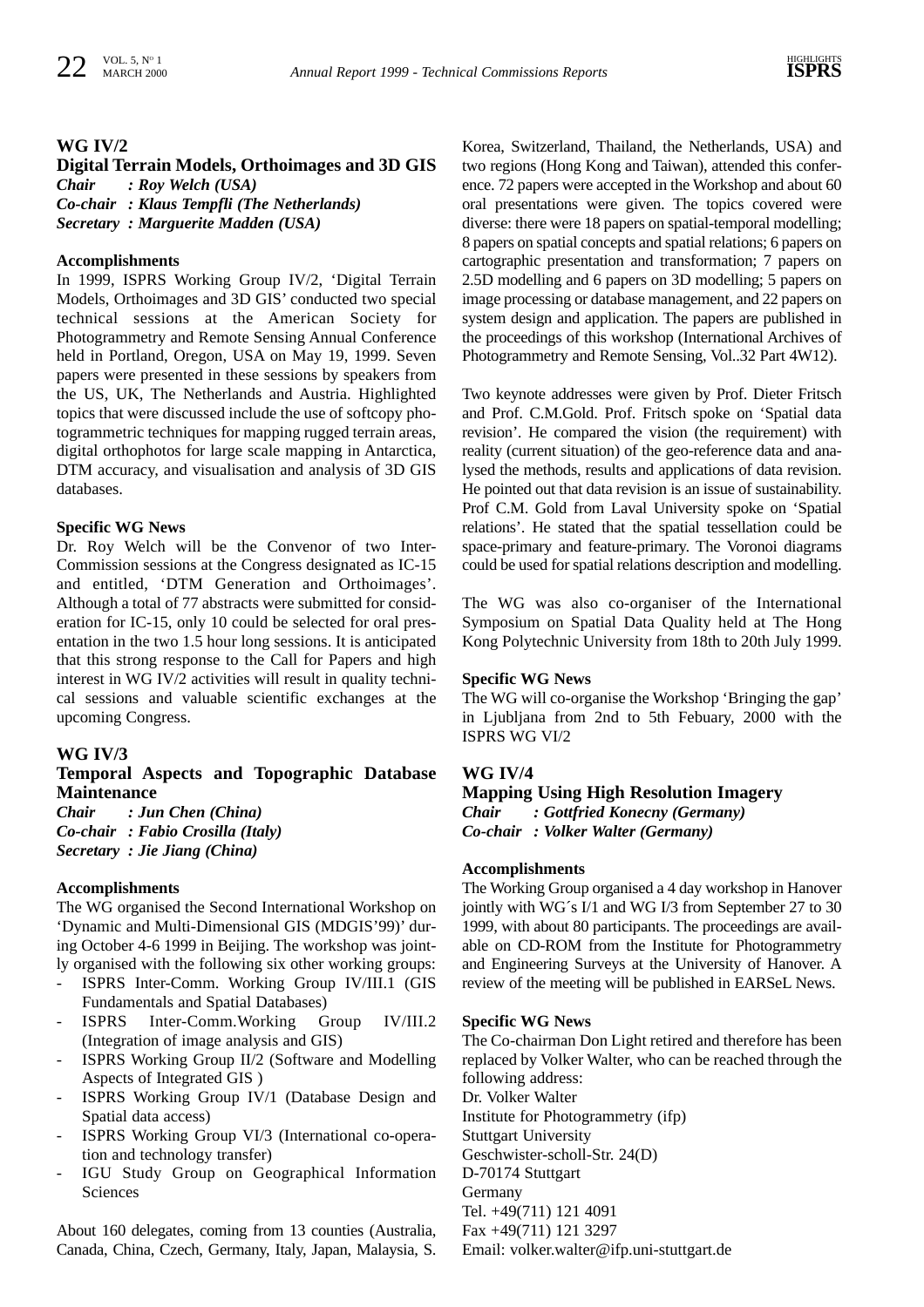## WG IV/2

### Digital Terrain Models, Orthoimages and 3D GIS

***Chair : Roy Welch (USA)***
***Co-chair : Klaus Tempfli (The Netherlands)***
***Secretary : Marguerite Madden (USA)***

**Accomplishments**

In 1999, ISPRS Working Group IV/2, 'Digital Terrain Models, Orthoimages and 3D GIS' conducted two special technical sessions at the American Society for Photogrammetry and Remote Sensing Annual Conference held in Portland, Oregon, USA on May 19, 1999. Seven papers were presented in these sessions by speakers from the US, UK, The Netherlands and Austria. Highlighted topics that were discussed include the use of softcopy photogrammetric techniques for mapping rugged terrain areas, digital orthophotos for large scale mapping in Antarctica, DTM accuracy, and visualisation and analysis of 3D GIS databases.

**Specific WG News**

Dr. Roy Welch will be the Convenor of two Inter-Commission sessions at the Congress designated as IC-15 and entitled, 'DTM Generation and Orthoimages'. Although a total of 77 abstracts were submitted for consideration for IC-15, only 10 could be selected for oral presentation in the two 1.5 hour long sessions. It is anticipated that this strong response to the Call for Papers and high interest in WG IV/2 activities will result in quality technical sessions and valuable scientific exchanges at the upcoming Congress.

## WG IV/3

### Temporal Aspects and Topographic Database Maintenance

***Chair : Jun Chen (China)***
***Co-chair : Fabio Crosilla (Italy)***
***Secretary : Jie Jiang (China)***

**Accomplishments**

The WG organised the Second International Workshop on 'Dynamic and Multi-Dimensional GIS (MDGIS'99)' during October 4-6 1999 in Beijing. The workshop was jointly organised with the following six other working groups:

- ISPRS Inter-Comm. Working Group IV/III.1 (GIS Fundamentals and Spatial Databases)
- ISPRS Inter-Comm.Working Group IV/III.2 (Integration of image analysis and GIS)
- ISPRS Working Group II/2 (Software and Modelling Aspects of Integrated GIS )
- ISPRS Working Group IV/1 (Database Design and Spatial data access)
- ISPRS Working Group VI/3 (International co-operation and technology transfer)
- IGU Study Group on Geographical Information Sciences

About 160 delegates, coming from 13 counties (Australia, Canada, China, Czech, Germany, Italy, Japan, Malaysia, S. Korea, Switzerland, Thailand, the Netherlands, USA) and two regions (Hong Kong and Taiwan), attended this conference. 72 papers were accepted in the Workshop and about 60 oral presentations were given. The topics covered were diverse: there were 18 papers on spatial-temporal modelling; 8 papers on spatial concepts and spatial relations; 6 papers on cartographic presentation and transformation; 7 papers on 2.5D modelling and 6 papers on 3D modelling; 5 papers on image processing or database management, and 22 papers on system design and application. The papers are published in the proceedings of this workshop (International Archives of Photogrammetry and Remote Sensing, Vol..32 Part 4W12).

Two keynote addresses were given by Prof. Dieter Fritsch and Prof. C.M.Gold. Prof. Fritsch spoke on 'Spatial data revision'. He compared the vision (the requirement) with reality (current situation) of the geo-reference data and analysed the methods, results and applications of data revision. He pointed out that data revision is an issue of sustainability. Prof C.M. Gold from Laval University spoke on 'Spatial relations'. He stated that the spatial tessellation could be space-primary and feature-primary. The Voronoi diagrams could be used for spatial relations description and modelling.

The WG was also co-organiser of the International Symposium on Spatial Data Quality held at The Hong Kong Polytechnic University from 18th to 20th July 1999.

**Specific WG News**

The WG will co-organise the Workshop 'Bringing the gap' in Ljubljana from 2nd to 5th Febuary, 2000 with the ISPRS WG VI/2

## WG IV/4

### Mapping Using High Resolution Imagery

***Chair : Gottfried Konecny (Germany)***
***Co-chair : Volker Walter (Germany)***

**Accomplishments**

The Working Group organised a 4 day workshop in Hanover jointly with WG´s I/1 and WG I/3 from September 27 to 30 1999, with about 80 participants. The proceedings are available on CD-ROM from the Institute for Photogrammetry and Engineering Surveys at the University of Hanover. A review of the meeting will be published in EARSeL News.

**Specific WG News**

The Co-chairman Don Light retired and therefore has been replaced by Volker Walter, who can be reached through the following address:
Dr. Volker Walter
Institute for Photogrammetry (ifp)
Stuttgart University
Geschwister-scholl-Str. 24(D)
D-70174 Stuttgart
Germany
Tel. +49(711) 121 4091
Fax +49(711) 121 3297
Email: volker.walter@ifp.uni-stuttgart.de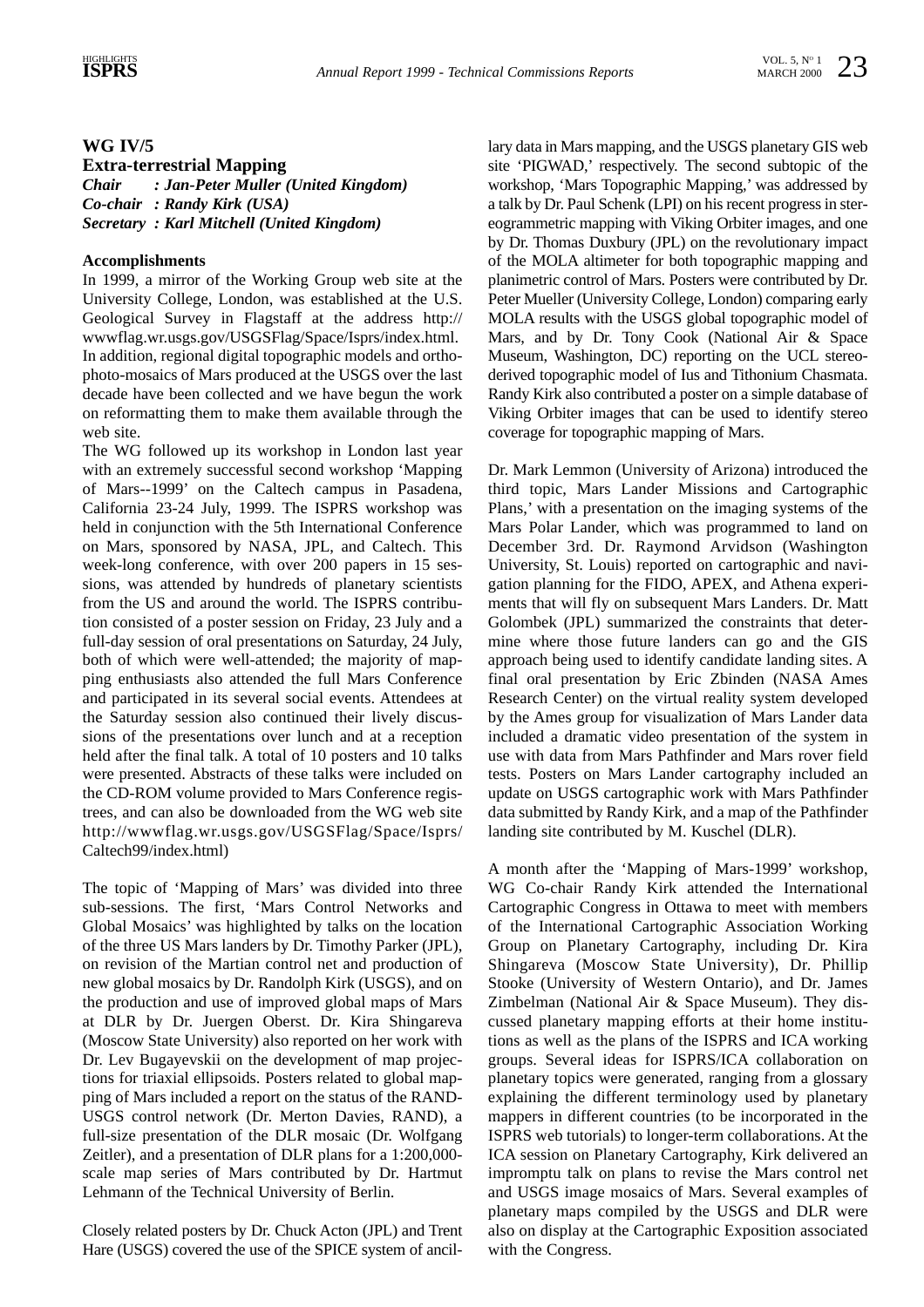## WG IV/5

### Extra-terrestrial Mapping

***Chair : Jan-Peter Muller (United Kingdom)***
***Co-chair : Randy Kirk (USA)***
***Secretary : Karl Mitchell (United Kingdom)***

**Accomplishments**

In 1999, a mirror of the Working Group web site at the University College, London, was established at the U.S. Geological Survey in Flagstaff at the address http://wwwflag.wr.usgs.gov/USGSFlag/Space/Isprs/index.html. In addition, regional digital topographic models and orthophoto-mosaics of Mars produced at the USGS over the last decade have been collected and we have begun the work on reformatting them to make them available through the web site.

The WG followed up its workshop in London last year with an extremely successful second workshop 'Mapping of Mars--1999' on the Caltech campus in Pasadena, California 23-24 July, 1999. The ISPRS workshop was held in conjunction with the 5th International Conference on Mars, sponsored by NASA, JPL, and Caltech. This week-long conference, with over 200 papers in 15 sessions, was attended by hundreds of planetary scientists from the US and around the world. The ISPRS contribution consisted of a poster session on Friday, 23 July and a full-day session of oral presentations on Saturday, 24 July, both of which were well-attended; the majority of mapping enthusiasts also attended the full Mars Conference and participated in its several social events. Attendees at the Saturday session also continued their lively discussions of the presentations over lunch and at a reception held after the final talk. A total of 10 posters and 10 talks were presented. Abstracts of these talks were included on the CD-ROM volume provided to Mars Conference registrees, and can also be downloaded from the WG web site http://wwwflag.wr.usgs.gov/USGSFlag/Space/Isprs/Caltech99/index.html)

The topic of 'Mapping of Mars' was divided into three sub-sessions. The first, 'Mars Control Networks and Global Mosaics' was highlighted by talks on the location of the three US Mars landers by Dr. Timothy Parker (JPL), on revision of the Martian control net and production of new global mosaics by Dr. Randolph Kirk (USGS), and on the production and use of improved global maps of Mars at DLR by Dr. Juergen Oberst. Dr. Kira Shingareva (Moscow State University) also reported on her work with Dr. Lev Bugayevskii on the development of map projections for triaxial ellipsoids. Posters related to global mapping of Mars included a report on the status of the RAND-USGS control network (Dr. Merton Davies, RAND), a full-size presentation of the DLR mosaic (Dr. Wolfgang Zeitler), and a presentation of DLR plans for a 1:200,000-scale map series of Mars contributed by Dr. Hartmut Lehmann of the Technical University of Berlin.

Closely related posters by Dr. Chuck Acton (JPL) and Trent Hare (USGS) covered the use of the SPICE system of ancillary data in Mars mapping, and the USGS planetary GIS web site 'PIGWAD,' respectively. The second subtopic of the workshop, 'Mars Topographic Mapping,' was addressed by a talk by Dr. Paul Schenk (LPI) on his recent progress in stereogrammetric mapping with Viking Orbiter images, and one by Dr. Thomas Duxbury (JPL) on the revolutionary impact of the MOLA altimeter for both topographic mapping and planimetric control of Mars. Posters were contributed by Dr. Peter Mueller (University College, London) comparing early MOLA results with the USGS global topographic model of Mars, and by Dr. Tony Cook (National Air & Space Museum, Washington, DC) reporting on the UCL stereo-derived topographic model of Ius and Tithonium Chasmata. Randy Kirk also contributed a poster on a simple database of Viking Orbiter images that can be used to identify stereo coverage for topographic mapping of Mars.

Dr. Mark Lemmon (University of Arizona) introduced the third topic, Mars Lander Missions and Cartographic Plans,' with a presentation on the imaging systems of the Mars Polar Lander, which was programmed to land on December 3rd. Dr. Raymond Arvidson (Washington University, St. Louis) reported on cartographic and navigation planning for the FIDO, APEX, and Athena experiments that will fly on subsequent Mars Landers. Dr. Matt Golombek (JPL) summarized the constraints that determine where those future landers can go and the GIS approach being used to identify candidate landing sites. A final oral presentation by Eric Zbinden (NASA Ames Research Center) on the virtual reality system developed by the Ames group for visualization of Mars Lander data included a dramatic video presentation of the system in use with data from Mars Pathfinder and Mars rover field tests. Posters on Mars Lander cartography included an update on USGS cartographic work with Mars Pathfinder data submitted by Randy Kirk, and a map of the Pathfinder landing site contributed by M. Kuschel (DLR).

A month after the 'Mapping of Mars-1999' workshop, WG Co-chair Randy Kirk attended the International Cartographic Congress in Ottawa to meet with members of the International Cartographic Association Working Group on Planetary Cartography, including Dr. Kira Shingareva (Moscow State University), Dr. Phillip Stooke (University of Western Ontario), and Dr. James Zimbelman (National Air & Space Museum). They discussed planetary mapping efforts at their home institutions as well as the plans of the ISPRS and ICA working groups. Several ideas for ISPRS/ICA collaboration on planetary topics were generated, ranging from a glossary explaining the different terminology used by planetary mappers in different countries (to be incorporated in the ISPRS web tutorials) to longer-term collaborations. At the ICA session on Planetary Cartography, Kirk delivered an impromptu talk on plans to revise the Mars control net and USGS image mosaics of Mars. Several examples of planetary maps compiled by the USGS and DLR were also on display at the Cartographic Exposition associated with the Congress.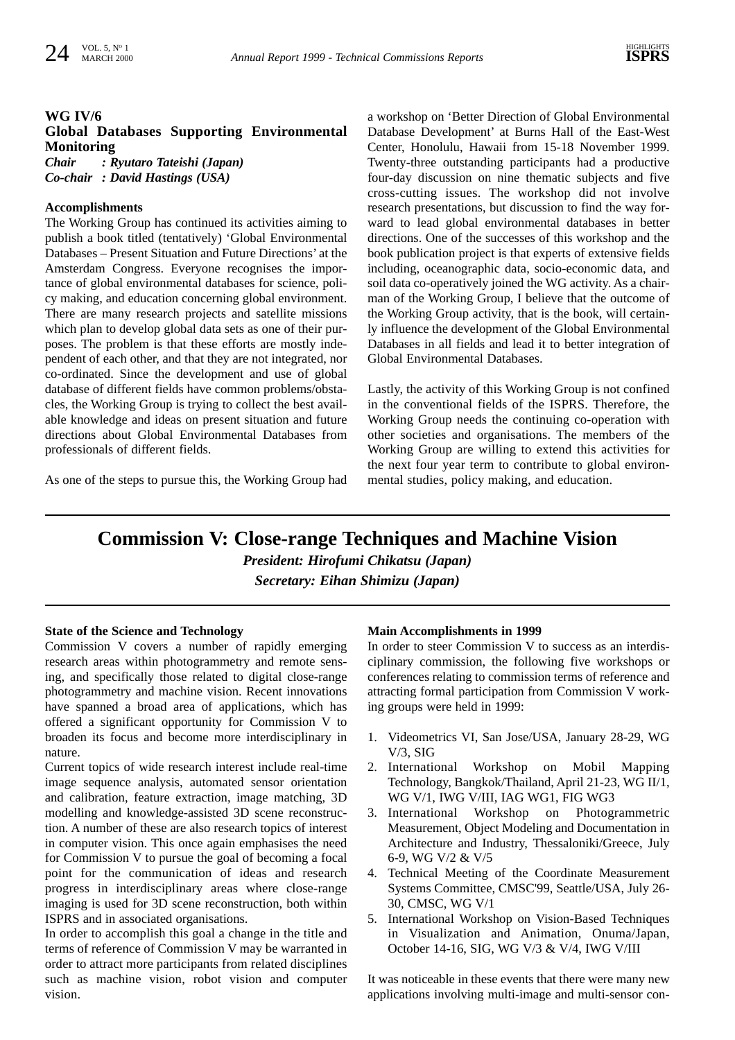### WG IV/6

### Global Databases Supporting Environmental Monitoring

***Chair : Ryutaro Tateishi (Japan)***
***Co-chair : David Hastings (USA)***

**Accomplishments**

The Working Group has continued its activities aiming to publish a book titled (tentatively) 'Global Environmental Databases – Present Situation and Future Directions' at the Amsterdam Congress. Everyone recognises the importance of global environmental databases for science, policy making, and education concerning global environment. There are many research projects and satellite missions which plan to develop global data sets as one of their purposes. The problem is that these efforts are mostly independent of each other, and that they are not integrated, nor co-ordinated. Since the development and use of global database of different fields have common problems/obstacles, the Working Group is trying to collect the best available knowledge and ideas on present situation and future directions about Global Environmental Databases from professionals of different fields.

As one of the steps to pursue this, the Working Group had a workshop on 'Better Direction of Global Environmental Database Development' at Burns Hall of the East-West Center, Honolulu, Hawaii from 15-18 November 1999. Twenty-three outstanding participants had a productive four-day discussion on nine thematic subjects and five cross-cutting issues. The workshop did not involve research presentations, but discussion to find the way forward to lead global environmental databases in better directions. One of the successes of this workshop and the book publication project is that experts of extensive fields including, oceanographic data, socio-economic data, and soil data co-operatively joined the WG activity. As a chairman of the Working Group, I believe that the outcome of the Working Group activity, that is the book, will certainly influence the development of the Global Environmental Databases in all fields and lead it to better integration of Global Environmental Databases.

Lastly, the activity of this Working Group is not confined in the conventional fields of the ISPRS. Therefore, the Working Group needs the continuing co-operation with other societies and organisations. The members of the Working Group are willing to extend this activities for the next four year term to contribute to global environmental studies, policy making, and education.

## Commission V: Close-range Techniques and Machine Vision

***President: Hirofumi Chikatsu (Japan)***
***Secretary: Eihan Shimizu (Japan)***

**State of the Science and Technology**

Commission V covers a number of rapidly emerging research areas within photogrammetry and remote sensing, and specifically those related to digital close-range photogrammetry and machine vision. Recent innovations have spanned a broad area of applications, which has offered a significant opportunity for Commission V to broaden its focus and become more interdisciplinary in nature.

Current topics of wide research interest include real-time image sequence analysis, automated sensor orientation and calibration, feature extraction, image matching, 3D modelling and knowledge-assisted 3D scene reconstruction. A number of these are also research topics of interest in computer vision. This once again emphasises the need for Commission V to pursue the goal of becoming a focal point for the communication of ideas and research progress in interdisciplinary areas where close-range imaging is used for 3D scene reconstruction, both within ISPRS and in associated organisations.

In order to accomplish this goal a change in the title and terms of reference of Commission V may be warranted in order to attract more participants from related disciplines such as machine vision, robot vision and computer vision.

**Main Accomplishments in 1999**

In order to steer Commission V to success as an interdisciplinary commission, the following five workshops or conferences relating to commission terms of reference and attracting formal participation from Commission V working groups were held in 1999:

1. Videometrics VI, San Jose/USA, January 28-29, WG V/3, SIG
2. International Workshop on Mobil Mapping Technology, Bangkok/Thailand, April 21-23, WG II/1, WG V/1, IWG V/III, IAG WG1, FIG WG3
3. International Workshop on Photogrammetric Measurement, Object Modeling and Documentation in Architecture and Industry, Thessaloniki/Greece, July 6-9, WG V/2 & V/5
4. Technical Meeting of the Coordinate Measurement Systems Committee, CMSC'99, Seattle/USA, July 26-30, CMSC, WG V/1
5. International Workshop on Vision-Based Techniques in Visualization and Animation, Onuma/Japan, October 14-16, SIG, WG V/3 & V/4, IWG V/III

It was noticeable in these events that there were many new applications involving multi-image and multi-sensor con-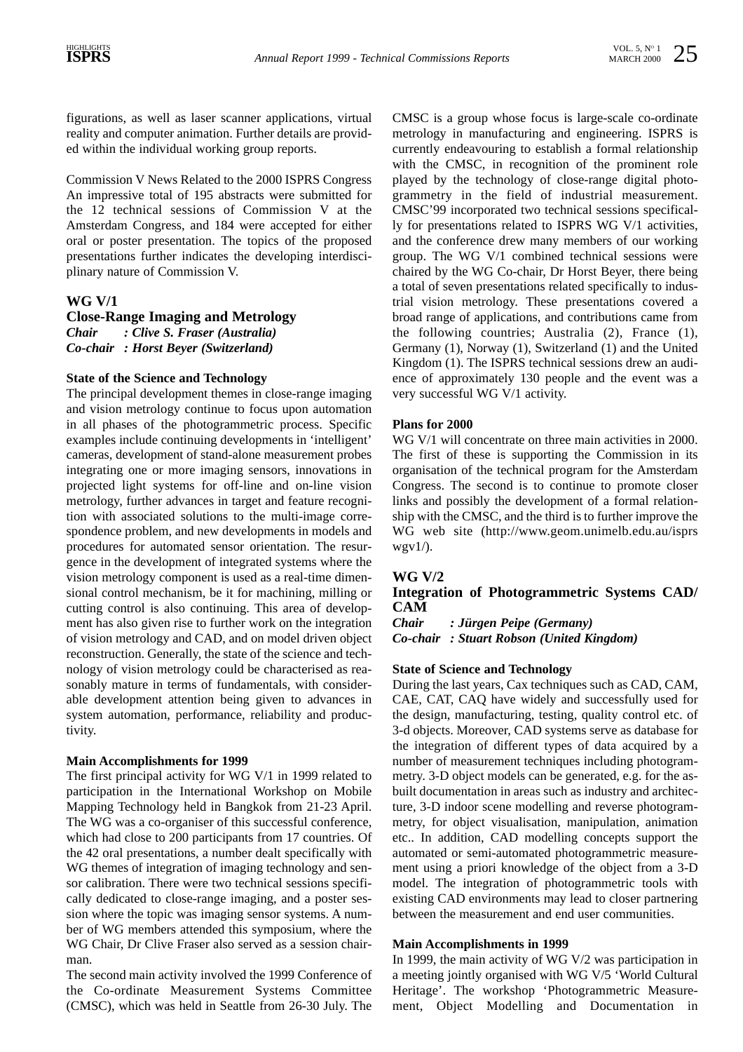figurations, as well as laser scanner applications, virtual reality and computer animation. Further details are provided within the individual working group reports.

Commission V News Related to the 2000 ISPRS Congress
An impressive total of 195 abstracts were submitted for the 12 technical sessions of Commission V at the Amsterdam Congress, and 184 were accepted for either oral or poster presentation. The topics of the proposed presentations further indicates the developing interdisciplinary nature of Commission V.

## WG V/1
## Close-Range Imaging and Metrology

***Chair : Clive S. Fraser (Australia)***
***Co-chair : Horst Beyer (Switzerland)***

**State of the Science and Technology**

The principal development themes in close-range imaging and vision metrology continue to focus upon automation in all phases of the photogrammetric process. Specific examples include continuing developments in 'intelligent' cameras, development of stand-alone measurement probes integrating one or more imaging sensors, innovations in projected light systems for off-line and on-line vision metrology, further advances in target and feature recognition with associated solutions to the multi-image correspondence problem, and new developments in models and procedures for automated sensor orientation. The resurgence in the development of integrated systems where the vision metrology component is used as a real-time dimensional control mechanism, be it for machining, milling or cutting control is also continuing. This area of development has also given rise to further work on the integration of vision metrology and CAD, and on model driven object reconstruction. Generally, the state of the science and technology of vision metrology could be characterised as reasonably mature in terms of fundamentals, with considerable development attention being given to advances in system automation, performance, reliability and productivity.

**Main Accomplishments for 1999**

The first principal activity for WG V/1 in 1999 related to participation in the International Workshop on Mobile Mapping Technology held in Bangkok from 21-23 April. The WG was a co-organiser of this successful conference, which had close to 200 participants from 17 countries. Of the 42 oral presentations, a number dealt specifically with WG themes of integration of imaging technology and sensor calibration. There were two technical sessions specifically dedicated to close-range imaging, and a poster session where the topic was imaging sensor systems. A number of WG members attended this symposium, where the WG Chair, Dr Clive Fraser also served as a session chairman.

The second main activity involved the 1999 Conference of the Co-ordinate Measurement Systems Committee (CMSC), which was held in Seattle from 26-30 July. The CMSC is a group whose focus is large-scale co-ordinate metrology in manufacturing and engineering. ISPRS is currently endeavouring to establish a formal relationship with the CMSC, in recognition of the prominent role played by the technology of close-range digital photogrammetry in the field of industrial measurement. CMSC'99 incorporated two technical sessions specifically for presentations related to ISPRS WG V/1 activities, and the conference drew many members of our working group. The WG V/1 combined technical sessions were chaired by the WG Co-chair, Dr Horst Beyer, there being a total of seven presentations related specifically to industrial vision metrology. These presentations covered a broad range of applications, and contributions came from the following countries; Australia (2), France (1), Germany (1), Norway (1), Switzerland (1) and the United Kingdom (1). The ISPRS technical sessions drew an audience of approximately 130 people and the event was a very successful WG V/1 activity.

**Plans for 2000**

WG V/1 will concentrate on three main activities in 2000. The first of these is supporting the Commission in its organisation of the technical program for the Amsterdam Congress. The second is to continue to promote closer links and possibly the development of a formal relationship with the CMSC, and the third is to further improve the WG web site (http://www.geom.unimelb.edu.au/isprs wgv1/).

## WG V/2
## Integration of Photogrammetric Systems CAD/CAM

***Chair : Jürgen Peipe (Germany)***
***Co-chair : Stuart Robson (United Kingdom)***

**State of Science and Technology**

During the last years, Cax techniques such as CAD, CAM, CAE, CAT, CAQ have widely and successfully used for the design, manufacturing, testing, quality control etc. of 3-d objects. Moreover, CAD systems serve as database for the integration of different types of data acquired by a number of measurement techniques including photogrammetry. 3-D object models can be generated, e.g. for the as-built documentation in areas such as industry and architecture, 3-D indoor scene modelling and reverse photogrammetry, for object visualisation, manipulation, animation etc.. In addition, CAD modelling concepts support the automated or semi-automated photogrammetric measurement using a priori knowledge of the object from a 3-D model. The integration of photogrammetric tools with existing CAD environments may lead to closer partnering between the measurement and end user communities.

**Main Accomplishments in 1999**

In 1999, the main activity of WG V/2 was participation in a meeting jointly organised with WG V/5 'World Cultural Heritage'. The workshop 'Photogrammetric Measurement, Object Modelling and Documentation in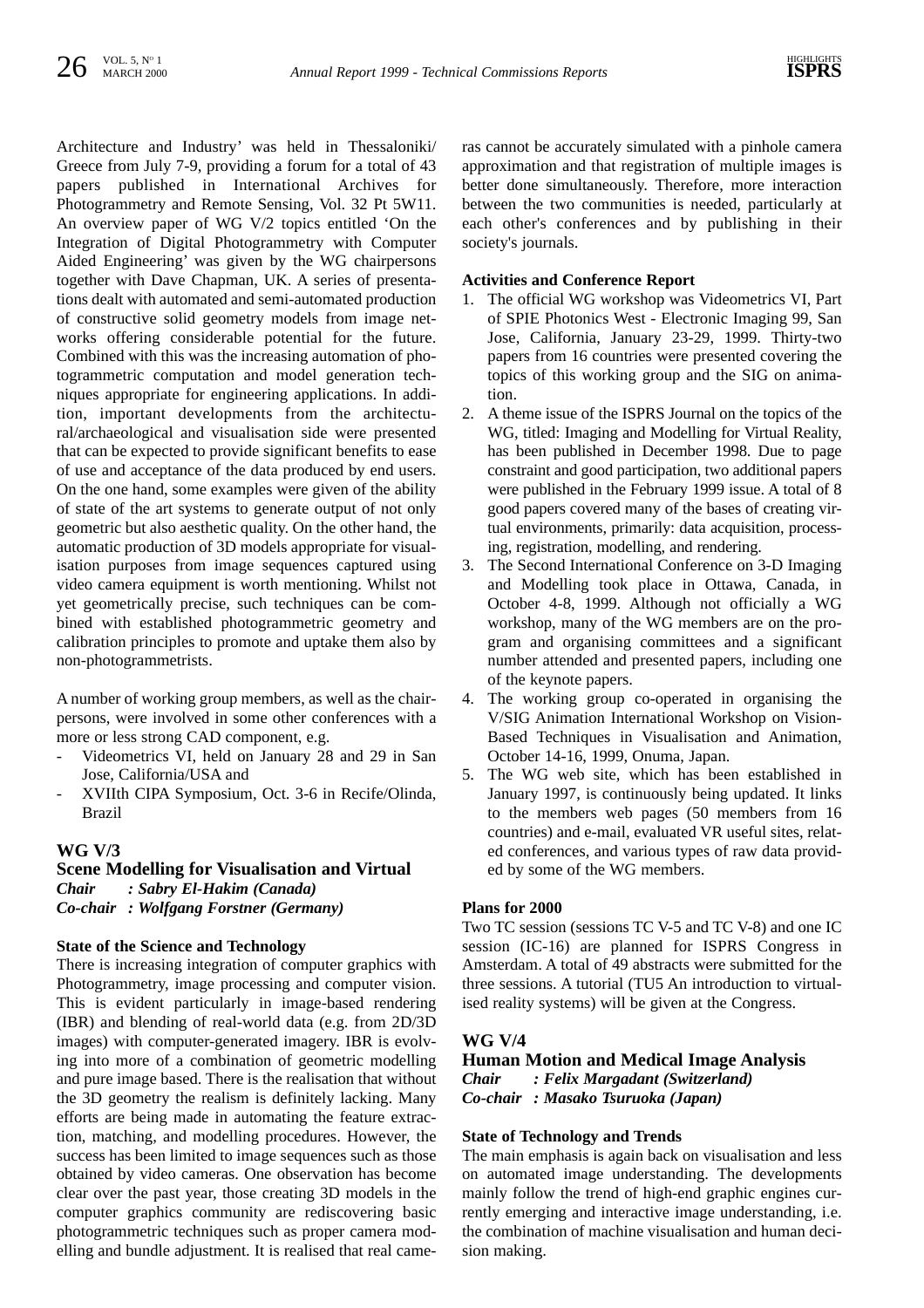Architecture and Industry' was held in Thessaloniki/ Greece from July 7-9, providing a forum for a total of 43 papers published in International Archives for Photogrammetry and Remote Sensing, Vol. 32 Pt 5W11. An overview paper of WG V/2 topics entitled 'On the Integration of Digital Photogrammetry with Computer Aided Engineering' was given by the WG chairpersons together with Dave Chapman, UK. A series of presentations dealt with automated and semi-automated production of constructive solid geometry models from image networks offering considerable potential for the future. Combined with this was the increasing automation of photogrammetric computation and model generation techniques appropriate for engineering applications. In addition, important developments from the architectural/archaeological and visualisation side were presented that can be expected to provide significant benefits to ease of use and acceptance of the data produced by end users. On the one hand, some examples were given of the ability of state of the art systems to generate output of not only geometric but also aesthetic quality. On the other hand, the automatic production of 3D models appropriate for visualisation purposes from image sequences captured using video camera equipment is worth mentioning. Whilst not yet geometrically precise, such techniques can be combined with established photogrammetric geometry and calibration principles to promote and uptake them also by non-photogrammetrists.

A number of working group members, as well as the chairpersons, were involved in some other conferences with a more or less strong CAD component, e.g.

- Videometrics VI, held on January 28 and 29 in San Jose, California/USA and
- XVIIth CIPA Symposium, Oct. 3-6 in Recife/Olinda, Brazil

## WG V/3

## Scene Modelling for Visualisation and Virtual

***Chair : Sabry El-Hakim (Canada)***
***Co-chair : Wolfgang Forstner (Germany)***

### State of the Science and Technology

There is increasing integration of computer graphics with Photogrammetry, image processing and computer vision. This is evident particularly in image-based rendering (IBR) and blending of real-world data (e.g. from 2D/3D images) with computer-generated imagery. IBR is evolving into more of a combination of geometric modelling and pure image based. There is the realisation that without the 3D geometry the realism is definitely lacking. Many efforts are being made in automating the feature extraction, matching, and modelling procedures. However, the success has been limited to image sequences such as those obtained by video cameras. One observation has become clear over the past year, those creating 3D models in the computer graphics community are rediscovering basic photogrammetric techniques such as proper camera modelling and bundle adjustment. It is realised that real cameras cannot be accurately simulated with a pinhole camera approximation and that registration of multiple images is better done simultaneously. Therefore, more interaction between the two communities is needed, particularly at each other's conferences and by publishing in their society's journals.

### Activities and Conference Report

1. The official WG workshop was Videometrics VI, Part of SPIE Photonics West - Electronic Imaging 99, San Jose, California, January 23-29, 1999. Thirty-two papers from 16 countries were presented covering the topics of this working group and the SIG on animation.
2. A theme issue of the ISPRS Journal on the topics of the WG, titled: Imaging and Modelling for Virtual Reality, has been published in December 1998. Due to page constraint and good participation, two additional papers were published in the February 1999 issue. A total of 8 good papers covered many of the bases of creating virtual environments, primarily: data acquisition, processing, registration, modelling, and rendering.
3. The Second International Conference on 3-D Imaging and Modelling took place in Ottawa, Canada, in October 4-8, 1999. Although not officially a WG workshop, many of the WG members are on the program and organising committees and a significant number attended and presented papers, including one of the keynote papers.
4. The working group co-operated in organising the V/SIG Animation International Workshop on Vision-Based Techniques in Visualisation and Animation, October 14-16, 1999, Onuma, Japan.
5. The WG web site, which has been established in January 1997, is continuously being updated. It links to the members web pages (50 members from 16 countries) and e-mail, evaluated VR useful sites, related conferences, and various types of raw data provided by some of the WG members.

### Plans for 2000

Two TC session (sessions TC V-5 and TC V-8) and one IC session (IC-16) are planned for ISPRS Congress in Amsterdam. A total of 49 abstracts were submitted for the three sessions. A tutorial (TU5 An introduction to virtualised reality systems) will be given at the Congress.

## WG V/4

## Human Motion and Medical Image Analysis

***Chair : Felix Margadant (Switzerland)***
***Co-chair : Masako Tsuruoka (Japan)***

### State of Technology and Trends

The main emphasis is again back on visualisation and less on automated image understanding. The developments mainly follow the trend of high-end graphic engines currently emerging and interactive image understanding, i.e. the combination of machine visualisation and human decision making.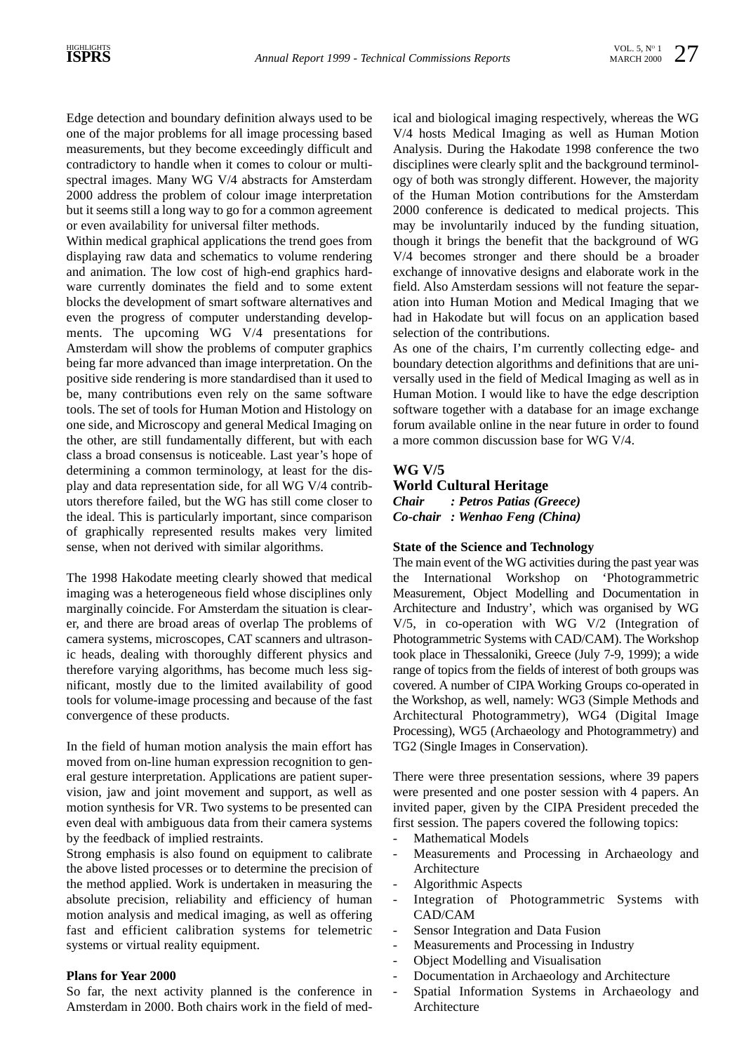Edge detection and boundary definition always used to be one of the major problems for all image processing based measurements, but they become exceedingly difficult and contradictory to handle when it comes to colour or multispectral images. Many WG V/4 abstracts for Amsterdam 2000 address the problem of colour image interpretation but it seems still a long way to go for a common agreement or even availability for universal filter methods.

Within medical graphical applications the trend goes from displaying raw data and schematics to volume rendering and animation. The low cost of high-end graphics hardware currently dominates the field and to some extent blocks the development of smart software alternatives and even the progress of computer understanding developments. The upcoming WG V/4 presentations for Amsterdam will show the problems of computer graphics being far more advanced than image interpretation. On the positive side rendering is more standardised than it used to be, many contributions even rely on the same software tools. The set of tools for Human Motion and Histology on one side, and Microscopy and general Medical Imaging on the other, are still fundamentally different, but with each class a broad consensus is noticeable. Last year's hope of determining a common terminology, at least for the display and data representation side, for all WG V/4 contributors therefore failed, but the WG has still come closer to the ideal. This is particularly important, since comparison of graphically represented results makes very limited sense, when not derived with similar algorithms.

The 1998 Hakodate meeting clearly showed that medical imaging was a heterogeneous field whose disciplines only marginally coincide. For Amsterdam the situation is clearer, and there are broad areas of overlap The problems of camera systems, microscopes, CAT scanners and ultrasonic heads, dealing with thoroughly different physics and therefore varying algorithms, has become much less significant, mostly due to the limited availability of good tools for volume-image processing and because of the fast convergence of these products.

In the field of human motion analysis the main effort has moved from on-line human expression recognition to general gesture interpretation. Applications are patient supervision, jaw and joint movement and support, as well as motion synthesis for VR. Two systems to be presented can even deal with ambiguous data from their camera systems by the feedback of implied restraints.

Strong emphasis is also found on equipment to calibrate the above listed processes or to determine the precision of the method applied. Work is undertaken in measuring the absolute precision, reliability and efficiency of human motion analysis and medical imaging, as well as offering fast and efficient calibration systems for telemetric systems or virtual reality equipment.

**Plans for Year 2000**

So far, the next activity planned is the conference in Amsterdam in 2000. Both chairs work in the field of medical and biological imaging respectively, whereas the WG V/4 hosts Medical Imaging as well as Human Motion Analysis. During the Hakodate 1998 conference the two disciplines were clearly split and the background terminology of both was strongly different. However, the majority of the Human Motion contributions for the Amsterdam 2000 conference is dedicated to medical projects. This may be involuntarily induced by the funding situation, though it brings the benefit that the background of WG V/4 becomes stronger and there should be a broader exchange of innovative designs and elaborate work in the field. Also Amsterdam sessions will not feature the separation into Human Motion and Medical Imaging that we had in Hakodate but will focus on an application based selection of the contributions.

As one of the chairs, I'm currently collecting edge- and boundary detection algorithms and definitions that are universally used in the field of Medical Imaging as well as in Human Motion. I would like to have the edge description software together with a database for an image exchange forum available online in the near future in order to found a more common discussion base for WG V/4.

## WG V/5
## World Cultural Heritage

***Chair : Petros Patias (Greece)***
***Co-chair : Wenhao Feng (China)***

**State of the Science and Technology**

The main event of the WG activities during the past year was the International Workshop on 'Photogrammetric Measurement, Object Modelling and Documentation in Architecture and Industry', which was organised by WG V/5, in co-operation with WG V/2 (Integration of Photogrammetric Systems with CAD/CAM). The Workshop took place in Thessaloniki, Greece (July 7-9, 1999); a wide range of topics from the fields of interest of both groups was covered. A number of CIPA Working Groups co-operated in the Workshop, as well, namely: WG3 (Simple Methods and Architectural Photogrammetry), WG4 (Digital Image Processing), WG5 (Archaeology and Photogrammetry) and TG2 (Single Images in Conservation).

There were three presentation sessions, where 39 papers were presented and one poster session with 4 papers. An invited paper, given by the CIPA President preceded the first session. The papers covered the following topics:

- Mathematical Models
- Measurements and Processing in Archaeology and Architecture
- Algorithmic Aspects
- Integration of Photogrammetric Systems with CAD/CAM
- Sensor Integration and Data Fusion
- Measurements and Processing in Industry
- Object Modelling and Visualisation
- Documentation in Archaeology and Architecture
- Spatial Information Systems in Archaeology and Architecture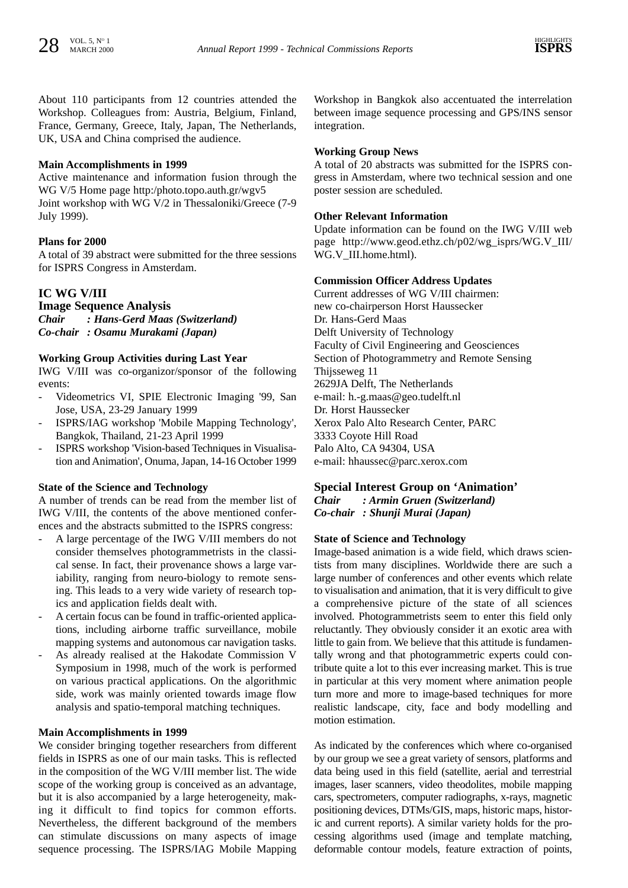About 110 participants from 12 countries attended the Workshop. Colleagues from: Austria, Belgium, Finland, France, Germany, Greece, Italy, Japan, The Netherlands, UK, USA and China comprised the audience.

**Main Accomplishments in 1999**

Active maintenance and information fusion through the WG V/5 Home page http:/photo.topo.auth.gr/wgv5

Joint workshop with WG V/2 in Thessaloniki/Greece (7-9 July 1999).

**Plans for 2000**

A total of 39 abstract were submitted for the three sessions for ISPRS Congress in Amsterdam.

## IC WG V/III
## Image Sequence Analysis

***Chair : Hans-Gerd Maas (Switzerland)***
***Co-chair : Osamu Murakami (Japan)***

**Working Group Activities during Last Year**

IWG V/III was co-organizor/sponsor of the following events:

- Videometrics VI, SPIE Electronic Imaging '99, San Jose, USA, 23-29 January 1999
- ISPRS/IAG workshop 'Mobile Mapping Technology', Bangkok, Thailand, 21-23 April 1999
- ISPRS workshop 'Vision-based Techniques in Visualisation and Animation', Onuma, Japan, 14-16 October 1999

**State of the Science and Technology**

A number of trends can be read from the member list of IWG V/III, the contents of the above mentioned conferences and the abstracts submitted to the ISPRS congress:

- A large percentage of the IWG V/III members do not consider themselves photogrammetrists in the classical sense. In fact, their provenance shows a large variability, ranging from neuro-biology to remote sensing. This leads to a very wide variety of research topics and application fields dealt with.
- A certain focus can be found in traffic-oriented applications, including airborne traffic surveillance, mobile mapping systems and autonomous car navigation tasks.
- As already realised at the Hakodate Commission V Symposium in 1998, much of the work is performed on various practical applications. On the algorithmic side, work was mainly oriented towards image flow analysis and spatio-temporal matching techniques.

**Main Accomplishments in 1999**

We consider bringing together researchers from different fields in ISPRS as one of our main tasks. This is reflected in the composition of the WG V/III member list. The wide scope of the working group is conceived as an advantage, but it is also accompanied by a large heterogeneity, making it difficult to find topics for common efforts. Nevertheless, the different background of the members can stimulate discussions on many aspects of image sequence processing. The ISPRS/IAG Mobile Mapping Workshop in Bangkok also accentuated the interrelation between image sequence processing and GPS/INS sensor integration.

**Working Group News**

A total of 20 abstracts was submitted for the ISPRS congress in Amsterdam, where two technical session and one poster session are scheduled.

**Other Relevant Information**

Update information can be found on the IWG V/III web page http://www.geod.ethz.ch/p02/wg_isprs/WG.V_III/WG.V_III.home.html).

**Commission Officer Address Updates**

Current addresses of WG V/III chairmen:
new co-chairperson Horst Haussecker
Dr. Hans-Gerd Maas
Delft University of Technology
Faculty of Civil Engineering and Geosciences
Section of Photogrammetry and Remote Sensing
Thijsseweg 11
2629JA Delft, The Netherlands
e-mail: h.-g.maas@geo.tudelft.nl
Dr. Horst Haussecker
Xerox Palo Alto Research Center, PARC
3333 Coyote Hill Road
Palo Alto, CA 94304, USA
e-mail: hhaussec@parc.xerox.com

## Special Interest Group on 'Animation'

***Chair : Armin Gruen (Switzerland)***
***Co-chair : Shunji Murai (Japan)***

**State of Science and Technology**

Image-based animation is a wide field, which draws scientists from many disciplines. Worldwide there are such a large number of conferences and other events which relate to visualisation and animation, that it is very difficult to give a comprehensive picture of the state of all sciences involved. Photogrammetrists seem to enter this field only reluctantly. They obviously consider it an exotic area with little to gain from. We believe that this attitude is fundamentally wrong and that photogrammetric experts could contribute quite a lot to this ever increasing market. This is true in particular at this very moment where animation people turn more and more to image-based techniques for more realistic landscape, city, face and body modelling and motion estimation.

As indicated by the conferences which where co-organised by our group we see a great variety of sensors, platforms and data being used in this field (satellite, aerial and terrestrial images, laser scanners, video theodolites, mobile mapping cars, spectrometers, computer radiographs, x-rays, magnetic positioning devices, DTMs/GIS, maps, historic maps, historic and current reports). A similar variety holds for the processing algorithms used (image and template matching, deformable contour models, feature extraction of points,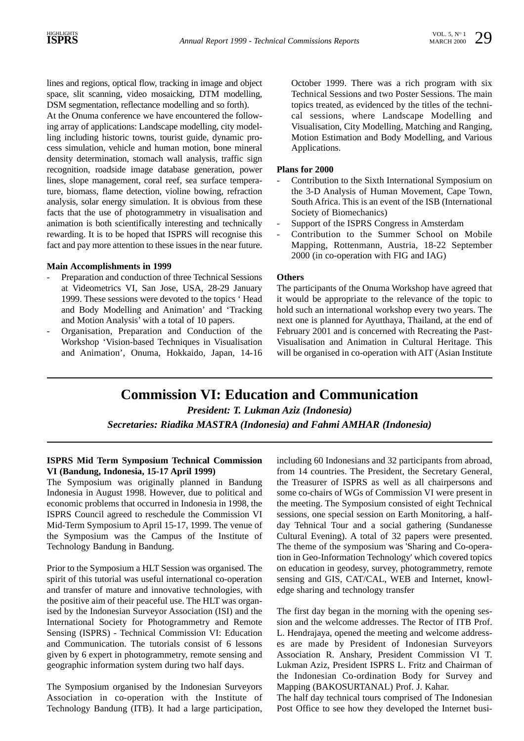lines and regions, optical flow, tracking in image and object space, slit scanning, video mosaicking, DTM modelling, DSM segmentation, reflectance modelling and so forth).

At the Onuma conference we have encountered the following array of applications: Landscape modelling, city modelling including historic towns, tourist guide, dynamic process simulation, vehicle and human motion, bone mineral density determination, stomach wall analysis, traffic sign recognition, roadside image database generation, power lines, slope management, coral reef, sea surface temperature, biomass, flame detection, violine bowing, refraction analysis, solar energy simulation. It is obvious from these facts that the use of photogrammetry in visualisation and animation is both scientifically interesting and technically rewarding. It is to be hoped that ISPRS will recognise this fact and pay more attention to these issues in the near future.

**Main Accomplishments in 1999**

- Preparation and conduction of three Technical Sessions at Videometrics VI, San Jose, USA, 28-29 January 1999. These sessions were devoted to the topics ' Head and Body Modelling and Animation' and 'Tracking and Motion Analysis' with a total of 10 papers.
- Organisation, Preparation and Conduction of the Workshop 'Vision-based Techniques in Visualisation and Animation', Onuma, Hokkaido, Japan, 14-16 October 1999. There was a rich program with six Technical Sessions and two Poster Sessions. The main topics treated, as evidenced by the titles of the technical sessions, where Landscape Modelling and Visualisation, City Modelling, Matching and Ranging, Motion Estimation and Body Modelling, and Various Applications.

**Plans for 2000**

- Contribution to the Sixth International Symposium on the 3-D Analysis of Human Movement, Cape Town, South Africa. This is an event of the ISB (International Society of Biomechanics)
- Support of the ISPRS Congress in Amsterdam
- Contribution to the Summer School on Mobile Mapping, Rottenmann, Austria, 18-22 September 2000 (in co-operation with FIG and IAG)

**Others**

The participants of the Onuma Workshop have agreed that it would be appropriate to the relevance of the topic to hold such an international workshop every two years. The next one is planned for Ayutthaya, Thailand, at the end of February 2001 and is concerned with Recreating the Past-Visualisation and Animation in Cultural Heritage. This will be organised in co-operation with AIT (Asian Institute

# Commission VI: Education and Communication

***President: T. Lukman Aziz (Indonesia)***

***Secretaries: Riadika MASTRA (Indonesia) and Fahmi AMHAR (Indonesia)***

**ISPRS Mid Term Symposium Technical Commission VI (Bandung, Indonesia, 15-17 April 1999)**

The Symposium was originally planned in Bandung Indonesia in August 1998. However, due to political and economic problems that occurred in Indonesia in 1998, the ISPRS Council agreed to reschedule the Commission VI Mid-Term Symposium to April 15-17, 1999. The venue of the Symposium was the Campus of the Institute of Technology Bandung in Bandung.

Prior to the Symposium a HLT Session was organised. The spirit of this tutorial was useful international co-operation and transfer of mature and innovative technologies, with the positive aim of their peaceful use. The HLT was organised by the Indonesian Surveyor Association (ISI) and the International Society for Photogrammetry and Remote Sensing (ISPRS) - Technical Commission VI: Education and Communication. The tutorials consist of 6 lessons given by 6 expert in photogrammetry, remote sensing and geographic information system during two half days.

The Symposium organised by the Indonesian Surveyors Association in co-operation with the Institute of Technology Bandung (ITB). It had a large participation, including 60 Indonesians and 32 participants from abroad, from 14 countries. The President, the Secretary General, the Treasurer of ISPRS as well as all chairpersons and some co-chairs of WGs of Commission VI were present in the meeting. The Symposium consisted of eight Technical sessions, one special session on Earth Monitoring, a half-day Tehnical Tour and a social gathering (Sundanesse Cultural Evening). A total of 32 papers were presented. The theme of the symposium was 'Sharing and Co-operation in Geo-Information Technology' which covered topics on education in geodesy, survey, photogrammetry, remote sensing and GIS, CAT/CAL, WEB and Internet, knowledge sharing and technology transfer

The first day began in the morning with the opening session and the welcome addresses. The Rector of ITB Prof. L. Hendrajaya, opened the meeting and welcome addresses are made by President of Indonesian Surveyors Association R. Anshary, President Commission VI T. Lukman Aziz, President ISPRS L. Fritz and Chairman of the Indonesian Co-ordination Body for Survey and Mapping (BAKOSURTANAL) Prof. J. Kahar.

The half day technical tours comprised of The Indonesian Post Office to see how they developed the Internet busi-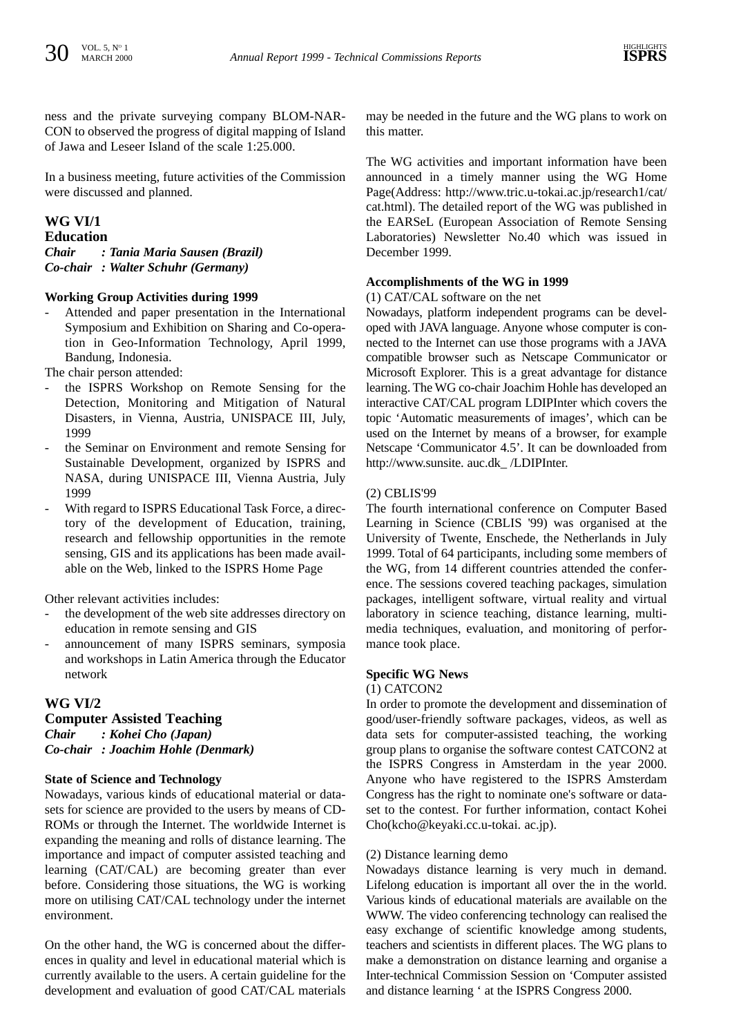ness and the private surveying company BLOM-NARCON to observed the progress of digital mapping of Island of Jawa and Leseer Island of the scale 1:25.000.

In a business meeting, future activities of the Commission were discussed and planned.

## WG VI/1
## Education

***Chair : Tania Maria Sausen (Brazil)***
***Co-chair : Walter Schuhr (Germany)***

### Working Group Activities during 1999

- Attended and paper presentation in the International Symposium and Exhibition on Sharing and Co-operation in Geo-Information Technology, April 1999, Bandung, Indonesia.

The chair person attended:

- the ISPRS Workshop on Remote Sensing for the Detection, Monitoring and Mitigation of Natural Disasters, in Vienna, Austria, UNISPACE III, July, 1999
- the Seminar on Environment and remote Sensing for Sustainable Development, organized by ISPRS and NASA, during UNISPACE III, Vienna Austria, July 1999
- With regard to ISPRS Educational Task Force, a directory of the development of Education, training, research and fellowship opportunities in the remote sensing, GIS and its applications has been made available on the Web, linked to the ISPRS Home Page

Other relevant activities includes:

- the development of the web site addresses directory on education in remote sensing and GIS
- announcement of many ISPRS seminars, symposia and workshops in Latin America through the Educator network

## WG VI/2
## Computer Assisted Teaching

***Chair : Kohei Cho (Japan)***
***Co-chair : Joachim Hohle (Denmark)***

### State of Science and Technology

Nowadays, various kinds of educational material or datasets for science are provided to the users by means of CD-ROMs or through the Internet. The worldwide Internet is expanding the meaning and rolls of distance learning. The importance and impact of computer assisted teaching and learning (CAT/CAL) are becoming greater than ever before. Considering those situations, the WG is working more on utilising CAT/CAL technology under the internet environment.

On the other hand, the WG is concerned about the differences in quality and level in educational material which is currently available to the users. A certain guideline for the development and evaluation of good CAT/CAL materials may be needed in the future and the WG plans to work on this matter.

The WG activities and important information have been announced in a timely manner using the WG Home Page(Address: http://www.tric.u-tokai.ac.jp/research1/cat/cat.html). The detailed report of the WG was published in the EARSeL (European Association of Remote Sensing Laboratories) Newsletter No.40 which was issued in December 1999.

### Accomplishments of the WG in 1999

(1) CAT/CAL software on the net

Nowadays, platform independent programs can be developed with JAVA language. Anyone whose computer is connected to the Internet can use those programs with a JAVA compatible browser such as Netscape Communicator or Microsoft Explorer. This is a great advantage for distance learning. The WG co-chair Joachim Hohle has developed an interactive CAT/CAL program LDIPInter which covers the topic 'Automatic measurements of images', which can be used on the Internet by means of a browser, for example Netscape 'Communicator 4.5'. It can be downloaded from http://www.sunsite. auc.dk_ /LDIPInter.

(2) CBLIS'99

The fourth international conference on Computer Based Learning in Science (CBLIS '99) was organised at the University of Twente, Enschede, the Netherlands in July 1999. Total of 64 participants, including some members of the WG, from 14 different countries attended the conference. The sessions covered teaching packages, simulation packages, intelligent software, virtual reality and virtual laboratory in science teaching, distance learning, multimedia techniques, evaluation, and monitoring of performance took place.

### Specific WG News

(1) CATCON2

In order to promote the development and dissemination of good/user-friendly software packages, videos, as well as data sets for computer-assisted teaching, the working group plans to organise the software contest CATCON2 at the ISPRS Congress in Amsterdam in the year 2000. Anyone who have registered to the ISPRS Amsterdam Congress has the right to nominate one's software or dataset to the contest. For further information, contact Kohei Cho(kcho@keyaki.cc.u-tokai. ac.jp).

(2) Distance learning demo

Nowadays distance learning is very much in demand. Lifelong education is important all over the in the world. Various kinds of educational materials are available on the WWW. The video conferencing technology can realised the easy exchange of scientific knowledge among students, teachers and scientists in different places. The WG plans to make a demonstration on distance learning and organise a Inter-technical Commission Session on 'Computer assisted and distance learning ' at the ISPRS Congress 2000.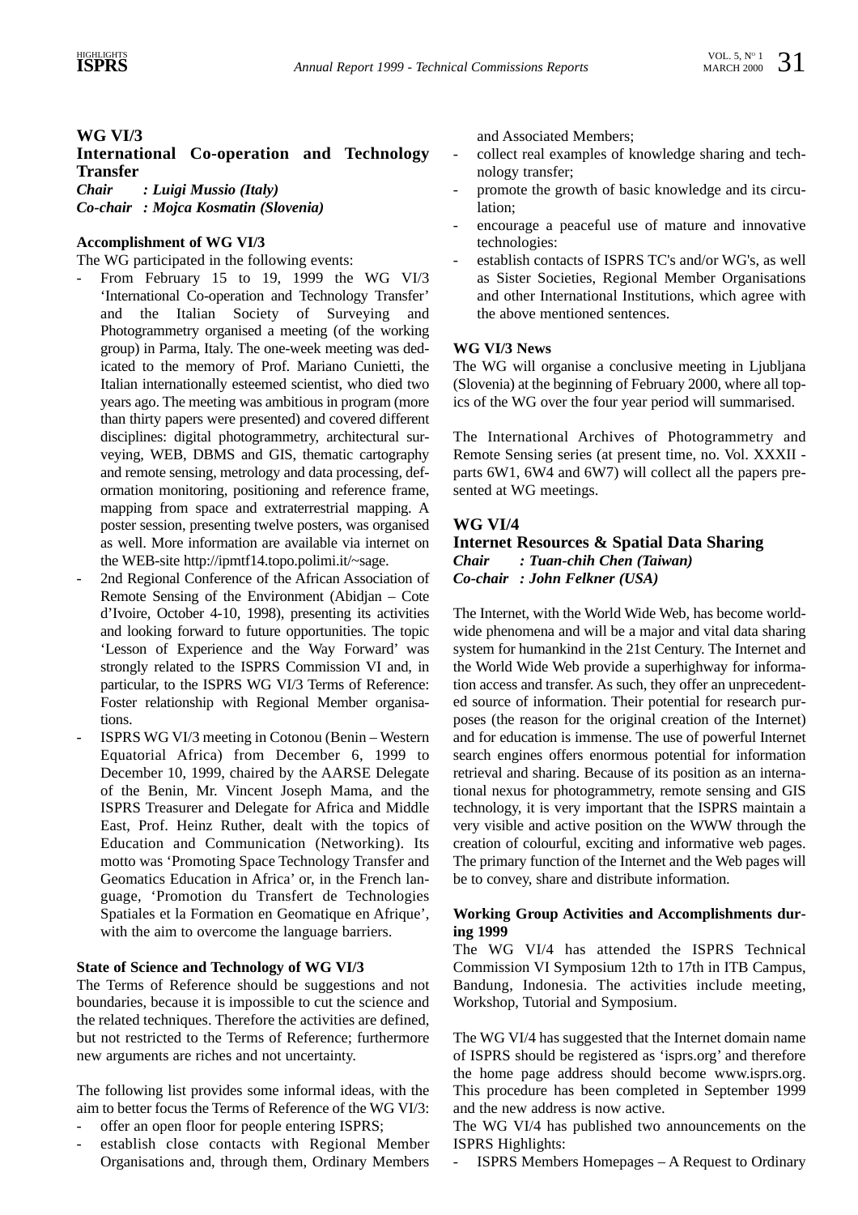## WG VI/3

### International Co-operation and Technology Transfer

***Chair : Luigi Mussio (Italy)***
***Co-chair : Mojca Kosmatin (Slovenia)***

**Accomplishment of WG VI/3**

The WG participated in the following events:

- From February 15 to 19, 1999 the WG VI/3 'International Co-operation and Technology Transfer' and the Italian Society of Surveying and Photogrammetry organised a meeting (of the working group) in Parma, Italy. The one-week meeting was dedicated to the memory of Prof. Mariano Cunietti, the Italian internationally esteemed scientist, who died two years ago. The meeting was ambitious in program (more than thirty papers were presented) and covered different disciplines: digital photogrammetry, architectural surveying, WEB, DBMS and GIS, thematic cartography and remote sensing, metrology and data processing, deformation monitoring, positioning and reference frame, mapping from space and extraterrestrial mapping. A poster session, presenting twelve posters, was organised as well. More information are available via internet on the WEB-site http://ipmtf14.topo.polimi.it/~sage.
- 2nd Regional Conference of the African Association of Remote Sensing of the Environment (Abidjan – Cote d'Ivoire, October 4-10, 1998), presenting its activities and looking forward to future opportunities. The topic 'Lesson of Experience and the Way Forward' was strongly related to the ISPRS Commission VI and, in particular, to the ISPRS WG VI/3 Terms of Reference: Foster relationship with Regional Member organisations.
- ISPRS WG VI/3 meeting in Cotonou (Benin – Western Equatorial Africa) from December 6, 1999 to December 10, 1999, chaired by the AARSE Delegate of the Benin, Mr. Vincent Joseph Mama, and the ISPRS Treasurer and Delegate for Africa and Middle East, Prof. Heinz Ruther, dealt with the topics of Education and Communication (Networking). Its motto was 'Promoting Space Technology Transfer and Geomatics Education in Africa' or, in the French language, 'Promotion du Transfert de Technologies Spatiales et la Formation en Geomatique en Afrique', with the aim to overcome the language barriers.

**State of Science and Technology of WG VI/3**

The Terms of Reference should be suggestions and not boundaries, because it is impossible to cut the science and the related techniques. Therefore the activities are defined, but not restricted to the Terms of Reference; furthermore new arguments are riches and not uncertainty.

The following list provides some informal ideas, with the aim to better focus the Terms of Reference of the WG VI/3:

- offer an open floor for people entering ISPRS;
- establish close contacts with Regional Member Organisations and, through them, Ordinary Members and Associated Members;
- collect real examples of knowledge sharing and technology transfer;
- promote the growth of basic knowledge and its circulation;
- encourage a peaceful use of mature and innovative technologies:
- establish contacts of ISPRS TC's and/or WG's, as well as Sister Societies, Regional Member Organisations and other International Institutions, which agree with the above mentioned sentences.

**WG VI/3 News**

The WG will organise a conclusive meeting in Ljubljana (Slovenia) at the beginning of February 2000, where all topics of the WG over the four year period will summarised.

The International Archives of Photogrammetry and Remote Sensing series (at present time, no. Vol. XXXII - parts 6W1, 6W4 and 6W7) will collect all the papers presented at WG meetings.

## WG VI/4

### Internet Resources & Spatial Data Sharing

***Chair : Tuan-chih Chen (Taiwan)***
***Co-chair : John Felkner (USA)***

The Internet, with the World Wide Web, has become worldwide phenomena and will be a major and vital data sharing system for humankind in the 21st Century. The Internet and the World Wide Web provide a superhighway for information access and transfer. As such, they offer an unprecedented source of information. Their potential for research purposes (the reason for the original creation of the Internet) and for education is immense. The use of powerful Internet search engines offers enormous potential for information retrieval and sharing. Because of its position as an international nexus for photogrammetry, remote sensing and GIS technology, it is very important that the ISPRS maintain a very visible and active position on the WWW through the creation of colourful, exciting and informative web pages. The primary function of the Internet and the Web pages will be to convey, share and distribute information.

**Working Group Activities and Accomplishments during 1999**

The WG VI/4 has attended the ISPRS Technical Commission VI Symposium 12th to 17th in ITB Campus, Bandung, Indonesia. The activities include meeting, Workshop, Tutorial and Symposium.

The WG VI/4 has suggested that the Internet domain name of ISPRS should be registered as 'isprs.org' and therefore the home page address should become www.isprs.org. This procedure has been completed in September 1999 and the new address is now active.

The WG VI/4 has published two announcements on the ISPRS Highlights:

- ISPRS Members Homepages – A Request to Ordinary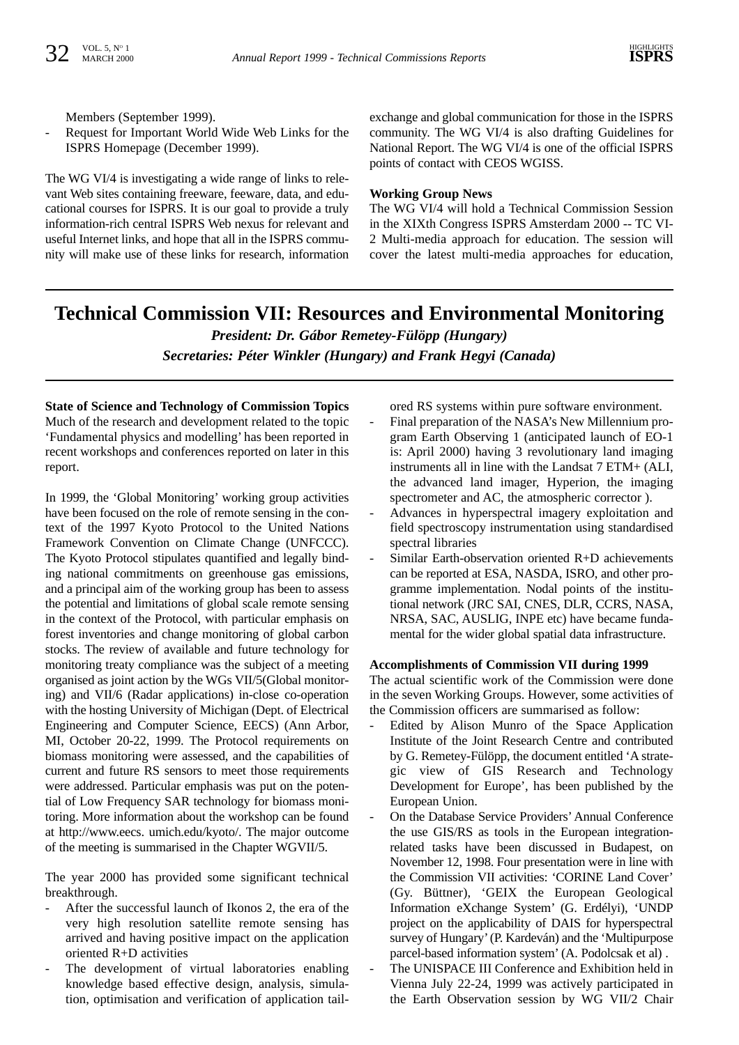Members (September 1999).
- Request for Important World Wide Web Links for the ISPRS Homepage (December 1999).

The WG VI/4 is investigating a wide range of links to relevant Web sites containing freeware, feeware, data, and educational courses for ISPRS. It is our goal to provide a truly information-rich central ISPRS Web nexus for relevant and useful Internet links, and hope that all in the ISPRS community will make use of these links for research, information exchange and global communication for those in the ISPRS community. The WG VI/4 is also drafting Guidelines for National Report. The WG VI/4 is one of the official ISPRS points of contact with CEOS WGISS.

**Working Group News**
The WG VI/4 will hold a Technical Commission Session in the XIXth Congress ISPRS Amsterdam 2000 -- TC VI-2 Multi-media approach for education. The session will cover the latest multi-media approaches for education,

# Technical Commission VII: Resources and Environmental Monitoring

***President: Dr. Gábor Remetey-Fülöpp (Hungary)***

***Secretaries: Péter Winkler (Hungary) and Frank Hegyi (Canada)***

**State of Science and Technology of Commission Topics**
Much of the research and development related to the topic 'Fundamental physics and modelling' has been reported in recent workshops and conferences reported on later in this report.

In 1999, the 'Global Monitoring' working group activities have been focused on the role of remote sensing in the context of the 1997 Kyoto Protocol to the United Nations Framework Convention on Climate Change (UNFCCC). The Kyoto Protocol stipulates quantified and legally binding national commitments on greenhouse gas emissions, and a principal aim of the working group has been to assess the potential and limitations of global scale remote sensing in the context of the Protocol, with particular emphasis on forest inventories and change monitoring of global carbon stocks. The review of available and future technology for monitoring treaty compliance was the subject of a meeting organised as joint action by the WGs VII/5(Global monitoring) and VII/6 (Radar applications) in-close co-operation with the hosting University of Michigan (Dept. of Electrical Engineering and Computer Science, EECS) (Ann Arbor, MI, October 20-22, 1999. The Protocol requirements on biomass monitoring were assessed, and the capabilities of current and future RS sensors to meet those requirements were addressed. Particular emphasis was put on the potential of Low Frequency SAR technology for biomass monitoring. More information about the workshop can be found at http://www.eecs. umich.edu/kyoto/. The major outcome of the meeting is summarised in the Chapter WGVII/5.

The year 2000 has provided some significant technical breakthrough.
- After the successful launch of Ikonos 2, the era of the very high resolution satellite remote sensing has arrived and having positive impact on the application oriented R+D activities
- The development of virtual laboratories enabling knowledge based effective design, analysis, simulation, optimisation and verification of application tailored RS systems within pure software environment.
- Final preparation of the NASA's New Millennium program Earth Observing 1 (anticipated launch of EO-1 is: April 2000) having 3 revolutionary land imaging instruments all in line with the Landsat 7 ETM+ (ALI, the advanced land imager, Hyperion, the imaging spectrometer and AC, the atmospheric corrector ).
- Advances in hyperspectral imagery exploitation and field spectroscopy instrumentation using standardised spectral libraries
- Similar Earth-observation oriented R+D achievements can be reported at ESA, NASDA, ISRO, and other programme implementation. Nodal points of the institutional network (JRC SAI, CNES, DLR, CCRS, NASA, NRSA, SAC, AUSLIG, INPE etc) have became fundamental for the wider global spatial data infrastructure.

**Accomplishments of Commission VII during 1999**
The actual scientific work of the Commission were done in the seven Working Groups. However, some activities of the Commission officers are summarised as follow:
- Edited by Alison Munro of the Space Application Institute of the Joint Research Centre and contributed by G. Remetey-Fülöpp, the document entitled 'A strategic view of GIS Research and Technology Development for Europe', has been published by the European Union.
- On the Database Service Providers' Annual Conference the use GIS/RS as tools in the European integration-related tasks have been discussed in Budapest, on November 12, 1998. Four presentation were in line with the Commission VII activities: 'CORINE Land Cover' (Gy. Büttner), 'GEIX the European Geological Information eXchange System' (G. Erdélyi), 'UNDP project on the applicability of DAIS for hyperspectral survey of Hungary' (P. Kardeván) and the 'Multipurpose parcel-based information system' (A. Podolcsak et al) .
- The UNISPACE III Conference and Exhibition held in Vienna July 22-24, 1999 was actively participated in the Earth Observation session by WG VII/2 Chair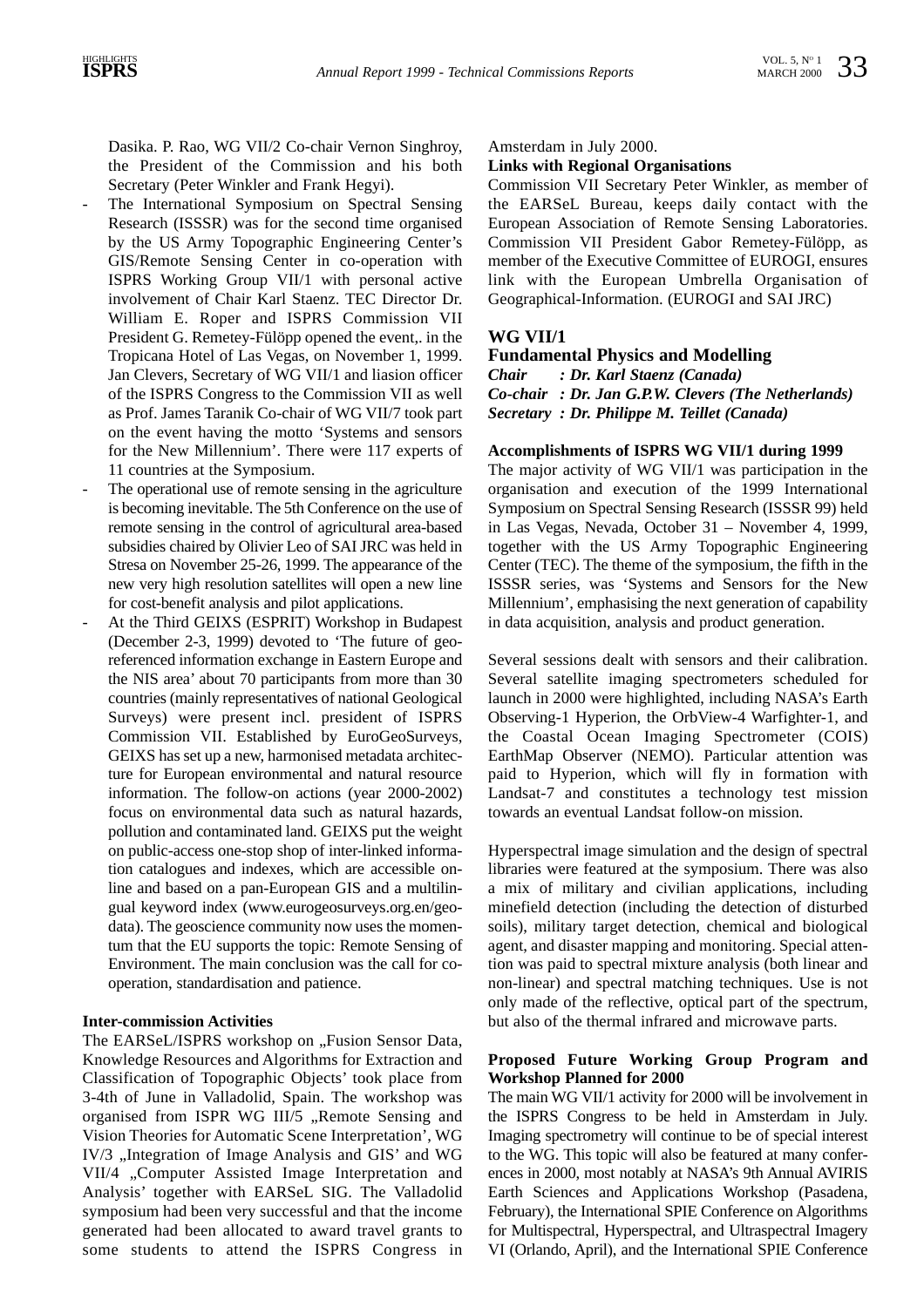Dasika. P. Rao, WG VII/2 Co-chair Vernon Singhroy, the President of the Commission and his both Secretary (Peter Winkler and Frank Hegyi).

- The International Symposium on Spectral Sensing Research (ISSSR) was for the second time organised by the US Army Topographic Engineering Center's GIS/Remote Sensing Center in co-operation with ISPRS Working Group VII/1 with personal active involvement of Chair Karl Staenz. TEC Director Dr. William E. Roper and ISPRS Commission VII President G. Remetey-Fülöpp opened the event,. in the Tropicana Hotel of Las Vegas, on November 1, 1999. Jan Clevers, Secretary of WG VII/1 and liasion officer of the ISPRS Congress to the Commission VII as well as Prof. James Taranik Co-chair of WG VII/7 took part on the event having the motto 'Systems and sensors for the New Millennium'. There were 117 experts of 11 countries at the Symposium.
- The operational use of remote sensing in the agriculture is becoming inevitable. The 5th Conference on the use of remote sensing in the control of agricultural area-based subsidies chaired by Olivier Leo of SAI JRC was held in Stresa on November 25-26, 1999. The appearance of the new very high resolution satellites will open a new line for cost-benefit analysis and pilot applications.
- At the Third GEIXS (ESPRIT) Workshop in Budapest (December 2-3, 1999) devoted to 'The future of geo-referenced information exchange in Eastern Europe and the NIS area' about 70 participants from more than 30 countries (mainly representatives of national Geological Surveys) were present incl. president of ISPRS Commission VII. Established by EuroGeoSurveys, GEIXS has set up a new, harmonised metadata architecture for European environmental and natural resource information. The follow-on actions (year 2000-2002) focus on environmental data such as natural hazards, pollution and contaminated land. GEIXS put the weight on public-access one-stop shop of inter-linked information catalogues and indexes, which are accessible on-line and based on a pan-European GIS and a multilingual keyword index (www.eurogeosurveys.org.en/geo-data). The geoscience community now uses the momentum that the EU supports the topic: Remote Sensing of Environment. The main conclusion was the call for co-operation, standardisation and patience.

**Inter-commission Activities**

The EARSeL/ISPRS workshop on „Fusion Sensor Data, Knowledge Resources and Algorithms for Extraction and Classification of Topographic Objects' took place from 3-4th of June in Valladolid, Spain. The workshop was organised from ISPR WG III/5 „Remote Sensing and Vision Theories for Automatic Scene Interpretation', WG IV/3 „Integration of Image Analysis and GIS' and WG VII/4 „Computer Assisted Image Interpretation and Analysis' together with EARSeL SIG. The Valladolid symposium had been very successful and that the income generated had been allocated to award travel grants to some students to attend the ISPRS Congress in Amsterdam in July 2000.

**Links with Regional Organisations**

Commission VII Secretary Peter Winkler, as member of the EARSeL Bureau, keeps daily contact with the European Association of Remote Sensing Laboratories. Commission VII President Gabor Remetey-Fülöpp, as member of the Executive Committee of EUROGI, ensures link with the European Umbrella Organisation of Geographical-Information. (EUROGI and SAI JRC)

## WG VII/1
## Fundamental Physics and Modelling

***Chair : Dr. Karl Staenz (Canada)***
***Co-chair : Dr. Jan G.P.W. Clevers (The Netherlands)***
***Secretary : Dr. Philippe M. Teillet (Canada)***

**Accomplishments of ISPRS WG VII/1 during 1999**

The major activity of WG VII/1 was participation in the organisation and execution of the 1999 International Symposium on Spectral Sensing Research (ISSSR 99) held in Las Vegas, Nevada, October 31 – November 4, 1999, together with the US Army Topographic Engineering Center (TEC). The theme of the symposium, the fifth in the ISSSR series, was 'Systems and Sensors for the New Millennium', emphasising the next generation of capability in data acquisition, analysis and product generation.

Several sessions dealt with sensors and their calibration. Several satellite imaging spectrometers scheduled for launch in 2000 were highlighted, including NASA's Earth Observing-1 Hyperion, the OrbView-4 Warfighter-1, and the Coastal Ocean Imaging Spectrometer (COIS) EarthMap Observer (NEMO). Particular attention was paid to Hyperion, which will fly in formation with Landsat-7 and constitutes a technology test mission towards an eventual Landsat follow-on mission.

Hyperspectral image simulation and the design of spectral libraries were featured at the symposium. There was also a mix of military and civilian applications, including minefield detection (including the detection of disturbed soils), military target detection, chemical and biological agent, and disaster mapping and monitoring. Special attention was paid to spectral mixture analysis (both linear and non-linear) and spectral matching techniques. Use is not only made of the reflective, optical part of the spectrum, but also of the thermal infrared and microwave parts.

**Proposed Future Working Group Program and Workshop Planned for 2000**

The main WG VII/1 activity for 2000 will be involvement in the ISPRS Congress to be held in Amsterdam in July. Imaging spectrometry will continue to be of special interest to the WG. This topic will also be featured at many conferences in 2000, most notably at NASA's 9th Annual AVIRIS Earth Sciences and Applications Workshop (Pasadena, February), the International SPIE Conference on Algorithms for Multispectral, Hyperspectral, and Ultraspectral Imagery VI (Orlando, April), and the International SPIE Conference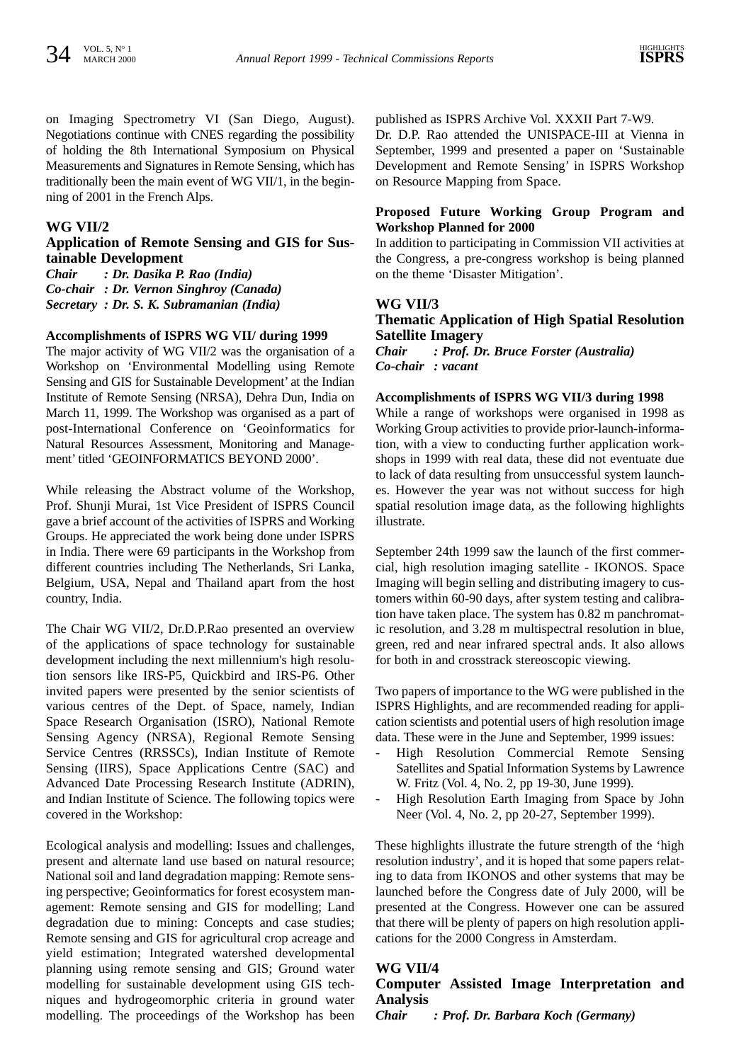on Imaging Spectrometry VI (San Diego, August). Negotiations continue with CNES regarding the possibility of holding the 8th International Symposium on Physical Measurements and Signatures in Remote Sensing, which has traditionally been the main event of WG VII/1, in the beginning of 2001 in the French Alps.

## WG VII/2

## Application of Remote Sensing and GIS for Sustainable Development

***Chair : Dr. Dasika P. Rao (India)***
***Co-chair : Dr. Vernon Singhroy (Canada)***
***Secretary : Dr. S. K. Subramanian (India)***

### Accomplishments of ISPRS WG VII/ during 1999

The major activity of WG VII/2 was the organisation of a Workshop on 'Environmental Modelling using Remote Sensing and GIS for Sustainable Development' at the Indian Institute of Remote Sensing (NRSA), Dehra Dun, India on March 11, 1999. The Workshop was organised as a part of post-International Conference on 'Geoinformatics for Natural Resources Assessment, Monitoring and Management' titled 'GEOINFORMATICS BEYOND 2000'.

While releasing the Abstract volume of the Workshop, Prof. Shunji Murai, 1st Vice President of ISPRS Council gave a brief account of the activities of ISPRS and Working Groups. He appreciated the work being done under ISPRS in India. There were 69 participants in the Workshop from different countries including The Netherlands, Sri Lanka, Belgium, USA, Nepal and Thailand apart from the host country, India.

The Chair WG VII/2, Dr.D.P.Rao presented an overview of the applications of space technology for sustainable development including the next millennium's high resolution sensors like IRS-P5, Quickbird and IRS-P6. Other invited papers were presented by the senior scientists of various centres of the Dept. of Space, namely, Indian Space Research Organisation (ISRO), National Remote Sensing Agency (NRSA), Regional Remote Sensing Service Centres (RRSSCs), Indian Institute of Remote Sensing (IIRS), Space Applications Centre (SAC) and Advanced Date Processing Research Institute (ADRIN), and Indian Institute of Science. The following topics were covered in the Workshop:

Ecological analysis and modelling: Issues and challenges, present and alternate land use based on natural resource; National soil and land degradation mapping: Remote sensing perspective; Geoinformatics for forest ecosystem management: Remote sensing and GIS for modelling; Land degradation due to mining: Concepts and case studies; Remote sensing and GIS for agricultural crop acreage and yield estimation; Integrated watershed developmental planning using remote sensing and GIS; Ground water modelling for sustainable development using GIS techniques and hydrogeomorphic criteria in ground water modelling. The proceedings of the Workshop has been published as ISPRS Archive Vol. XXXII Part 7-W9.

Dr. D.P. Rao attended the UNISPACE-III at Vienna in September, 1999 and presented a paper on 'Sustainable Development and Remote Sensing' in ISPRS Workshop on Resource Mapping from Space.

### Proposed Future Working Group Program and Workshop Planned for 2000

In addition to participating in Commission VII activities at the Congress, a pre-congress workshop is being planned on the theme 'Disaster Mitigation'.

## WG VII/3

## Thematic Application of High Spatial Resolution Satellite Imagery

***Chair : Prof. Dr. Bruce Forster (Australia)***
***Co-chair : vacant***

### Accomplishments of ISPRS WG VII/3 during 1998

While a range of workshops were organised in 1998 as Working Group activities to provide prior-launch-information, with a view to conducting further application workshops in 1999 with real data, these did not eventuate due to lack of data resulting from unsuccessful system launches. However the year was not without success for high spatial resolution image data, as the following highlights illustrate.

September 24th 1999 saw the launch of the first commercial, high resolution imaging satellite - IKONOS. Space Imaging will begin selling and distributing imagery to customers within 60-90 days, after system testing and calibration have taken place. The system has 0.82 m panchromatic resolution, and 3.28 m multispectral resolution in blue, green, red and near infrared spectral ands. It also allows for both in and crosstrack stereoscopic viewing.

Two papers of importance to the WG were published in the ISPRS Highlights, and are recommended reading for application scientists and potential users of high resolution image data. These were in the June and September, 1999 issues:

- High Resolution Commercial Remote Sensing Satellites and Spatial Information Systems by Lawrence W. Fritz (Vol. 4, No. 2, pp 19-30, June 1999).
- High Resolution Earth Imaging from Space by John Neer (Vol. 4, No. 2, pp 20-27, September 1999).

These highlights illustrate the future strength of the 'high resolution industry', and it is hoped that some papers relating to data from IKONOS and other systems that may be launched before the Congress date of July 2000, will be presented at the Congress. However one can be assured that there will be plenty of papers on high resolution applications for the 2000 Congress in Amsterdam.

## WG VII/4

## Computer Assisted Image Interpretation and Analysis

***Chair : Prof. Dr. Barbara Koch (Germany)***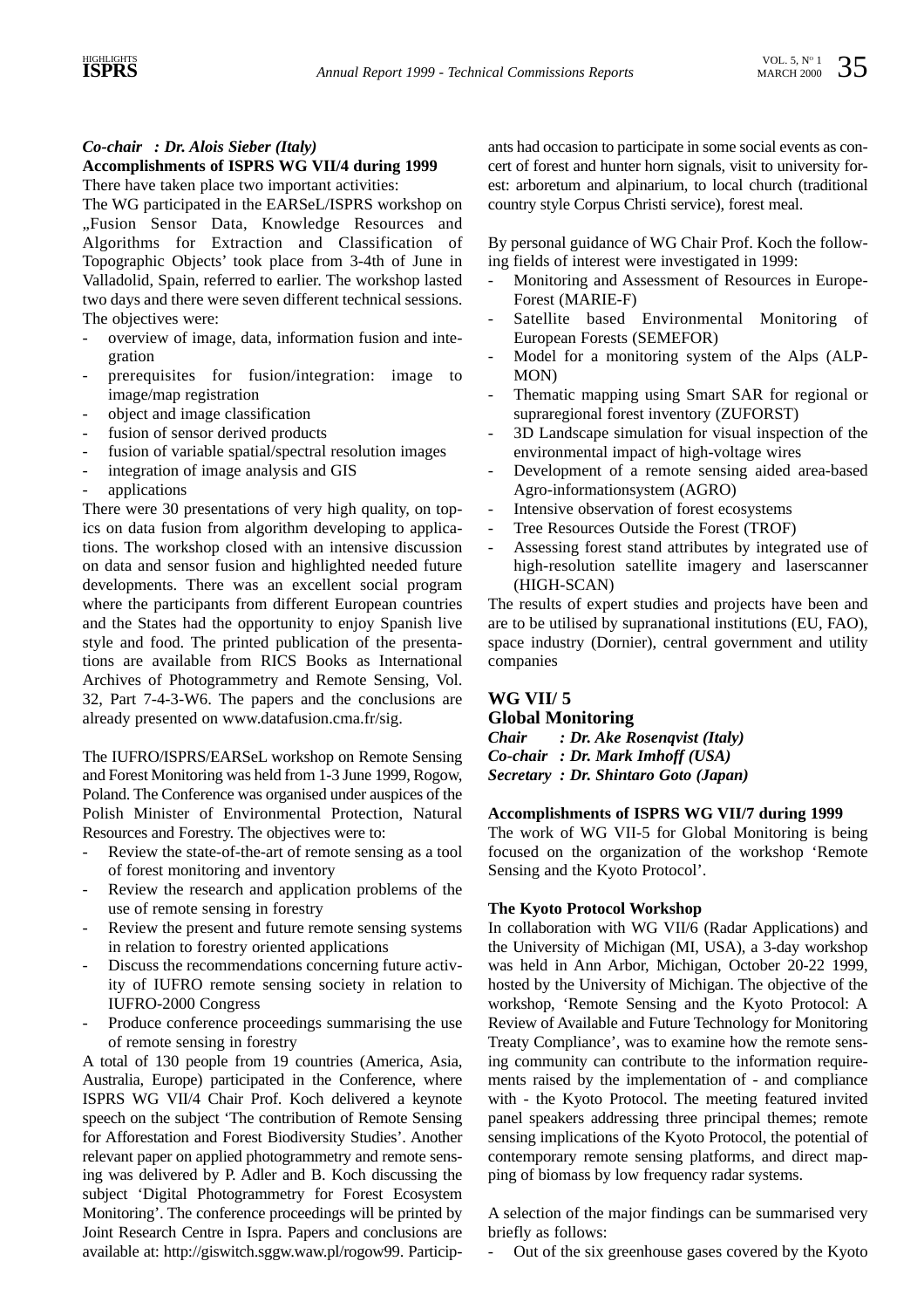*Co-chair : Dr. Alois Sieber (Italy)*

**Accomplishments of ISPRS WG VII/4 during 1999**

There have taken place two important activities:

The WG participated in the EARSeL/ISPRS workshop on „Fusion Sensor Data, Knowledge Resources and Algorithms for Extraction and Classification of Topographic Objects' took place from 3-4th of June in Valladolid, Spain, referred to earlier. The workshop lasted two days and there were seven different technical sessions. The objectives were:

- overview of image, data, information fusion and integration
- prerequisites for fusion/integration: image to image/map registration
- object and image classification
- fusion of sensor derived products
- fusion of variable spatial/spectral resolution images
- integration of image analysis and GIS
- applications

There were 30 presentations of very high quality, on topics on data fusion from algorithm developing to applications. The workshop closed with an intensive discussion on data and sensor fusion and highlighted needed future developments. There was an excellent social program where the participants from different European countries and the States had the opportunity to enjoy Spanish live style and food. The printed publication of the presentations are available from RICS Books as International Archives of Photogrammetry and Remote Sensing, Vol. 32, Part 7-4-3-W6. The papers and the conclusions are already presented on www.datafusion.cma.fr/sig.

The IUFRO/ISPRS/EARSeL workshop on Remote Sensing and Forest Monitoring was held from 1-3 June 1999, Rogow, Poland. The Conference was organised under auspices of the Polish Minister of Environmental Protection, Natural Resources and Forestry. The objectives were to:

- Review the state-of-the-art of remote sensing as a tool of forest monitoring and inventory
- Review the research and application problems of the use of remote sensing in forestry
- Review the present and future remote sensing systems in relation to forestry oriented applications
- Discuss the recommendations concerning future activity of IUFRO remote sensing society in relation to IUFRO-2000 Congress
- Produce conference proceedings summarising the use of remote sensing in forestry

A total of 130 people from 19 countries (America, Asia, Australia, Europe) participated in the Conference, where ISPRS WG VII/4 Chair Prof. Koch delivered a keynote speech on the subject 'The contribution of Remote Sensing for Afforestation and Forest Biodiversity Studies'. Another relevant paper on applied photogrammetry and remote sensing was delivered by P. Adler and B. Koch discussing the subject 'Digital Photogrammetry for Forest Ecosystem Monitoring'. The conference proceedings will be printed by Joint Research Centre in Ispra. Papers and conclusions are available at: http://giswitch.sggw.waw.pl/rogow99. Participants had occasion to participate in some social events as concert of forest and hunter horn signals, visit to university forest: arboretum and alpinarium, to local church (traditional country style Corpus Christi service), forest meal.

By personal guidance of WG Chair Prof. Koch the following fields of interest were investigated in 1999:

- Monitoring and Assessment of Resources in Europe-Forest (MARIE-F)
- Satellite based Environmental Monitoring of European Forests (SEMEFOR)
- Model for a monitoring system of the Alps (ALP-MON)
- Thematic mapping using Smart SAR for regional or supraregional forest inventory (ZUFORST)
- 3D Landscape simulation for visual inspection of the environmental impact of high-voltage wires
- Development of a remote sensing aided area-based Agro-informationsystem (AGRO)
- Intensive observation of forest ecosystems
- Tree Resources Outside the Forest (TROF)
- Assessing forest stand attributes by integrated use of high-resolution satellite imagery and laserscanner (HIGH-SCAN)

The results of expert studies and projects have been and are to be utilised by supranational institutions (EU, FAO), space industry (Dornier), central government and utility companies

## WG VII/ 5

## Global Monitoring

*Chair : Dr. Ake Rosenqvist (Italy)*
*Co-chair : Dr. Mark Imhoff (USA)*
*Secretary : Dr. Shintaro Goto (Japan)*

**Accomplishments of ISPRS WG VII/7 during 1999**

The work of WG VII-5 for Global Monitoring is being focused on the organization of the workshop 'Remote Sensing and the Kyoto Protocol'.

**The Kyoto Protocol Workshop**

In collaboration with WG VII/6 (Radar Applications) and the University of Michigan (MI, USA), a 3-day workshop was held in Ann Arbor, Michigan, October 20-22 1999, hosted by the University of Michigan. The objective of the workshop, 'Remote Sensing and the Kyoto Protocol: A Review of Available and Future Technology for Monitoring Treaty Compliance', was to examine how the remote sensing community can contribute to the information requirements raised by the implementation of - and compliance with - the Kyoto Protocol. The meeting featured invited panel speakers addressing three principal themes; remote sensing implications of the Kyoto Protocol, the potential of contemporary remote sensing platforms, and direct mapping of biomass by low frequency radar systems.

A selection of the major findings can be summarised very briefly as follows:

- Out of the six greenhouse gases covered by the Kyoto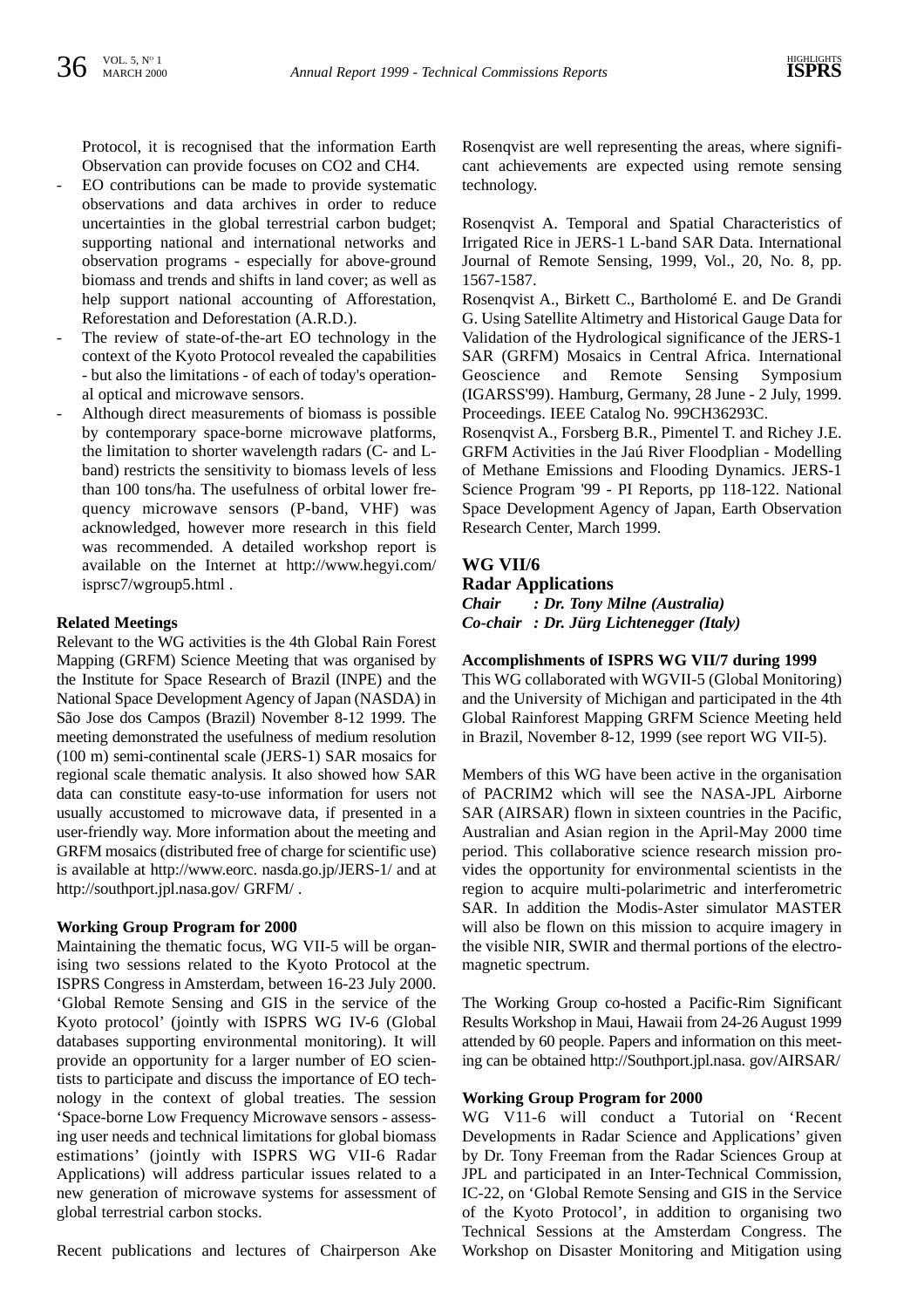Protocol, it is recognised that the information Earth Observation can provide focuses on $CO_2$ and $CH_4$.

- EO contributions can be made to provide systematic observations and data archives in order to reduce uncertainties in the global terrestrial carbon budget; supporting national and international networks and observation programs - especially for above-ground biomass and trends and shifts in land cover; as well as help support national accounting of Afforestation, Reforestation and Deforestation (A.R.D.).
- The review of state-of-the-art EO technology in the context of the Kyoto Protocol revealed the capabilities - but also the limitations - of each of today's operational optical and microwave sensors.
- Although direct measurements of biomass is possible by contemporary space-borne microwave platforms, the limitation to shorter wavelength radars (C- and L-band) restricts the sensitivity to biomass levels of less than 100 tons/ha. The usefulness of orbital lower frequency microwave sensors (P-band, VHF) was acknowledged, however more research in this field was recommended. A detailed workshop report is available on the Internet at http://www.hegyi.com/isprsc7/wgroup5.html .

**Related Meetings**

Relevant to the WG activities is the 4th Global Rain Forest Mapping (GRFM) Science Meeting that was organised by the Institute for Space Research of Brazil (INPE) and the National Space Development Agency of Japan (NASDA) in São Jose dos Campos (Brazil) November 8-12 1999. The meeting demonstrated the usefulness of medium resolution (100 m) semi-continental scale (JERS-1) SAR mosaics for regional scale thematic analysis. It also showed how SAR data can constitute easy-to-use information for users not usually accustomed to microwave data, if presented in a user-friendly way. More information about the meeting and GRFM mosaics (distributed free of charge for scientific use) is available at http://www.eorc. nasda.go.jp/JERS-1/ and at http://southport.jpl.nasa.gov/ GRFM/ .

**Working Group Program for 2000**

Maintaining the thematic focus, WG VII-5 will be organising two sessions related to the Kyoto Protocol at the ISPRS Congress in Amsterdam, between 16-23 July 2000. 'Global Remote Sensing and GIS in the service of the Kyoto protocol' (jointly with ISPRS WG IV-6 (Global databases supporting environmental monitoring). It will provide an opportunity for a larger number of EO scientists to participate and discuss the importance of EO technology in the context of global treaties. The session 'Space-borne Low Frequency Microwave sensors - assessing user needs and technical limitations for global biomass estimations' (jointly with ISPRS WG VII-6 Radar Applications) will address particular issues related to a new generation of microwave systems for assessment of global terrestrial carbon stocks.

Recent publications and lectures of Chairperson Ake Rosenqvist are well representing the areas, where significant achievements are expected using remote sensing technology.

Rosenqvist A. Temporal and Spatial Characteristics of Irrigated Rice in JERS-1 L-band SAR Data. International Journal of Remote Sensing, 1999, Vol., 20, No. 8, pp. 1567-1587.

Rosenqvist A., Birkett C., Bartholomé E. and De Grandi G. Using Satellite Altimetry and Historical Gauge Data for Validation of the Hydrological significance of the JERS-1 SAR (GRFM) Mosaics in Central Africa. International Geoscience and Remote Sensing Symposium (IGARSS'99). Hamburg, Germany, 28 June - 2 July, 1999. Proceedings. IEEE Catalog No. 99CH36293C.

Rosenqvist A., Forsberg B.R., Pimentel T. and Richey J.E. GRFM Activities in the Jaú River Floodplian - Modelling of Methane Emissions and Flooding Dynamics. JERS-1 Science Program '99 - PI Reports, pp 118-122. National Space Development Agency of Japan, Earth Observation Research Center, March 1999.

## WG VII/6
## Radar Applications

***Chair : Dr. Tony Milne (Australia)***
***Co-chair : Dr. Jürg Lichtenegger (Italy)***

**Accomplishments of ISPRS WG VII/7 during 1999**

This WG collaborated with WGVII-5 (Global Monitoring) and the University of Michigan and participated in the 4th Global Rainforest Mapping GRFM Science Meeting held in Brazil, November 8-12, 1999 (see report WG VII-5).

Members of this WG have been active in the organisation of PACRIM2 which will see the NASA-JPL Airborne SAR (AIRSAR) flown in sixteen countries in the Pacific, Australian and Asian region in the April-May 2000 time period. This collaborative science research mission provides the opportunity for environmental scientists in the region to acquire multi-polarimetric and interferometric SAR. In addition the Modis-Aster simulator MASTER will also be flown on this mission to acquire imagery in the visible NIR, SWIR and thermal portions of the electromagnetic spectrum.

The Working Group co-hosted a Pacific-Rim Significant Results Workshop in Maui, Hawaii from 24-26 August 1999 attended by 60 people. Papers and information on this meeting can be obtained http://Southport.jpl.nasa. gov/AIRSAR/

**Working Group Program for 2000**

WG V11-6 will conduct a Tutorial on 'Recent Developments in Radar Science and Applications' given by Dr. Tony Freeman from the Radar Sciences Group at JPL and participated in an Inter-Technical Commission, IC-22, on 'Global Remote Sensing and GIS in the Service of the Kyoto Protocol', in addition to organising two Technical Sessions at the Amsterdam Congress. The Workshop on Disaster Monitoring and Mitigation using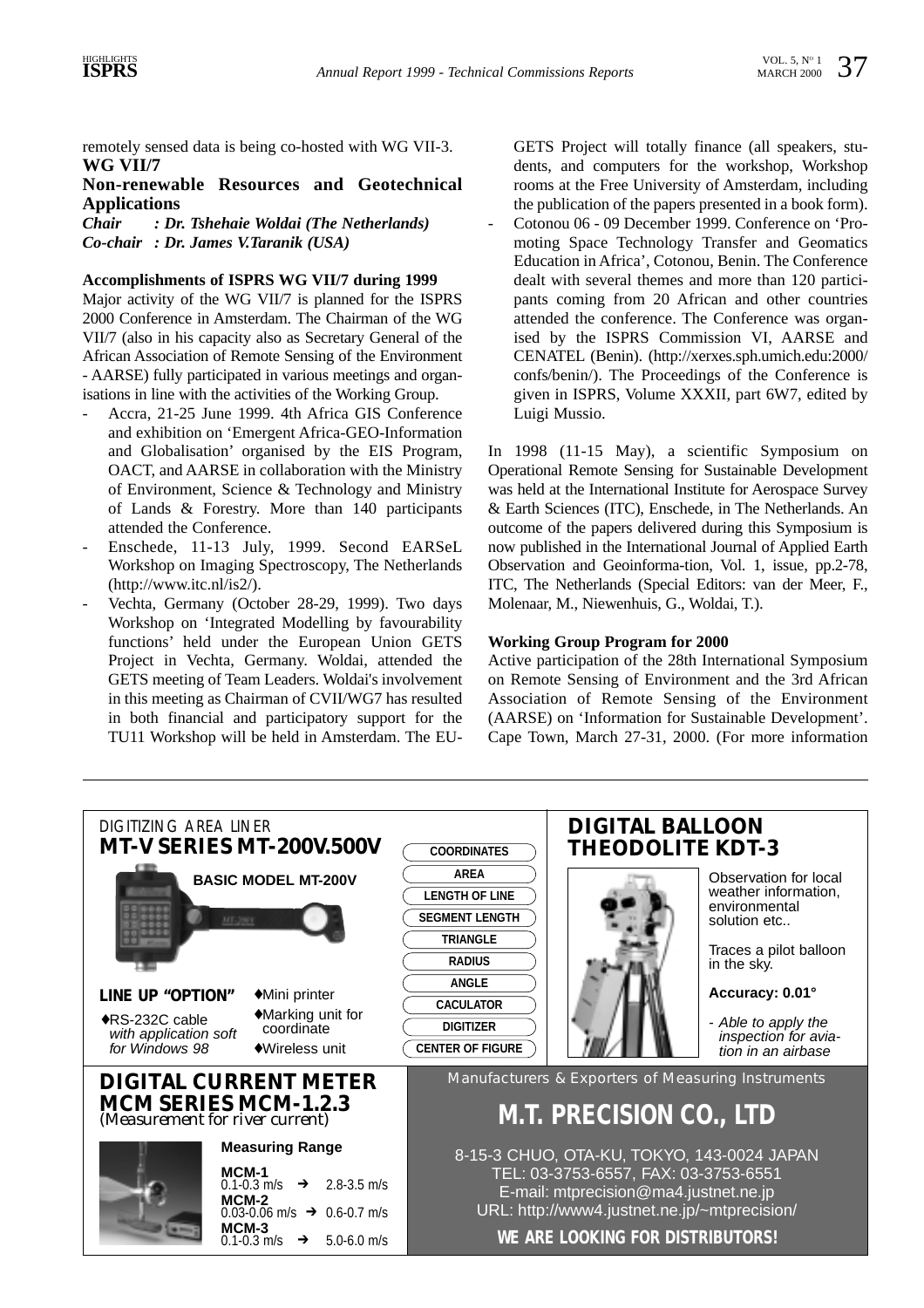remotely sensed data is being co-hosted with WG VII-3.

**WG VII/7**

**Non-renewable Resources and Geotechnical Applications**

***Chair : Dr. Tshehaie Woldai (The Netherlands)***

***Co-chair : Dr. James V.Taranik (USA)***

**Accomplishments of ISPRS WG VII/7 during 1999**

Major activity of the WG VII/7 is planned for the ISPRS 2000 Conference in Amsterdam. The Chairman of the WG VII/7 (also in his capacity also as Secretary General of the African Association of Remote Sensing of the Environment - AARSE) fully participated in various meetings and organisations in line with the activities of the Working Group.

- Accra, 21-25 June 1999. 4th Africa GIS Conference and exhibition on 'Emergent Africa-GEO-Information and Globalisation' organised by the EIS Program, OACT, and AARSE in collaboration with the Ministry of Environment, Science & Technology and Ministry of Lands & Forestry. More than 140 participants attended the Conference.
- Enschede, 11-13 July, 1999. Second EARSeL Workshop on Imaging Spectroscopy, The Netherlands (http://www.itc.nl/is2/).
- Vechta, Germany (October 28-29, 1999). Two days Workshop on 'Integrated Modelling by favourability functions' held under the European Union GETS Project in Vechta, Germany. Woldai, attended the GETS meeting of Team Leaders. Woldai's involvement in this meeting as Chairman of CVII/WG7 has resulted in both financial and participatory support for the TU11 Workshop will be held in Amsterdam. The EU-GETS Project will totally finance (all speakers, students, and computers for the workshop, Workshop rooms at the Free University of Amsterdam, including the publication of the papers presented in a book form).
- Cotonou 06 - 09 December 1999. Conference on 'Promoting Space Technology Transfer and Geomatics Education in Africa', Cotonou, Benin. The Conference dealt with several themes and more than 120 participants coming from 20 African and other countries attended the conference. The Conference was organised by the ISPRS Commission VI, AARSE and CENATEL (Benin). (http://xerxes.sph.umich.edu:2000/confs/benin/). The Proceedings of the Conference is given in ISPRS, Volume XXXII, part 6W7, edited by Luigi Mussio.

In 1998 (11-15 May), a scientific Symposium on Operational Remote Sensing for Sustainable Development was held at the International Institute for Aerospace Survey & Earth Sciences (ITC), Enschede, in The Netherlands. An outcome of the papers delivered during this Symposium is now published in the International Journal of Applied Earth Observation and Geoinforma-tion, Vol. 1, issue, pp.2-78, ITC, The Netherlands (Special Editors: van der Meer, F., Molenaar, M., Niewenhuis, G., Woldai, T.).

**Working Group Program for 2000**

Active participation of the 28th International Symposium on Remote Sensing of Environment and the 3rd African Association of Remote Sensing of the Environment (AARSE) on 'Information for Sustainable Development'. Cape Town, March 27-31, 2000. (For more information

---

DIGITIZING AREA LINER

**MT-V SERIES MT-200V.500V**

**BASIC MODEL MT-200V**

COORDINATES
AREA
LENGTH OF LINE
SEGMENT LENGTH
TRIANGLE
RADIUS
ANGLE
CACULATOR
DIGITIZER
CENTER OF FIGURE

**LINE UP "OPTION"**

- ♦RS-232C cable *with application soft for Windows 98*
- ♦Mini printer
- ♦Marking unit for coordinate
- ♦Wireless unit

**DIGITAL BALLOON THEODOLITE KDT-3**

Observation for local weather information, environmental solution etc..

Traces a pilot balloon in the sky.

**Accuracy: 0.01°**

- *Able to apply the inspection for aviation in an airbase*

**DIGITAL CURRENT METER MCM SERIES MCM-1.2.3**

*(Measurement for river current)*

**Measuring Range**

**MCM-1** 0.1-0.3 m/s ➔ 2.8-3.5 m/s

**MCM-2** 0.03-0.06 m/s ➔ 0.6-0.7 m/s

**MCM-3** 0.1-0.3 m/s ➔ 5.0-6.0 m/s

Manufacturers & Exporters of Measuring Instruments

**M.T. PRECISION CO., LTD**

8-15-3 CHUO, OTA-KU, TOKYO, 143-0024 JAPAN
TEL: 03-3753-6557, FAX: 03-3753-6551
E-mail: mtprecision@ma4.justnet.ne.jp
URL: http://www4.justnet.ne.jp/~mtprecision/

**WE ARE LOOKING FOR DISTRIBUTORS!**